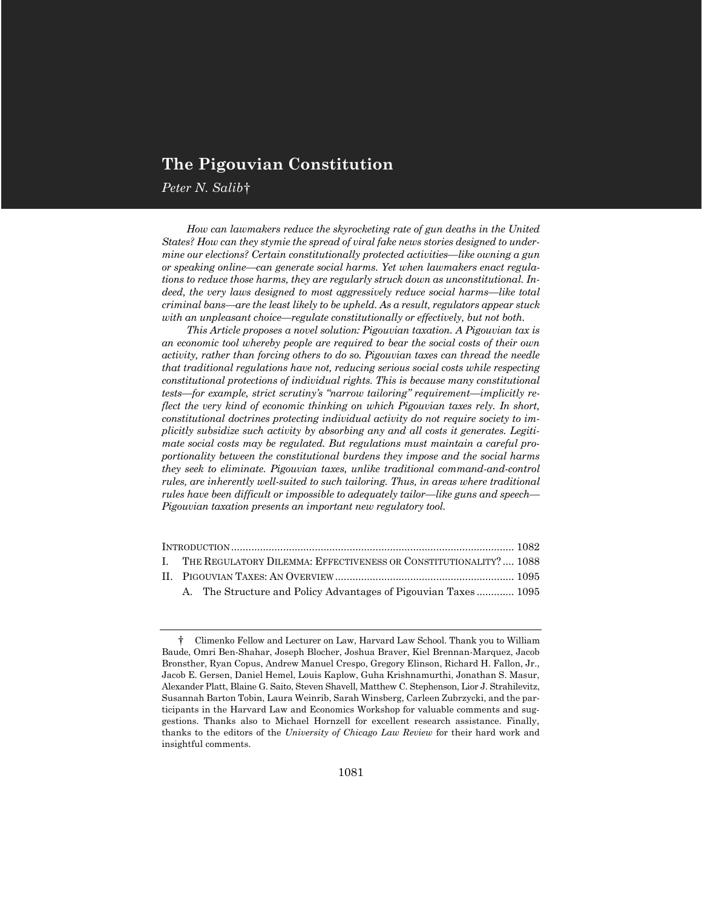# The Pigouvian Constitution

*Peter N. Salib*†

*How can lawmakers reduce the skyrocketing rate of gun deaths in the United States? How can they stymie the spread of viral fake news stories designed to undermine our elections? Certain constitutionally protected activities—like owning a gun or speaking online—can generate social harms. Yet when lawmakers enact regulations to reduce those harms, they are regularly struck down as unconstitutional. Indeed, the very laws designed to most aggressively reduce social harms—like total criminal bans—are the least likely to be upheld. As a result, regulators appear stuck with an unpleasant choice—regulate constitutionally or effectively, but not both.*

*This Article proposes a novel solution: Pigouvian taxation. A Pigouvian tax is an economic tool whereby people are required to bear the social costs of their own activity, rather than forcing others to do so. Pigouvian taxes can thread the needle that traditional regulations have not, reducing serious social costs while respecting constitutional protections of individual rights. This is because many constitutional tests—for example, strict scrutiny's "narrow tailoring" requirement—implicitly reflect the very kind of economic thinking on which Pigouvian taxes rely. In short, constitutional doctrines protecting individual activity do not require society to implicitly subsidize such activity by absorbing any and all costs it generates. Legitimate social costs may be regulated. But regulations must maintain a careful proportionality between the constitutional burdens they impose and the social harms they seek to eliminate. Pigouvian taxes, unlike traditional command-and-control rules, are inherently well-suited to such tailoring. Thus, in areas where traditional rules have been difficult or impossible to adequately tailor—like guns and speech—Pigouvian taxation presents an important new regulatory tool.*

| | |
|---|---|
| INTRODUCTION | 1082 |
| I. THE REGULATORY DILEMMA: EFFECTIVENESS OR CONSTITUTIONALITY? | 1088 |
| II. PIGOUVIAN TAXES: AN OVERVIEW | 1095 |
| A. The Structure and Policy Advantages of Pigouvian Taxes | 1095 |

† Climenko Fellow and Lecturer on Law, Harvard Law School. Thank you to William Baude, Omri Ben-Shahar, Joseph Blocher, Joshua Braver, Kiel Brennan-Marquez, Jacob Bronsther, Ryan Copus, Andrew Manuel Crespo, Gregory Elinson, Richard H. Fallon, Jr., Jacob E. Gersen, Daniel Hemel, Louis Kaplow, Guha Krishnamurthi, Jonathan S. Masur, Alexander Platt, Blaine G. Saito, Steven Shavell, Matthew C. Stephenson, Lior J. Strahilevitz, Susannah Barton Tobin, Laura Weinrib, Sarah Winsberg, Carleen Zubrzycki, and the participants in the Harvard Law and Economics Workshop for valuable comments and suggestions. Thanks also to Michael Hornzell for excellent research assistance. Finally, thanks to the editors of the *University of Chicago Law Review* for their hard work and insightful comments.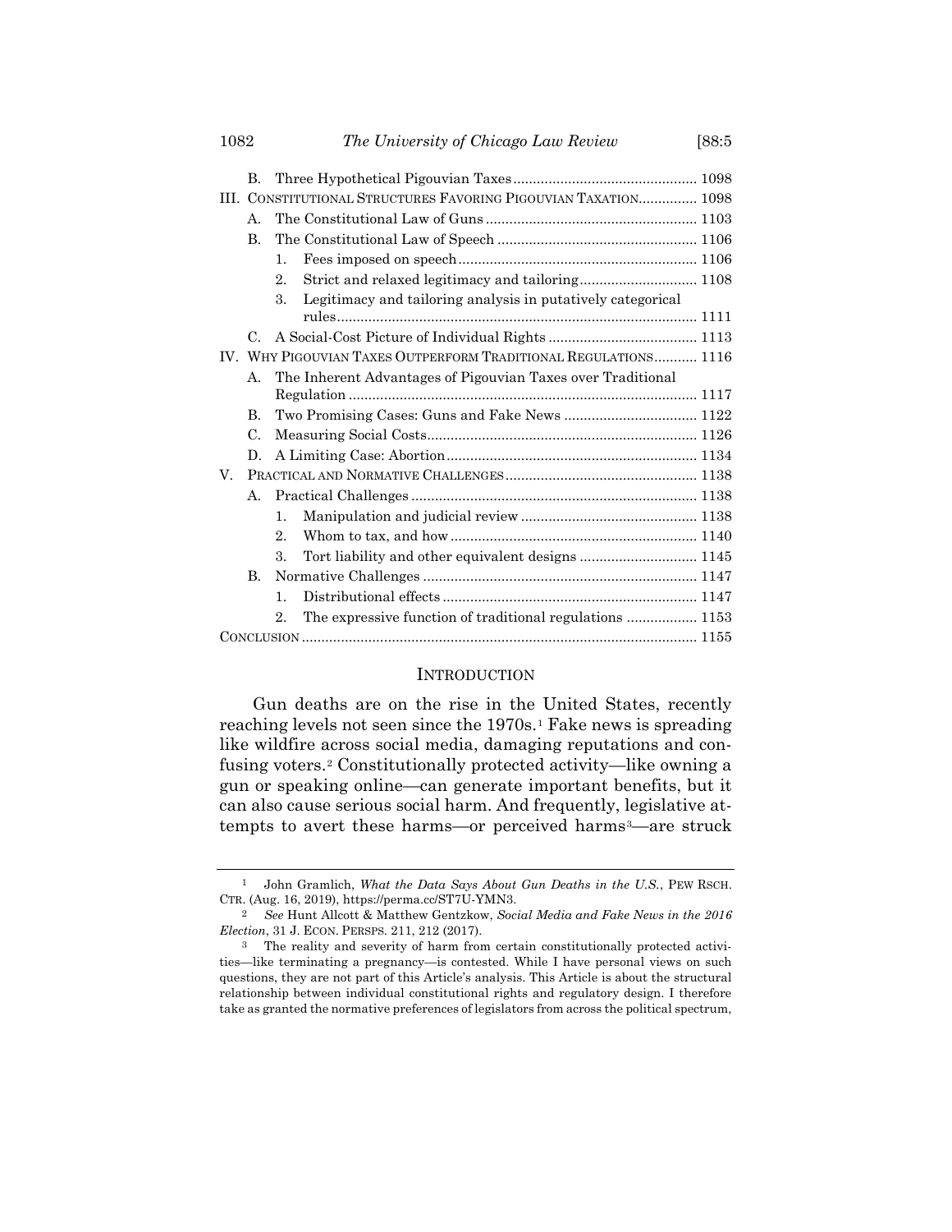B. Three Hypothetical Pigouvian Taxes ............................................... 1098

III. CONSTITUTIONAL STRUCTURES FAVORING PIGOUVIAN TAXATION............... 1098

A. The Constitutional Law of Guns ...................................................... 1103

B. The Constitutional Law of Speech ................................................... 1106

1. Fees imposed on speech ............................................................ 1106
2. Strict and relaxed legitimacy and tailoring .............................. 1108
3. Legitimacy and tailoring analysis in putatively categorical rules ........................................................................................... 1111

C. A Social-Cost Picture of Individual Rights ...................................... 1113

IV. WHY PIGOUVIAN TAXES OUTPERFORM TRADITIONAL REGULATIONS........... 1116

A. The Inherent Advantages of Pigouvian Taxes over Traditional Regulation ......................................................................................... 1117

B. Two Promising Cases: Guns and Fake News .................................. 1122

C. Measuring Social Costs..................................................................... 1126

D. A Limiting Case: Abortion ................................................................ 1134

V. PRACTICAL AND NORMATIVE CHALLENGES ................................................. 1138

A. Practical Challenges ......................................................................... 1138

1. Manipulation and judicial review ............................................. 1138
2. Whom to tax, and how ............................................................... 1140
3. Tort liability and other equivalent designs .............................. 1145

B. Normative Challenges ...................................................................... 1147

1. Distributional effects ................................................................. 1147
2. The expressive function of traditional regulations .................. 1153

CONCLUSION .................................................................................................... 1155

## INTRODUCTION

Gun deaths are on the rise in the United States, recently reaching levels not seen since the 1970s.[1] Fake news is spreading like wildfire across social media, damaging reputations and confusing voters.[2] Constitutionally protected activity—like owning a gun or speaking online—can generate important benefits, but it can also cause serious social harm. And frequently, legislative attempts to avert these harms—or perceived harms[3]—are struck

---

[1] John Gramlich, *What the Data Says About Gun Deaths in the U.S.*, PEW RSCH. CTR. (Aug. 16, 2019), https://perma.cc/ST7U-YMN3.

[2] *See* Hunt Allcott & Matthew Gentzkow, *Social Media and Fake News in the 2016 Election*, 31 J. ECON. PERSPS. 211, 212 (2017).

[3] The reality and severity of harm from certain constitutionally protected activities—like terminating a pregnancy—is contested. While I have personal views on such questions, they are not part of this Article's analysis. This Article is about the structural relationship between individual constitutional rights and regulatory design. I therefore take as granted the normative preferences of legislators from across the political spectrum,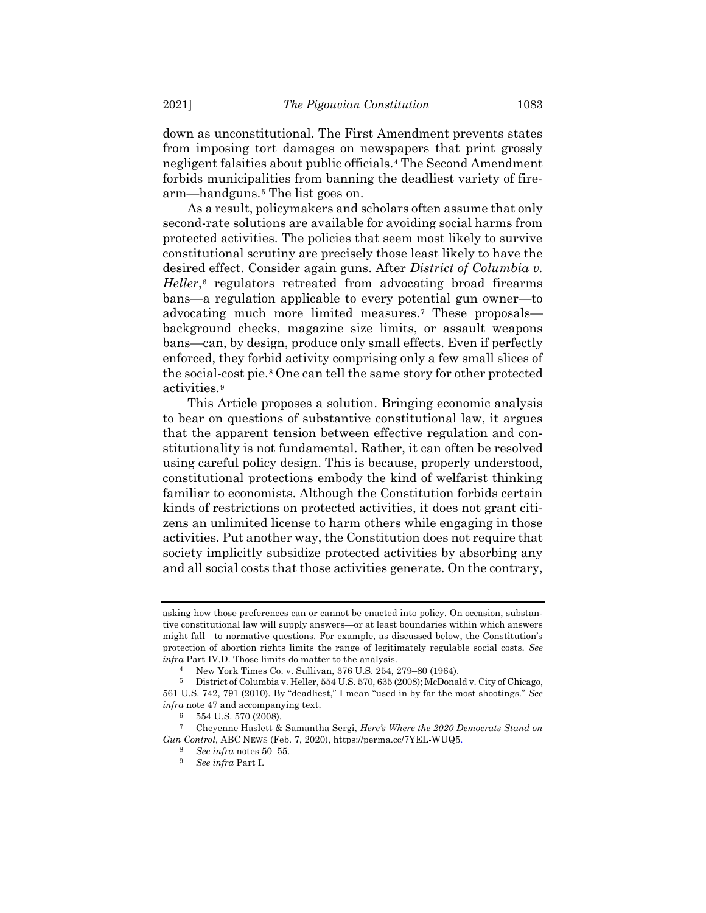down as unconstitutional. The First Amendment prevents states from imposing tort damages on newspapers that print grossly negligent falsities about public officials.[4] The Second Amendment forbids municipalities from banning the deadliest variety of firearm—handguns.[5] The list goes on.

As a result, policymakers and scholars often assume that only second-rate solutions are available for avoiding social harms from protected activities. The policies that seem most likely to survive constitutional scrutiny are precisely those least likely to have the desired effect. Consider again guns. After *District of Columbia v. Heller*,[6] regulators retreated from advocating broad firearms bans—a regulation applicable to every potential gun owner—to advocating much more limited measures.[7] These proposals—background checks, magazine size limits, or assault weapons bans—can, by design, produce only small effects. Even if perfectly enforced, they forbid activity comprising only a few small slices of the social-cost pie.[8] One can tell the same story for other protected activities.[9]

This Article proposes a solution. Bringing economic analysis to bear on questions of substantive constitutional law, it argues that the apparent tension between effective regulation and constitutionality is not fundamental. Rather, it can often be resolved using careful policy design. This is because, properly understood, constitutional protections embody the kind of welfarist thinking familiar to economists. Although the Constitution forbids certain kinds of restrictions on protected activities, it does not grant citizens an unlimited license to harm others while engaging in those activities. Put another way, the Constitution does not require that society implicitly subsidize protected activities by absorbing any and all social costs that those activities generate. On the contrary,

---

asking how those preferences can or cannot be enacted into policy. On occasion, substantive constitutional law will supply answers—or at least boundaries within which answers might fall—to normative questions. For example, as discussed below, the Constitution's protection of abortion rights limits the range of legitimately regulable social costs. *See infra* Part IV.D. Those limits do matter to the analysis.

4 New York Times Co. v. Sullivan, 376 U.S. 254, 279–80 (1964).

5 District of Columbia v. Heller, 554 U.S. 570, 635 (2008); McDonald v. City of Chicago, 561 U.S. 742, 791 (2010). By "deadliest," I mean "used in by far the most shootings." *See infra* note 47 and accompanying text.

6 554 U.S. 570 (2008).

7 Cheyenne Haslett & Samantha Sergi, *Here's Where the 2020 Democrats Stand on Gun Control*, ABC NEWS (Feb. 7, 2020), https://perma.cc/7YEL-WUQ5.

8 *See infra* notes 50–55.

9 *See infra* Part I.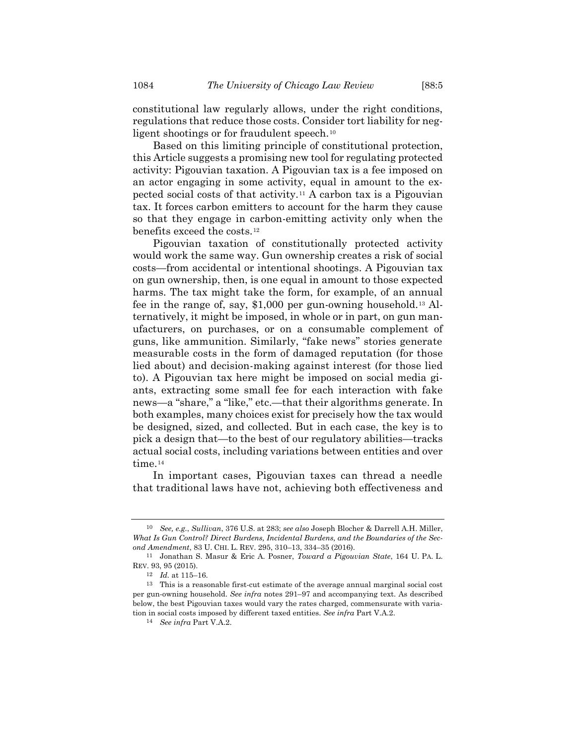constitutional law regularly allows, under the right conditions, regulations that reduce those costs. Consider tort liability for negligent shootings or for fraudulent speech.[10]

Based on this limiting principle of constitutional protection, this Article suggests a promising new tool for regulating protected activity: Pigouvian taxation. A Pigouvian tax is a fee imposed on an actor engaging in some activity, equal in amount to the expected social costs of that activity.[11] A carbon tax is a Pigouvian tax. It forces carbon emitters to account for the harm they cause so that they engage in carbon-emitting activity only when the benefits exceed the costs.[12]

Pigouvian taxation of constitutionally protected activity would work the same way. Gun ownership creates a risk of social costs—from accidental or intentional shootings. A Pigouvian tax on gun ownership, then, is one equal in amount to those expected harms. The tax might take the form, for example, of an annual fee in the range of, say, $1,000 per gun-owning household.[13] Alternatively, it might be imposed, in whole or in part, on gun manufacturers, on purchases, or on a consumable complement of guns, like ammunition. Similarly, "fake news" stories generate measurable costs in the form of damaged reputation (for those lied about) and decision-making against interest (for those lied to). A Pigouvian tax here might be imposed on social media giants, extracting some small fee for each interaction with fake news—a "share," a "like," etc.—that their algorithms generate. In both examples, many choices exist for precisely how the tax would be designed, sized, and collected. But in each case, the key is to pick a design that—to the best of our regulatory abilities—tracks actual social costs, including variations between entities and over time.[14]

In important cases, Pigouvian taxes can thread a needle that traditional laws have not, achieving both effectiveness and

---

[10] *See, e.g.*, *Sullivan*, 376 U.S. at 283; *see also* Joseph Blocher & Darrell A.H. Miller, *What Is Gun Control? Direct Burdens, Incidental Burdens, and the Boundaries of the Second Amendment*, 83 U. CHI. L. REV. 295, 310–13, 334–35 (2016).

[11] Jonathan S. Masur & Eric A. Posner, *Toward a Pigouvian State*, 164 U. PA. L. REV. 93, 95 (2015).

[12] *Id.* at 115–16.

[13] This is a reasonable first-cut estimate of the average annual marginal social cost per gun-owning household. *See infra* notes 291–97 and accompanying text. As described below, the best Pigouvian taxes would vary the rates charged, commensurate with variation in social costs imposed by different taxed entities. *See infra* Part V.A.2.

[14] *See infra* Part V.A.2.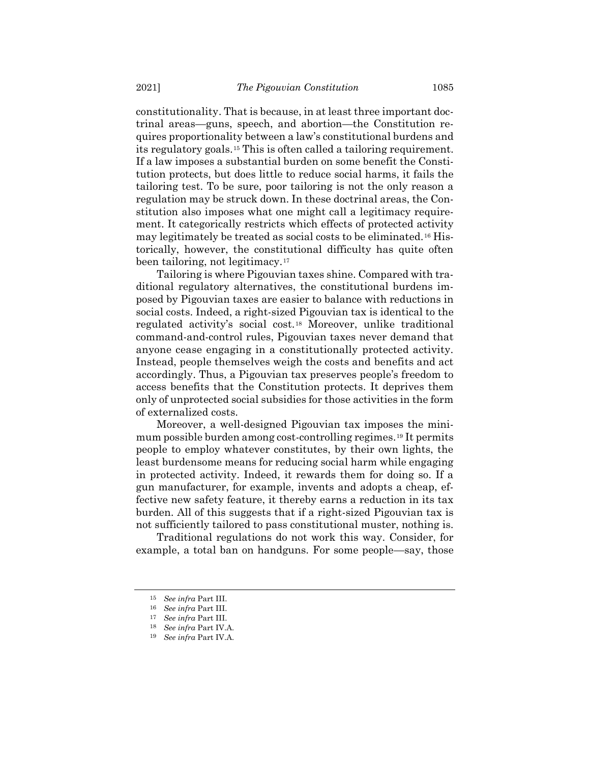constitutionality. That is because, in at least three important doctrinal areas—guns, speech, and abortion—the Constitution requires proportionality between a law's constitutional burdens and its regulatory goals.[15] This is often called a tailoring requirement. If a law imposes a substantial burden on some benefit the Constitution protects, but does little to reduce social harms, it fails the tailoring test. To be sure, poor tailoring is not the only reason a regulation may be struck down. In these doctrinal areas, the Constitution also imposes what one might call a legitimacy requirement. It categorically restricts which effects of protected activity may legitimately be treated as social costs to be eliminated.[16] Historically, however, the constitutional difficulty has quite often been tailoring, not legitimacy.[17]

Tailoring is where Pigouvian taxes shine. Compared with traditional regulatory alternatives, the constitutional burdens imposed by Pigouvian taxes are easier to balance with reductions in social costs. Indeed, a right-sized Pigouvian tax is identical to the regulated activity's social cost.[18] Moreover, unlike traditional command-and-control rules, Pigouvian taxes never demand that anyone cease engaging in a constitutionally protected activity. Instead, people themselves weigh the costs and benefits and act accordingly. Thus, a Pigouvian tax preserves people's freedom to access benefits that the Constitution protects. It deprives them only of unprotected social subsidies for those activities in the form of externalized costs.

Moreover, a well-designed Pigouvian tax imposes the minimum possible burden among cost-controlling regimes.[19] It permits people to employ whatever constitutes, by their own lights, the least burdensome means for reducing social harm while engaging in protected activity. Indeed, it rewards them for doing so. If a gun manufacturer, for example, invents and adopts a cheap, effective new safety feature, it thereby earns a reduction in its tax burden. All of this suggests that if a right-sized Pigouvian tax is not sufficiently tailored to pass constitutional muster, nothing is.

Traditional regulations do not work this way. Consider, for example, a total ban on handguns. For some people—say, those

---

15 *See infra* Part III.

16 *See infra* Part III.

17 *See infra* Part III.

18 *See infra* Part IV.A.

19 *See infra* Part IV.A.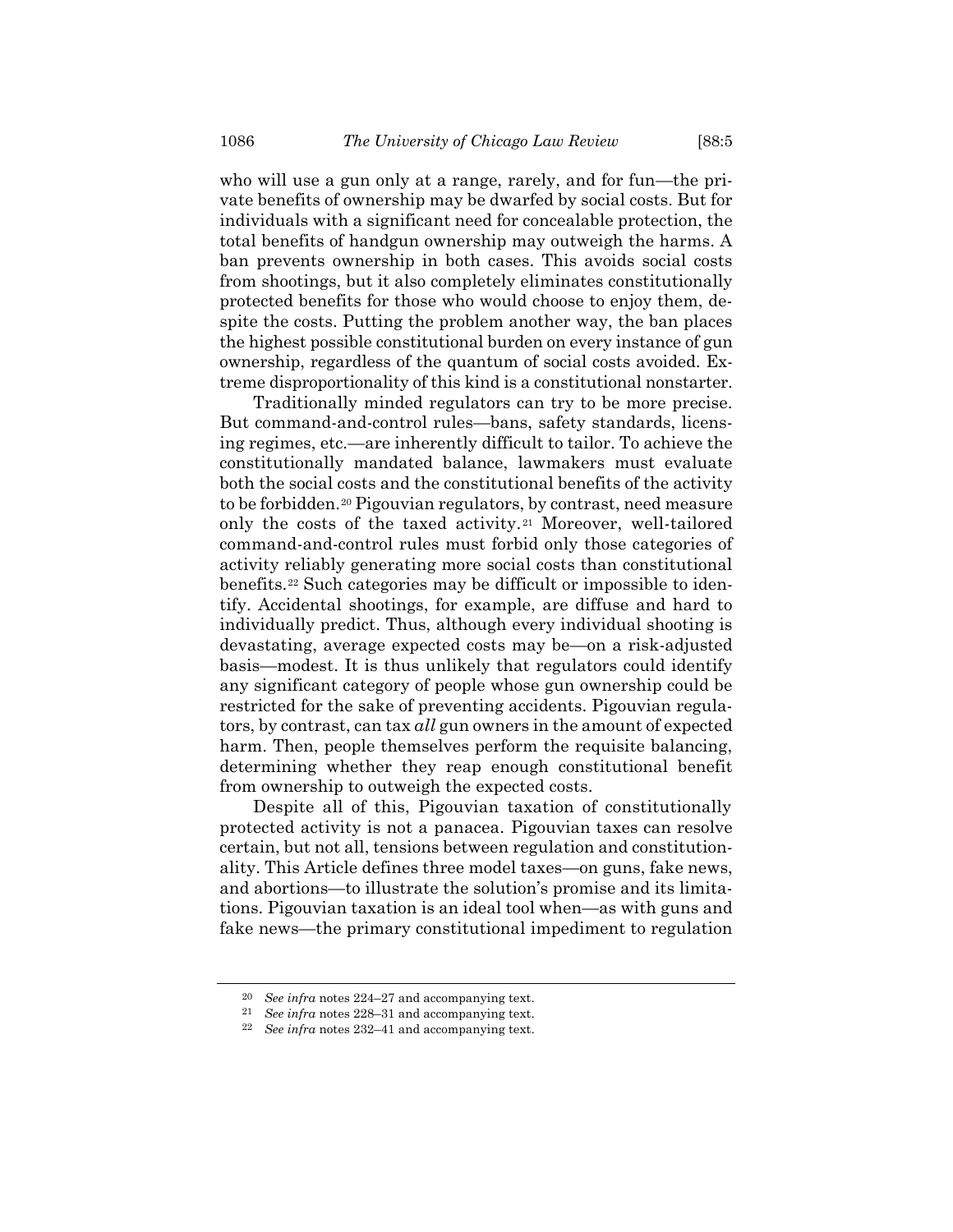who will use a gun only at a range, rarely, and for fun—the private benefits of ownership may be dwarfed by social costs. But for individuals with a significant need for concealable protection, the total benefits of handgun ownership may outweigh the harms. A ban prevents ownership in both cases. This avoids social costs from shootings, but it also completely eliminates constitutionally protected benefits for those who would choose to enjoy them, despite the costs. Putting the problem another way, the ban places the highest possible constitutional burden on every instance of gun ownership, regardless of the quantum of social costs avoided. Extreme disproportionality of this kind is a constitutional nonstarter.

Traditionally minded regulators can try to be more precise. But command-and-control rules—bans, safety standards, licensing regimes, etc.—are inherently difficult to tailor. To achieve the constitutionally mandated balance, lawmakers must evaluate both the social costs and the constitutional benefits of the activity to be forbidden.[20] Pigouvian regulators, by contrast, need measure only the costs of the taxed activity.[21] Moreover, well-tailored command-and-control rules must forbid only those categories of activity reliably generating more social costs than constitutional benefits.[22] Such categories may be difficult or impossible to identify. Accidental shootings, for example, are diffuse and hard to individually predict. Thus, although every individual shooting is devastating, average expected costs may be—on a risk-adjusted basis—modest. It is thus unlikely that regulators could identify any significant category of people whose gun ownership could be restricted for the sake of preventing accidents. Pigouvian regulators, by contrast, can tax *all* gun owners in the amount of expected harm. Then, people themselves perform the requisite balancing, determining whether they reap enough constitutional benefit from ownership to outweigh the expected costs.

Despite all of this, Pigouvian taxation of constitutionally protected activity is not a panacea. Pigouvian taxes can resolve certain, but not all, tensions between regulation and constitutionality. This Article defines three model taxes—on guns, fake news, and abortions—to illustrate the solution's promise and its limitations. Pigouvian taxation is an ideal tool when—as with guns and fake news—the primary constitutional impediment to regulation

---

[20] *See infra* notes 224–27 and accompanying text.

[21] *See infra* notes 228–31 and accompanying text.

[22] *See infra* notes 232–41 and accompanying text.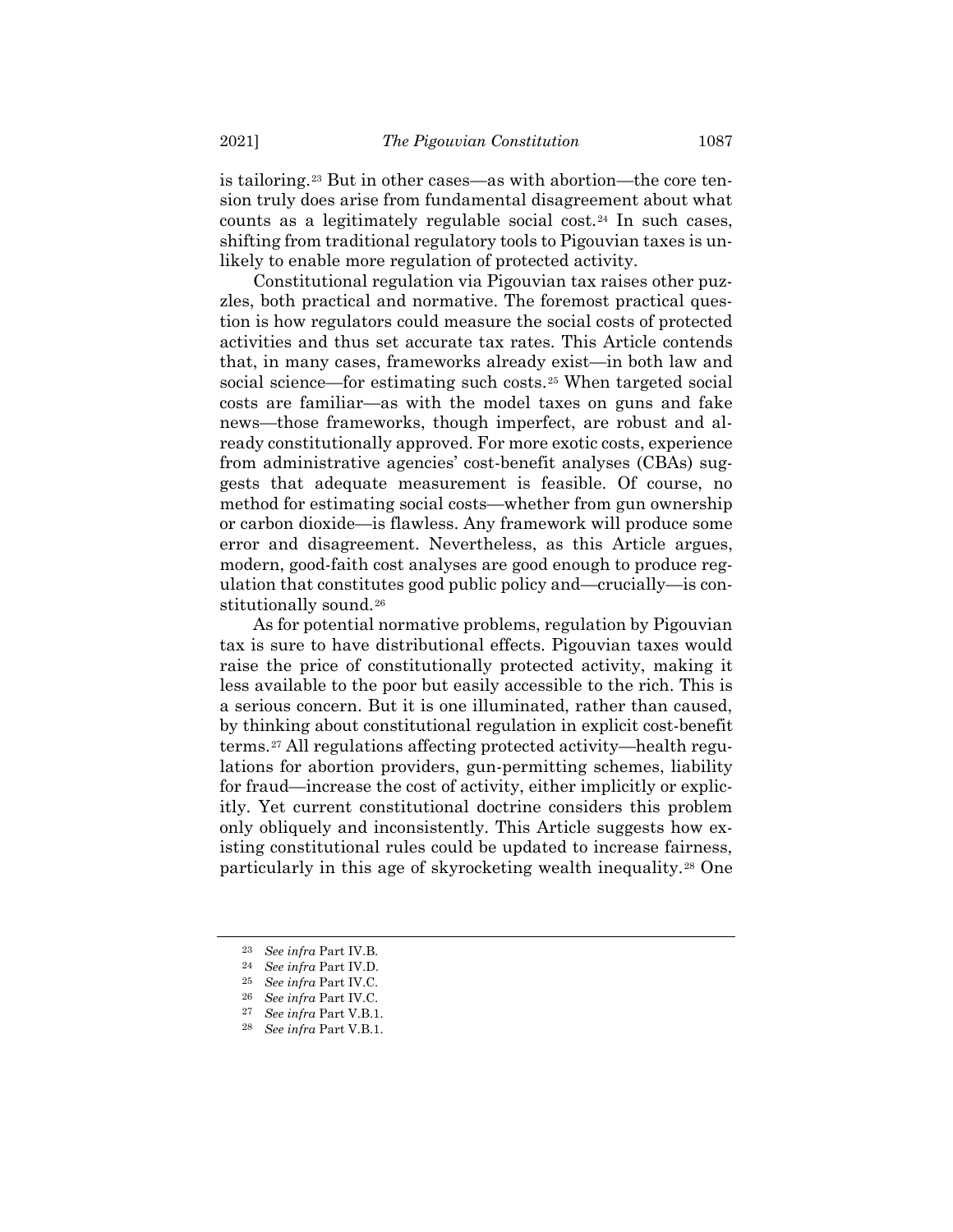is tailoring.[23] But in other cases—as with abortion—the core tension truly does arise from fundamental disagreement about what counts as a legitimately regulable social cost.[24] In such cases, shifting from traditional regulatory tools to Pigouvian taxes is unlikely to enable more regulation of protected activity.

Constitutional regulation via Pigouvian tax raises other puzzles, both practical and normative. The foremost practical question is how regulators could measure the social costs of protected activities and thus set accurate tax rates. This Article contends that, in many cases, frameworks already exist—in both law and social science—for estimating such costs.[25] When targeted social costs are familiar—as with the model taxes on guns and fake news—those frameworks, though imperfect, are robust and already constitutionally approved. For more exotic costs, experience from administrative agencies' cost-benefit analyses (CBAs) suggests that adequate measurement is feasible. Of course, no method for estimating social costs—whether from gun ownership or carbon dioxide—is flawless. Any framework will produce some error and disagreement. Nevertheless, as this Article argues, modern, good-faith cost analyses are good enough to produce regulation that constitutes good public policy and—crucially—is constitutionally sound.[26]

As for potential normative problems, regulation by Pigouvian tax is sure to have distributional effects. Pigouvian taxes would raise the price of constitutionally protected activity, making it less available to the poor but easily accessible to the rich. This is a serious concern. But it is one illuminated, rather than caused, by thinking about constitutional regulation in explicit cost-benefit terms.[27] All regulations affecting protected activity—health regulations for abortion providers, gun-permitting schemes, liability for fraud—increase the cost of activity, either implicitly or explicitly. Yet current constitutional doctrine considers this problem only obliquely and inconsistently. This Article suggests how existing constitutional rules could be updated to increase fairness, particularly in this age of skyrocketing wealth inequality.[28] One

---

[23] *See infra* Part IV.B.

[24] *See infra* Part IV.D.

[25] *See infra* Part IV.C.

[26] *See infra* Part IV.C.

[27] *See infra* Part V.B.1.

[28] *See infra* Part V.B.1.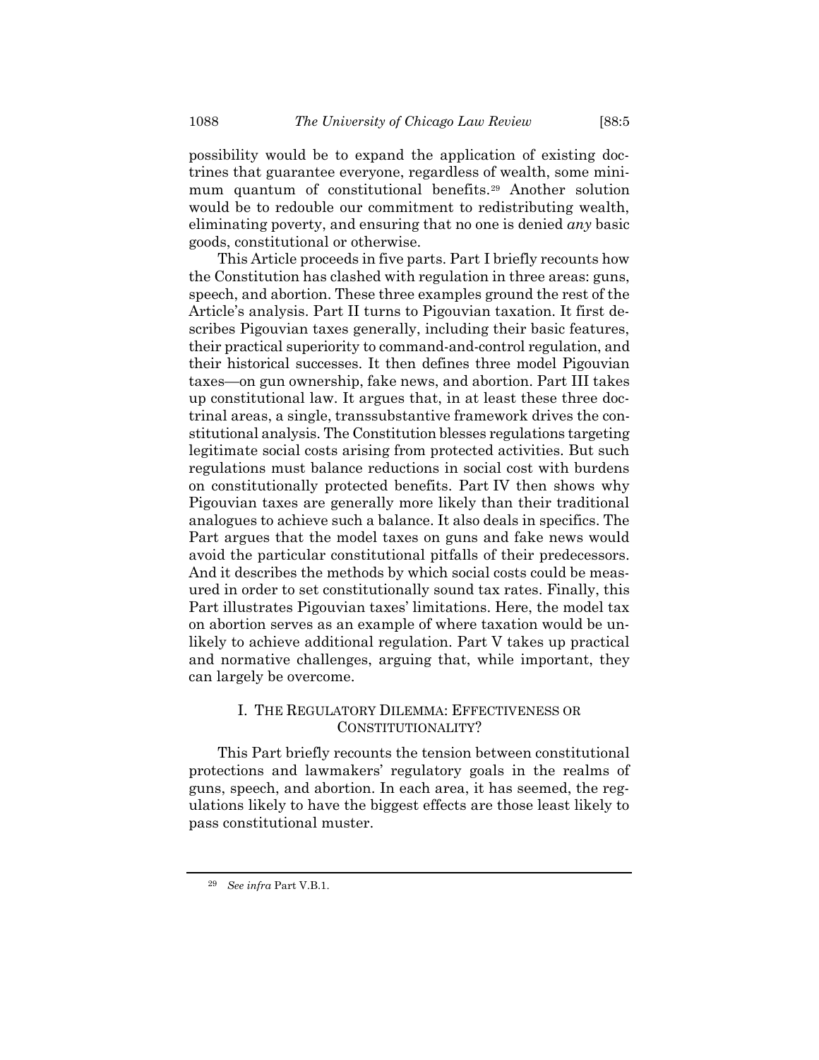possibility would be to expand the application of existing doctrines that guarantee everyone, regardless of wealth, some minimum quantum of constitutional benefits.[29] Another solution would be to redouble our commitment to redistributing wealth, eliminating poverty, and ensuring that no one is denied *any* basic goods, constitutional or otherwise.

This Article proceeds in five parts. Part I briefly recounts how the Constitution has clashed with regulation in three areas: guns, speech, and abortion. These three examples ground the rest of the Article's analysis. Part II turns to Pigouvian taxation. It first describes Pigouvian taxes generally, including their basic features, their practical superiority to command-and-control regulation, and their historical successes. It then defines three model Pigouvian taxes—on gun ownership, fake news, and abortion. Part III takes up constitutional law. It argues that, in at least these three doctrinal areas, a single, transsubstantive framework drives the constitutional analysis. The Constitution blesses regulations targeting legitimate social costs arising from protected activities. But such regulations must balance reductions in social cost with burdens on constitutionally protected benefits. Part IV then shows why Pigouvian taxes are generally more likely than their traditional analogues to achieve such a balance. It also deals in specifics. The Part argues that the model taxes on guns and fake news would avoid the particular constitutional pitfalls of their predecessors. And it describes the methods by which social costs could be measured in order to set constitutionally sound tax rates. Finally, this Part illustrates Pigouvian taxes' limitations. Here, the model tax on abortion serves as an example of where taxation would be unlikely to achieve additional regulation. Part V takes up practical and normative challenges, arguing that, while important, they can largely be overcome.

## I. THE REGULATORY DILEMMA: EFFECTIVENESS OR CONSTITUTIONALITY?

This Part briefly recounts the tension between constitutional protections and lawmakers' regulatory goals in the realms of guns, speech, and abortion. In each area, it has seemed, the regulations likely to have the biggest effects are those least likely to pass constitutional muster.

---

[29] *See infra* Part V.B.1.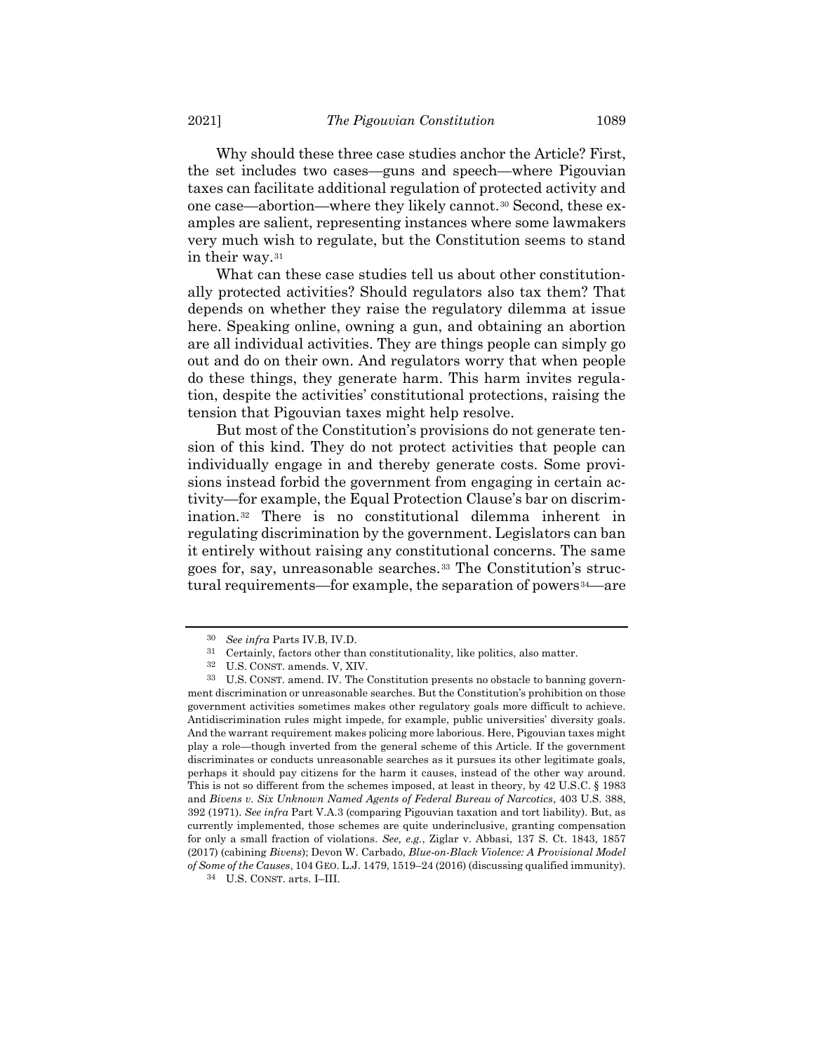Why should these three case studies anchor the Article? First, the set includes two cases—guns and speech—where Pigouvian taxes can facilitate additional regulation of protected activity and one case—abortion—where they likely cannot.[30] Second, these examples are salient, representing instances where some lawmakers very much wish to regulate, but the Constitution seems to stand in their way.[31]

What can these case studies tell us about other constitutionally protected activities? Should regulators also tax them? That depends on whether they raise the regulatory dilemma at issue here. Speaking online, owning a gun, and obtaining an abortion are all individual activities. They are things people can simply go out and do on their own. And regulators worry that when people do these things, they generate harm. This harm invites regulation, despite the activities' constitutional protections, raising the tension that Pigouvian taxes might help resolve.

But most of the Constitution's provisions do not generate tension of this kind. They do not protect activities that people can individually engage in and thereby generate costs. Some provisions instead forbid the government from engaging in certain activity—for example, the Equal Protection Clause's bar on discrimination.[32] There is no constitutional dilemma inherent in regulating discrimination by the government. Legislators can ban it entirely without raising any constitutional concerns. The same goes for, say, unreasonable searches.[33] The Constitution's structural requirements—for example, the separation of powers[34]—are

---

[30] *See infra* Parts IV.B, IV.D.

[31] Certainly, factors other than constitutionality, like politics, also matter.

[32] U.S. CONST. amends. V, XIV.

[33] U.S. CONST. amend. IV. The Constitution presents no obstacle to banning government discrimination or unreasonable searches. But the Constitution's prohibition on those government activities sometimes makes other regulatory goals more difficult to achieve. Antidiscrimination rules might impede, for example, public universities' diversity goals. And the warrant requirement makes policing more laborious. Here, Pigouvian taxes might play a role—though inverted from the general scheme of this Article. If the government discriminates or conducts unreasonable searches as it pursues its other legitimate goals, perhaps it should pay citizens for the harm it causes, instead of the other way around. This is not so different from the schemes imposed, at least in theory, by 42 U.S.C. § 1983 and *Bivens v. Six Unknown Named Agents of Federal Bureau of Narcotics*, 403 U.S. 388, 392 (1971). *See infra* Part V.A.3 (comparing Pigouvian taxation and tort liability). But, as currently implemented, those schemes are quite underinclusive, granting compensation for only a small fraction of violations. *See, e.g.*, Ziglar v. Abbasi, 137 S. Ct. 1843, 1857 (2017) (cabining *Bivens*); Devon W. Carbado, *Blue-on-Black Violence: A Provisional Model of Some of the Causes*, 104 GEO. L.J. 1479, 1519–24 (2016) (discussing qualified immunity).

[34] U.S. CONST. arts. I–III.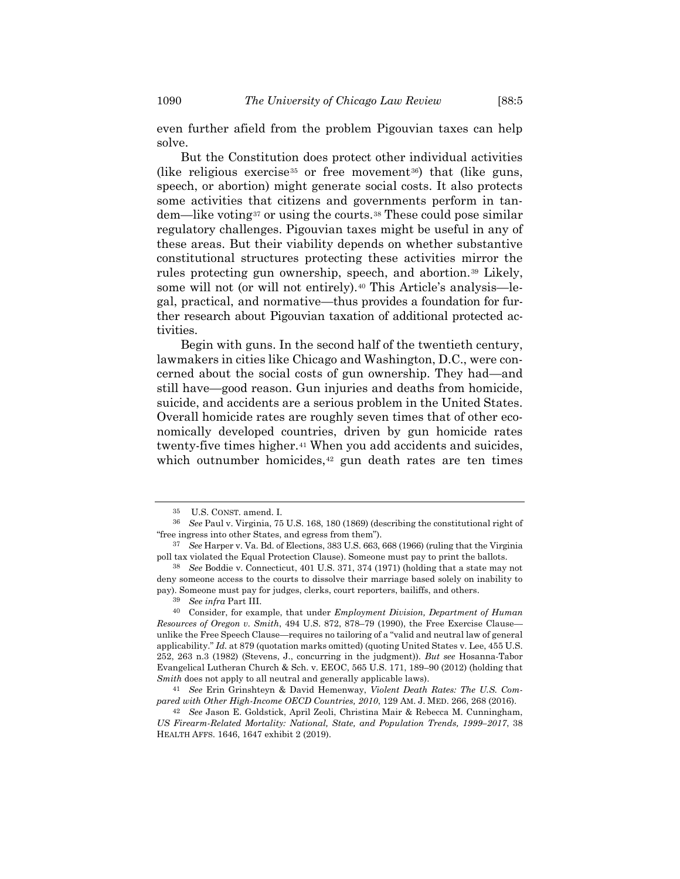even further afield from the problem Pigouvian taxes can help solve.

But the Constitution does protect other individual activities (like religious exercise[35] or free movement[36]) that (like guns, speech, or abortion) might generate social costs. It also protects some activities that citizens and governments perform in tandem—like voting[37] or using the courts.[38] These could pose similar regulatory challenges. Pigouvian taxes might be useful in any of these areas. But their viability depends on whether substantive constitutional structures protecting these activities mirror the rules protecting gun ownership, speech, and abortion.[39] Likely, some will not (or will not entirely).[40] This Article's analysis—legal, practical, and normative—thus provides a foundation for further research about Pigouvian taxation of additional protected activities.

Begin with guns. In the second half of the twentieth century, lawmakers in cities like Chicago and Washington, D.C., were concerned about the social costs of gun ownership. They had—and still have—good reason. Gun injuries and deaths from homicide, suicide, and accidents are a serious problem in the United States. Overall homicide rates are roughly seven times that of other economically developed countries, driven by gun homicide rates twenty-five times higher.[41] When you add accidents and suicides, which outnumber homicides,[42] gun death rates are ten times

---

[35] U.S. CONST. amend. I.

[36] *See* Paul v. Virginia, 75 U.S. 168, 180 (1869) (describing the constitutional right of "free ingress into other States, and egress from them").

[37] *See* Harper v. Va. Bd. of Elections, 383 U.S. 663, 668 (1966) (ruling that the Virginia poll tax violated the Equal Protection Clause). Someone must pay to print the ballots.

[38] *See* Boddie v. Connecticut, 401 U.S. 371, 374 (1971) (holding that a state may not deny someone access to the courts to dissolve their marriage based solely on inability to pay). Someone must pay for judges, clerks, court reporters, bailiffs, and others.

[39] *See infra* Part III.

[40] Consider, for example, that under *Employment Division, Department of Human Resources of Oregon v. Smith*, 494 U.S. 872, 878–79 (1990), the Free Exercise Clause—unlike the Free Speech Clause—requires no tailoring of a "valid and neutral law of general applicability." *Id.* at 879 (quotation marks omitted) (quoting United States v. Lee, 455 U.S. 252, 263 n.3 (1982) (Stevens, J., concurring in the judgment)). *But see* Hosanna-Tabor Evangelical Lutheran Church & Sch. v. EEOC, 565 U.S. 171, 189–90 (2012) (holding that *Smith* does not apply to all neutral and generally applicable laws).

[41] *See* Erin Grinshteyn & David Hemenway, *Violent Death Rates: The U.S. Compared with Other High-Income OECD Countries, 2010*, 129 AM. J. MED. 266, 268 (2016).

[42] *See* Jason E. Goldstick, April Zeoli, Christina Mair & Rebecca M. Cunningham, *US Firearm-Related Mortality: National, State, and Population Trends, 1999–2017*, 38 HEALTH AFFS. 1646, 1647 exhibit 2 (2019).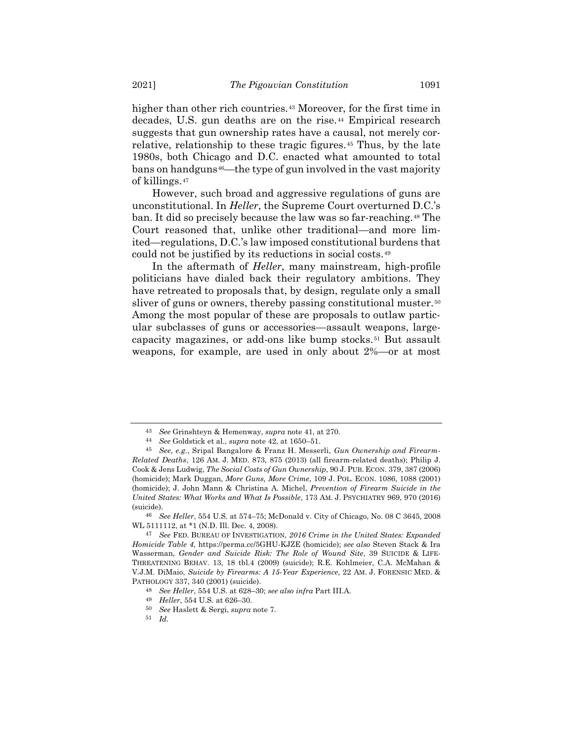higher than other rich countries.[43] Moreover, for the first time in decades, U.S. gun deaths are on the rise.[44] Empirical research suggests that gun ownership rates have a causal, not merely correlative, relationship to these tragic figures.[45] Thus, by the late 1980s, both Chicago and D.C. enacted what amounted to total bans on handguns[46]—the type of gun involved in the vast majority of killings.[47]

However, such broad and aggressive regulations of guns are unconstitutional. In *Heller*, the Supreme Court overturned D.C.'s ban. It did so precisely because the law was so far-reaching.[48] The Court reasoned that, unlike other traditional—and more limited—regulations, D.C.'s law imposed constitutional burdens that could not be justified by its reductions in social costs.[49]

In the aftermath of *Heller*, many mainstream, high-profile politicians have dialed back their regulatory ambitions. They have retreated to proposals that, by design, regulate only a small sliver of guns or owners, thereby passing constitutional muster.[50] Among the most popular of these are proposals to outlaw particular subclasses of guns or accessories—assault weapons, large-capacity magazines, or add-ons like bump stocks.[51] But assault weapons, for example, are used in only about 2%—or at most

---

[43] *See* Grinshteyn & Hemenway, *supra* note 41, at 270.

[44] *See* Goldstick et al., *supra* note 42, at 1650–51.

[45] *See, e.g.*, Sripal Bangalore & Franz H. Messerli, *Gun Ownership and Firearm-Related Deaths*, 126 AM. J. MED. 873, 875 (2013) (all firearm-related deaths); Philip J. Cook & Jens Ludwig, *The Social Costs of Gun Ownership*, 90 J. PUB. ECON. 379, 387 (2006) (homicide); Mark Duggan, *More Guns, More Crime*, 109 J. POL. ECON. 1086, 1088 (2001) (homicide); J. John Mann & Christina A. Michel, *Prevention of Firearm Suicide in the United States: What Works and What Is Possible*, 173 AM. J. PSYCHIATRY 969, 970 (2016) (suicide).

[46] *See Heller*, 554 U.S. at 574–75; McDonald v. City of Chicago, No. 08 C 3645, 2008 WL 5111112, at *1 (N.D. Ill. Dec. 4, 2008).

[47] *See* FED. BUREAU OF INVESTIGATION, *2016 Crime in the United States: Expanded Homicide Table 4*, https://perma.cc/5GHU-KJZE (homicide); *see also* Steven Stack & Ira Wasserman, *Gender and Suicide Risk: The Role of Wound Site*, 39 SUICIDE & LIFE-THREATENING BEHAV. 13, 18 tbl.4 (2009) (suicide); R.E. Kohlmeier, C.A. McMahan & V.J.M. DiMaio, *Suicide by Firearms: A 15-Year Experience*, 22 AM. J. FORENSIC MED. & PATHOLOGY 337, 340 (2001) (suicide).

[48] *See Heller*, 554 U.S. at 628–30; *see also infra* Part III.A.

[49] *Heller*, 554 U.S. at 626–30.

[50] *See* Haslett & Sergi, *supra* note 7.

[51] *Id.*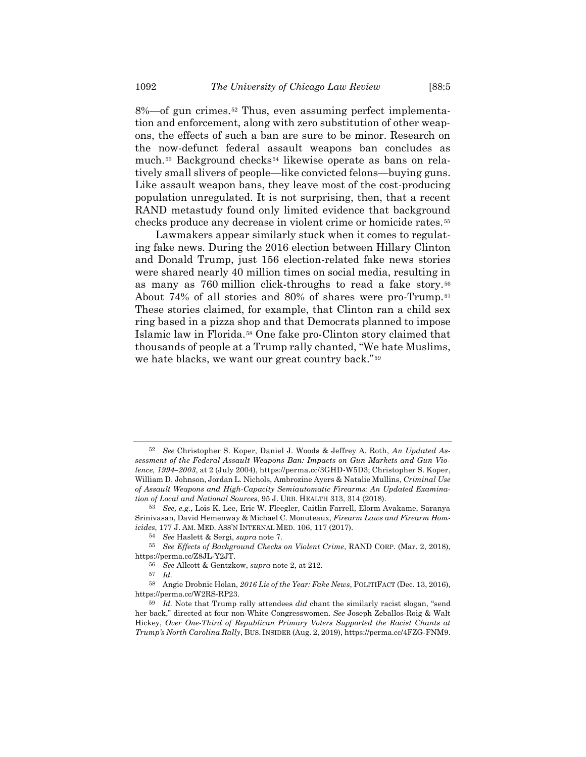8%—of gun crimes.[52] Thus, even assuming perfect implementation and enforcement, along with zero substitution of other weapons, the effects of such a ban are sure to be minor. Research on the now-defunct federal assault weapons ban concludes as much.[53] Background checks[54] likewise operate as bans on relatively small slivers of people—like convicted felons—buying guns. Like assault weapon bans, they leave most of the cost-producing population unregulated. It is not surprising, then, that a recent RAND metastudy found only limited evidence that background checks produce any decrease in violent crime or homicide rates.[55]

Lawmakers appear similarly stuck when it comes to regulating fake news. During the 2016 election between Hillary Clinton and Donald Trump, just 156 election-related fake news stories were shared nearly 40 million times on social media, resulting in as many as 760 million click-throughs to read a fake story.[56] About 74% of all stories and 80% of shares were pro-Trump.[57] These stories claimed, for example, that Clinton ran a child sex ring based in a pizza shop and that Democrats planned to impose Islamic law in Florida.[58] One fake pro-Clinton story claimed that thousands of people at a Trump rally chanted, "We hate Muslims, we hate blacks, we want our great country back."[59]

---

[52] *See* Christopher S. Koper, Daniel J. Woods & Jeffrey A. Roth, *An Updated Assessment of the Federal Assault Weapons Ban: Impacts on Gun Markets and Gun Violence, 1994–2003*, at 2 (July 2004), https://perma.cc/3GHD-W5D3; Christopher S. Koper, William D. Johnson, Jordan L. Nichols, Ambrozine Ayers & Natalie Mullins, *Criminal Use of Assault Weapons and High-Capacity Semiautomatic Firearms: An Updated Examination of Local and National Sources*, 95 J. URB. HEALTH 313, 314 (2018).

[53] *See, e.g.*, Lois K. Lee, Eric W. Fleegler, Caitlin Farrell, Elorm Avakame, Saranya Srinivasan, David Hemenway & Michael C. Monuteaux, *Firearm Laws and Firearm Homicides*, 177 J. AM. MED. ASS'N INTERNAL MED. 106, 117 (2017).

[54] *See* Haslett & Sergi, *supra* note 7.

[55] *See Effects of Background Checks on Violent Crime*, RAND CORP. (Mar. 2, 2018), https://perma.cc/Z8JL-Y2JT.

[56] *See* Allcott & Gentzkow, *supra* note 2, at 212.

[57] *Id.*

[58] Angie Drobnic Holan, *2016 Lie of the Year: Fake News*, POLITIFACT (Dec. 13, 2016), https://perma.cc/W2RS-RP23.

[59] *Id.* Note that Trump rally attendees *did* chant the similarly racist slogan, "send her back," directed at four non-White Congresswomen. *See* Joseph Zeballos-Roig & Walt Hickey, *Over One-Third of Republican Primary Voters Supported the Racist Chants at Trump's North Carolina Rally*, BUS. INSIDER (Aug. 2, 2019), https://perma.cc/4FZG-FNM9.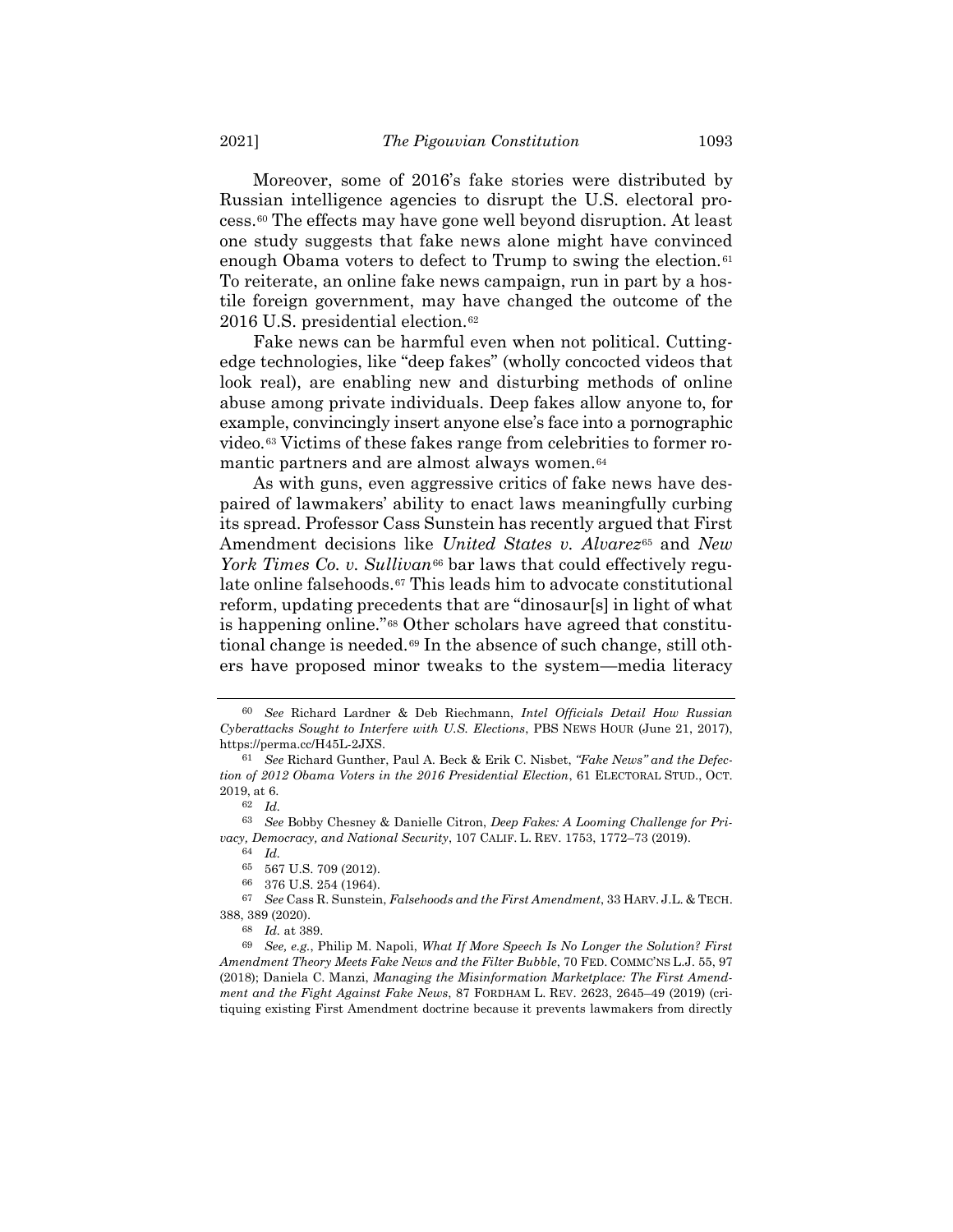Moreover, some of 2016's fake stories were distributed by Russian intelligence agencies to disrupt the U.S. electoral process.[60] The effects may have gone well beyond disruption. At least one study suggests that fake news alone might have convinced enough Obama voters to defect to Trump to swing the election.[61] To reiterate, an online fake news campaign, run in part by a hostile foreign government, may have changed the outcome of the 2016 U.S. presidential election.[62]

Fake news can be harmful even when not political. Cutting-edge technologies, like "deep fakes" (wholly concocted videos that look real), are enabling new and disturbing methods of online abuse among private individuals. Deep fakes allow anyone to, for example, convincingly insert anyone else's face into a pornographic video.[63] Victims of these fakes range from celebrities to former romantic partners and are almost always women.[64]

As with guns, even aggressive critics of fake news have despaired of lawmakers' ability to enact laws meaningfully curbing its spread. Professor Cass Sunstein has recently argued that First Amendment decisions like *United States v. Alvarez*[65] and *New York Times Co. v. Sullivan*[66] bar laws that could effectively regulate online falsehoods.[67] This leads him to advocate constitutional reform, updating precedents that are "dinosaur[s] in light of what is happening online."[68] Other scholars have agreed that constitutional change is needed.[69] In the absence of such change, still others have proposed minor tweaks to the system—media literacy

---

[60] *See* Richard Lardner & Deb Riechmann, *Intel Officials Detail How Russian Cyberattacks Sought to Interfere with U.S. Elections*, PBS NEWS HOUR (June 21, 2017), https://perma.cc/H45L-2JXS.

[61] *See* Richard Gunther, Paul A. Beck & Erik C. Nisbet, *"Fake News" and the Defection of 2012 Obama Voters in the 2016 Presidential Election*, 61 ELECTORAL STUD., OCT. 2019, at 6.

[62] *Id.*

[63] *See* Bobby Chesney & Danielle Citron, *Deep Fakes: A Looming Challenge for Privacy, Democracy, and National Security*, 107 CALIF. L. REV. 1753, 1772–73 (2019).

[64] *Id.*

[65] 567 U.S. 709 (2012).

[66] 376 U.S. 254 (1964).

[67] *See* Cass R. Sunstein, *Falsehoods and the First Amendment*, 33 HARV. J.L. & TECH. 388, 389 (2020).

[68] *Id.* at 389.

[69] *See, e.g.*, Philip M. Napoli, *What If More Speech Is No Longer the Solution? First Amendment Theory Meets Fake News and the Filter Bubble*, 70 FED. COMMC'NS L.J. 55, 97 (2018); Daniela C. Manzi, *Managing the Misinformation Marketplace: The First Amendment and the Fight Against Fake News*, 87 FORDHAM L. REV. 2623, 2645–49 (2019) (critiquing existing First Amendment doctrine because it prevents lawmakers from directly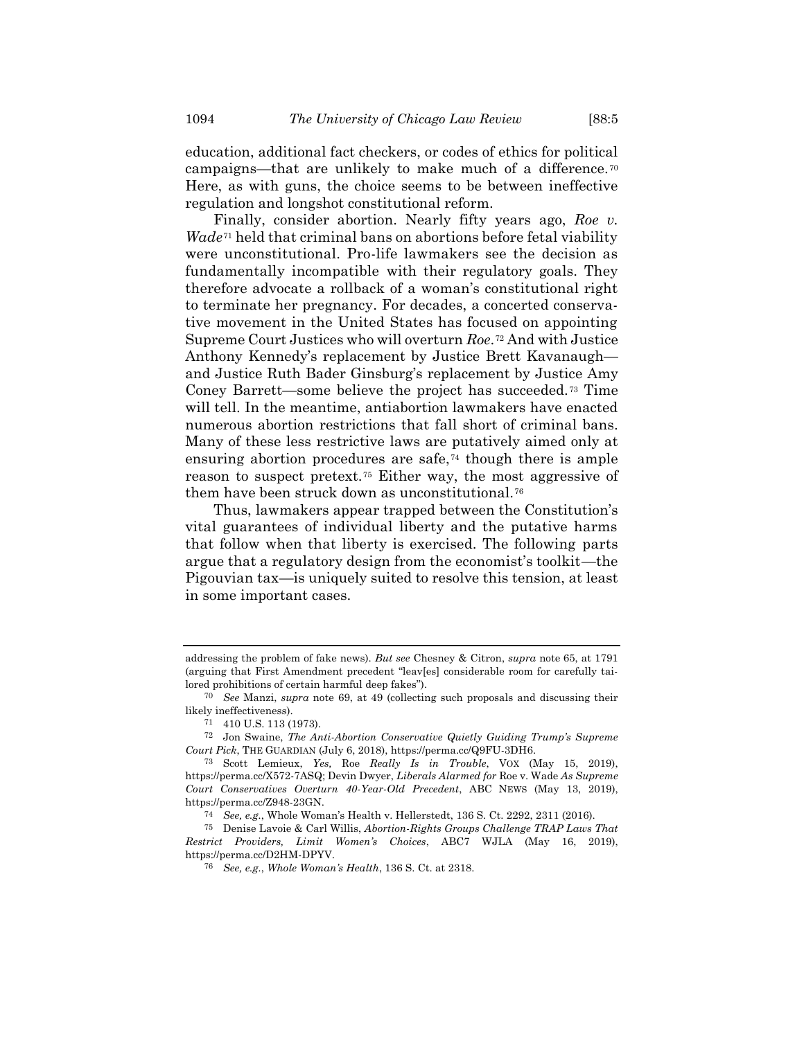education, additional fact checkers, or codes of ethics for political campaigns—that are unlikely to make much of a difference.[70] Here, as with guns, the choice seems to be between ineffective regulation and longshot constitutional reform.

Finally, consider abortion. Nearly fifty years ago, *Roe v. Wade*[71] held that criminal bans on abortions before fetal viability were unconstitutional. Pro-life lawmakers see the decision as fundamentally incompatible with their regulatory goals. They therefore advocate a rollback of a woman's constitutional right to terminate her pregnancy. For decades, a concerted conservative movement in the United States has focused on appointing Supreme Court Justices who will overturn *Roe*.[72] And with Justice Anthony Kennedy's replacement by Justice Brett Kavanaugh—and Justice Ruth Bader Ginsburg's replacement by Justice Amy Coney Barrett—some believe the project has succeeded.[73] Time will tell. In the meantime, antiabortion lawmakers have enacted numerous abortion restrictions that fall short of criminal bans. Many of these less restrictive laws are putatively aimed only at ensuring abortion procedures are safe,[74] though there is ample reason to suspect pretext.[75] Either way, the most aggressive of them have been struck down as unconstitutional.[76]

Thus, lawmakers appear trapped between the Constitution's vital guarantees of individual liberty and the putative harms that follow when that liberty is exercised. The following parts argue that a regulatory design from the economist's toolkit—the Pigouvian tax—is uniquely suited to resolve this tension, at least in some important cases.

---

addressing the problem of fake news). *But see* Chesney & Citron, *supra* note 65, at 1791 (arguing that First Amendment precedent "leav[es] considerable room for carefully tailored prohibitions of certain harmful deep fakes").

[70] *See* Manzi, *supra* note 69, at 49 (collecting such proposals and discussing their likely ineffectiveness).

[71] 410 U.S. 113 (1973).

[72] Jon Swaine, *The Anti-Abortion Conservative Quietly Guiding Trump's Supreme Court Pick*, THE GUARDIAN (July 6, 2018), https://perma.cc/Q9FU-3DH6.

[73] Scott Lemieux, *Yes,* Roe *Really Is in Trouble*, VOX (May 15, 2019), https://perma.cc/X572-7ASQ; Devin Dwyer, *Liberals Alarmed for* Roe v. Wade *As Supreme Court Conservatives Overturn 40-Year-Old Precedent*, ABC NEWS (May 13, 2019), https://perma.cc/Z948-23GN.

[74] *See, e.g.*, Whole Woman's Health v. Hellerstedt, 136 S. Ct. 2292, 2311 (2016).

[75] Denise Lavoie & Carl Willis, *Abortion-Rights Groups Challenge TRAP Laws That Restrict Providers, Limit Women's Choices*, ABC7 WJLA (May 16, 2019), https://perma.cc/D2HM-DPYV.

[76] *See, e.g.*, *Whole Woman's Health*, 136 S. Ct. at 2318.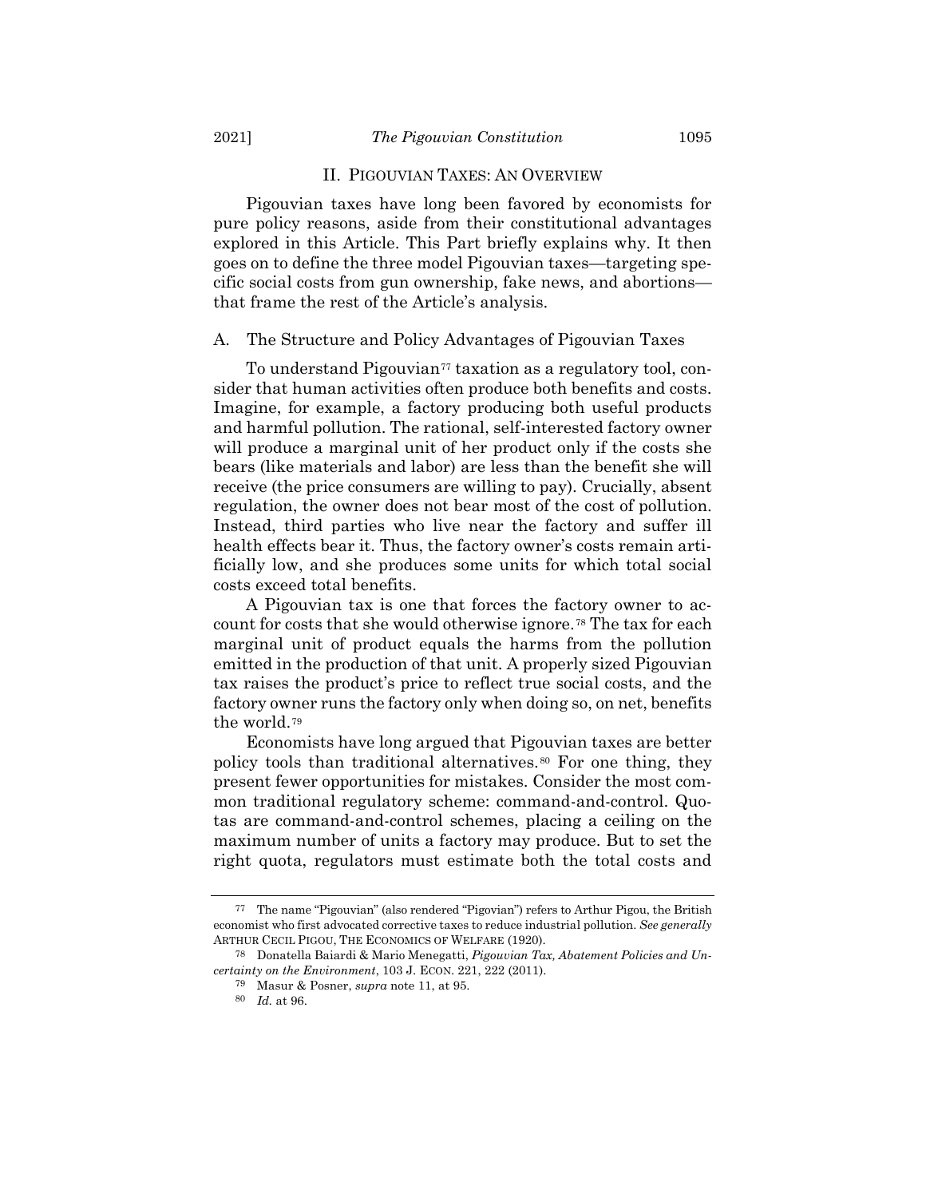## II. PIGOUVIAN TAXES: AN OVERVIEW

Pigouvian taxes have long been favored by economists for pure policy reasons, aside from their constitutional advantages explored in this Article. This Part briefly explains why. It then goes on to define the three model Pigouvian taxes—targeting specific social costs from gun ownership, fake news, and abortions—that frame the rest of the Article's analysis.

### A. The Structure and Policy Advantages of Pigouvian Taxes

To understand Pigouvian[77] taxation as a regulatory tool, consider that human activities often produce both benefits and costs. Imagine, for example, a factory producing both useful products and harmful pollution. The rational, self-interested factory owner will produce a marginal unit of her product only if the costs she bears (like materials and labor) are less than the benefit she will receive (the price consumers are willing to pay). Crucially, absent regulation, the owner does not bear most of the cost of pollution. Instead, third parties who live near the factory and suffer ill health effects bear it. Thus, the factory owner's costs remain artificially low, and she produces some units for which total social costs exceed total benefits.

A Pigouvian tax is one that forces the factory owner to account for costs that she would otherwise ignore.[78] The tax for each marginal unit of product equals the harms from the pollution emitted in the production of that unit. A properly sized Pigouvian tax raises the product's price to reflect true social costs, and the factory owner runs the factory only when doing so, on net, benefits the world.[79]

Economists have long argued that Pigouvian taxes are better policy tools than traditional alternatives.[80] For one thing, they present fewer opportunities for mistakes. Consider the most common traditional regulatory scheme: command-and-control. Quotas are command-and-control schemes, placing a ceiling on the maximum number of units a factory may produce. But to set the right quota, regulators must estimate both the total costs and

---

[77] The name "Pigouvian" (also rendered "Pigovian") refers to Arthur Pigou, the British economist who first advocated corrective taxes to reduce industrial pollution. *See generally* ARTHUR CECIL PIGOU, THE ECONOMICS OF WELFARE (1920).

[78] Donatella Baiardi & Mario Menegatti, *Pigouvian Tax, Abatement Policies and Uncertainty on the Environment*, 103 J. ECON. 221, 222 (2011).

[79] Masur & Posner, *supra* note 11, at 95.

[80] *Id.* at 96.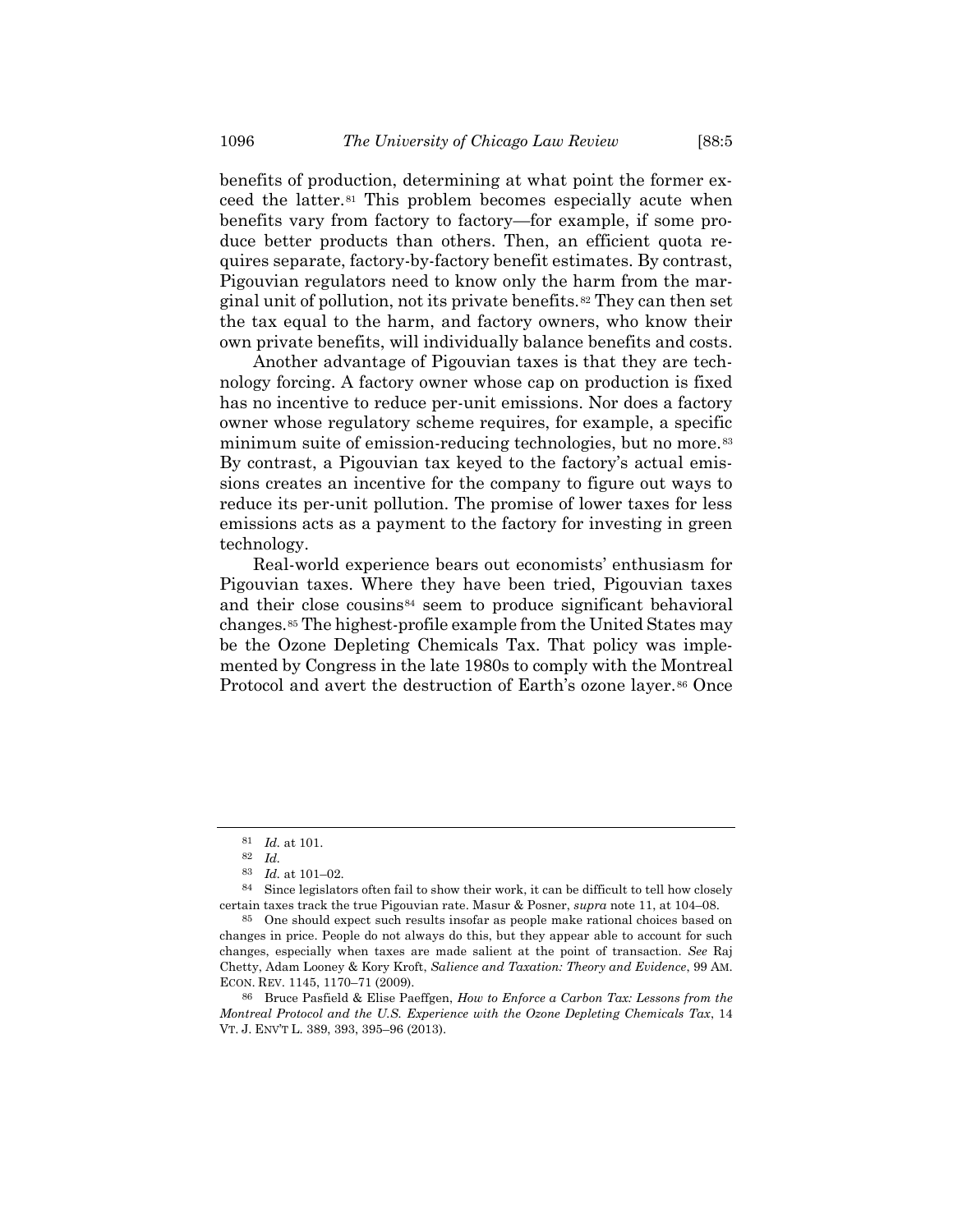benefits of production, determining at what point the former exceed the latter.[81] This problem becomes especially acute when benefits vary from factory to factory—for example, if some produce better products than others. Then, an efficient quota requires separate, factory-by-factory benefit estimates. By contrast, Pigouvian regulators need to know only the harm from the marginal unit of pollution, not its private benefits.[82] They can then set the tax equal to the harm, and factory owners, who know their own private benefits, will individually balance benefits and costs.

Another advantage of Pigouvian taxes is that they are technology forcing. A factory owner whose cap on production is fixed has no incentive to reduce per-unit emissions. Nor does a factory owner whose regulatory scheme requires, for example, a specific minimum suite of emission-reducing technologies, but no more.[83] By contrast, a Pigouvian tax keyed to the factory's actual emissions creates an incentive for the company to figure out ways to reduce its per-unit pollution. The promise of lower taxes for less emissions acts as a payment to the factory for investing in green technology.

Real-world experience bears out economists' enthusiasm for Pigouvian taxes. Where they have been tried, Pigouvian taxes and their close cousins[84] seem to produce significant behavioral changes.[85] The highest-profile example from the United States may be the Ozone Depleting Chemicals Tax. That policy was implemented by Congress in the late 1980s to comply with the Montreal Protocol and avert the destruction of Earth's ozone layer.[86] Once

---

[81] *Id.* at 101.

[82] *Id.*

[83] *Id.* at 101–02.

[84] Since legislators often fail to show their work, it can be difficult to tell how closely certain taxes track the true Pigouvian rate. Masur & Posner, *supra* note 11, at 104–08.

[85] One should expect such results insofar as people make rational choices based on changes in price. People do not always do this, but they appear able to account for such changes, especially when taxes are made salient at the point of transaction. *See* Raj Chetty, Adam Looney & Kory Kroft, *Salience and Taxation: Theory and Evidence*, 99 AM. ECON. REV. 1145, 1170–71 (2009).

[86] Bruce Pasfield & Elise Paeffgen, *How to Enforce a Carbon Tax: Lessons from the Montreal Protocol and the U.S. Experience with the Ozone Depleting Chemicals Tax*, 14 VT. J. ENV'T L. 389, 393, 395–96 (2013).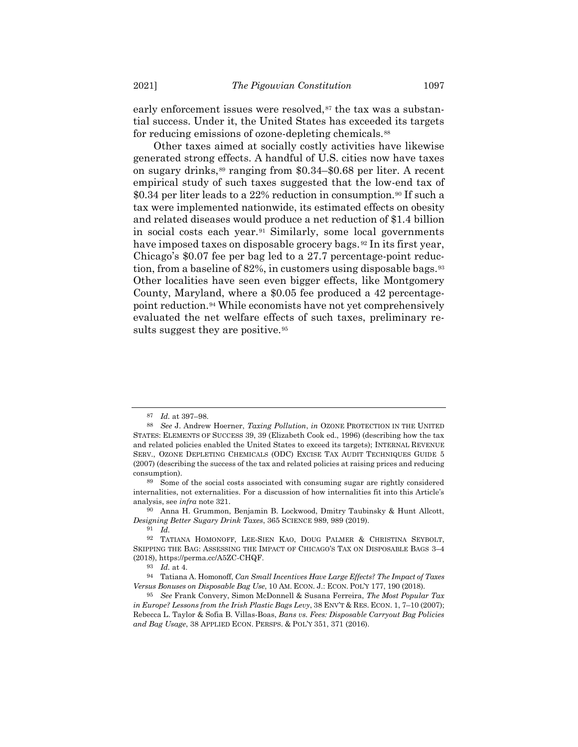early enforcement issues were resolved,[87] the tax was a substantial success. Under it, the United States has exceeded its targets for reducing emissions of ozone-depleting chemicals.[88]

Other taxes aimed at socially costly activities have likewise generated strong effects. A handful of U.S. cities now have taxes on sugary drinks,[89] ranging from $0.34–$0.68 per liter. A recent empirical study of such taxes suggested that the low-end tax of $0.34 per liter leads to a 22% reduction in consumption.[90] If such a tax were implemented nationwide, its estimated effects on obesity and related diseases would produce a net reduction of $1.4 billion in social costs each year.[91] Similarly, some local governments have imposed taxes on disposable grocery bags.[92] In its first year, Chicago's $0.07 fee per bag led to a 27.7 percentage-point reduction, from a baseline of 82%, in customers using disposable bags.[93] Other localities have seen even bigger effects, like Montgomery County, Maryland, where a $0.05 fee produced a 42 percentage-point reduction.[94] While economists have not yet comprehensively evaluated the net welfare effects of such taxes, preliminary results suggest they are positive.[95]

---

[87] *Id.* at 397–98.

[88] *See* J. Andrew Hoerner, *Taxing Pollution*, *in* OZONE PROTECTION IN THE UNITED STATES: ELEMENTS OF SUCCESS 39, 39 (Elizabeth Cook ed., 1996) (describing how the tax and related policies enabled the United States to exceed its targets); INTERNAL REVENUE SERV., OZONE DEPLETING CHEMICALS (ODC) EXCISE TAX AUDIT TECHNIQUES GUIDE 5 (2007) (describing the success of the tax and related policies at raising prices and reducing consumption).

[89] Some of the social costs associated with consuming sugar are rightly considered internalities, not externalities. For a discussion of how internalities fit into this Article's analysis, see *infra* note 321.

[90] Anna H. Grummon, Benjamin B. Lockwood, Dmitry Taubinsky & Hunt Allcott, *Designing Better Sugary Drink Taxes*, 365 SCIENCE 989, 989 (2019).

[91] *Id.*

[92] TATIANA HOMONOFF, LEE-SIEN KAO, DOUG PALMER & CHRISTINA SEYBOLT, SKIPPING THE BAG: ASSESSING THE IMPACT OF CHICAGO'S TAX ON DISPOSABLE BAGS 3–4 (2018), https://perma.cc/A5ZC-CHQF.

[93] *Id.* at 4.

[94] Tatiana A. Homonoff, *Can Small Incentives Have Large Effects? The Impact of Taxes Versus Bonuses on Disposable Bag Use*, 10 AM. ECON. J.: ECON. POL'Y 177, 190 (2018).

[95] *See* Frank Convery, Simon McDonnell & Susana Ferreira, *The Most Popular Tax in Europe? Lessons from the Irish Plastic Bags Levy*, 38 ENV'T & RES. ECON. 1, 7–10 (2007); Rebecca L. Taylor & Sofia B. Villas-Boas, *Bans vs. Fees: Disposable Carryout Bag Policies and Bag Usage*, 38 APPLIED ECON. PERSPS. & POL'Y 351, 371 (2016).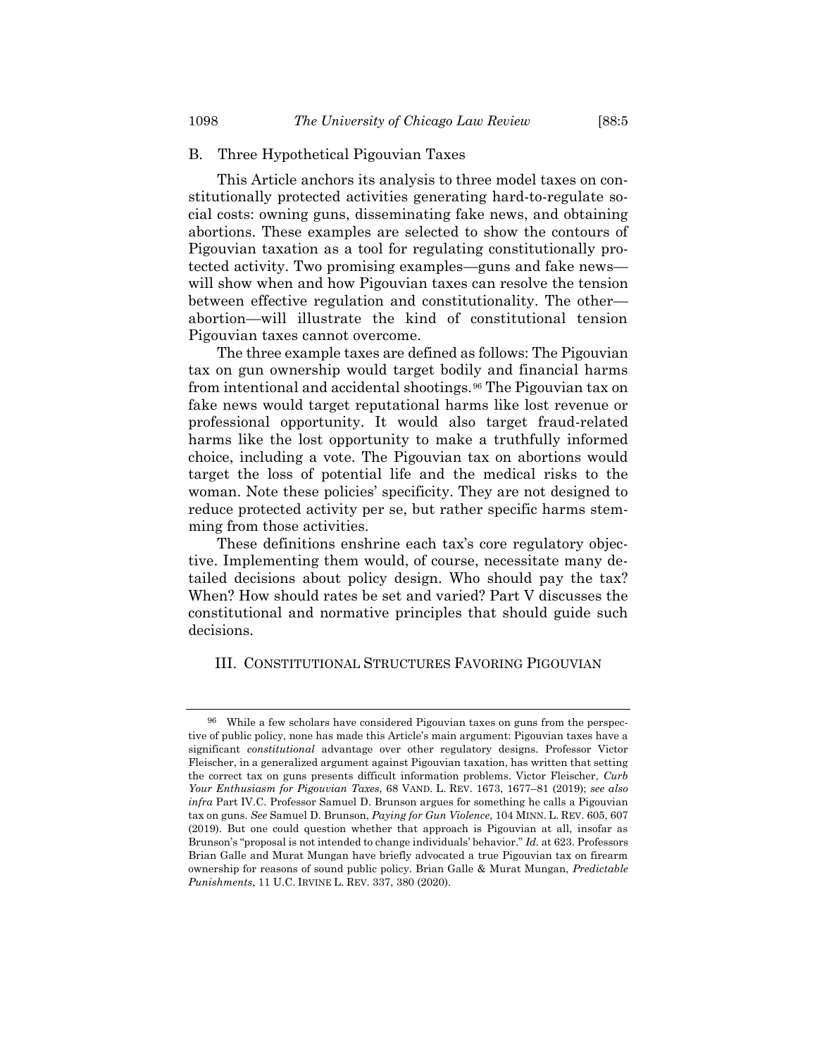### B. Three Hypothetical Pigouvian Taxes

This Article anchors its analysis to three model taxes on constitutionally protected activities generating hard-to-regulate social costs: owning guns, disseminating fake news, and obtaining abortions. These examples are selected to show the contours of Pigouvian taxation as a tool for regulating constitutionally protected activity. Two promising examples—guns and fake news—will show when and how Pigouvian taxes can resolve the tension between effective regulation and constitutionality. The other—abortion—will illustrate the kind of constitutional tension Pigouvian taxes cannot overcome.

The three example taxes are defined as follows: The Pigouvian tax on gun ownership would target bodily and financial harms from intentional and accidental shootings.[96] The Pigouvian tax on fake news would target reputational harms like lost revenue or professional opportunity. It would also target fraud-related harms like the lost opportunity to make a truthfully informed choice, including a vote. The Pigouvian tax on abortions would target the loss of potential life and the medical risks to the woman. Note these policies' specificity. They are not designed to reduce protected activity per se, but rather specific harms stemming from those activities.

These definitions enshrine each tax's core regulatory objective. Implementing them would, of course, necessitate many detailed decisions about policy design. Who should pay the tax? When? How should rates be set and varied? Part V discusses the constitutional and normative principles that should guide such decisions.

## III. CONSTITUTIONAL STRUCTURES FAVORING PIGOUVIAN

---

[96] While a few scholars have considered Pigouvian taxes on guns from the perspective of public policy, none has made this Article's main argument: Pigouvian taxes have a significant *constitutional* advantage over other regulatory designs. Professor Victor Fleischer, in a generalized argument against Pigouvian taxation, has written that setting the correct tax on guns presents difficult information problems. Victor Fleischer, *Curb Your Enthusiasm for Pigouvian Taxes*, 68 VAND. L. REV. 1673, 1677–81 (2019); *see also infra* Part IV.C. Professor Samuel D. Brunson argues for something he calls a Pigouvian tax on guns. *See* Samuel D. Brunson, *Paying for Gun Violence*, 104 MINN. L. REV. 605, 607 (2019). But one could question whether that approach is Pigouvian at all, insofar as Brunson's "proposal is not intended to change individuals' behavior." *Id.* at 623. Professors Brian Galle and Murat Mungan have briefly advocated a true Pigouvian tax on firearm ownership for reasons of sound public policy. Brian Galle & Murat Mungan, *Predictable Punishments*, 11 U.C. IRVINE L. REV. 337, 380 (2020).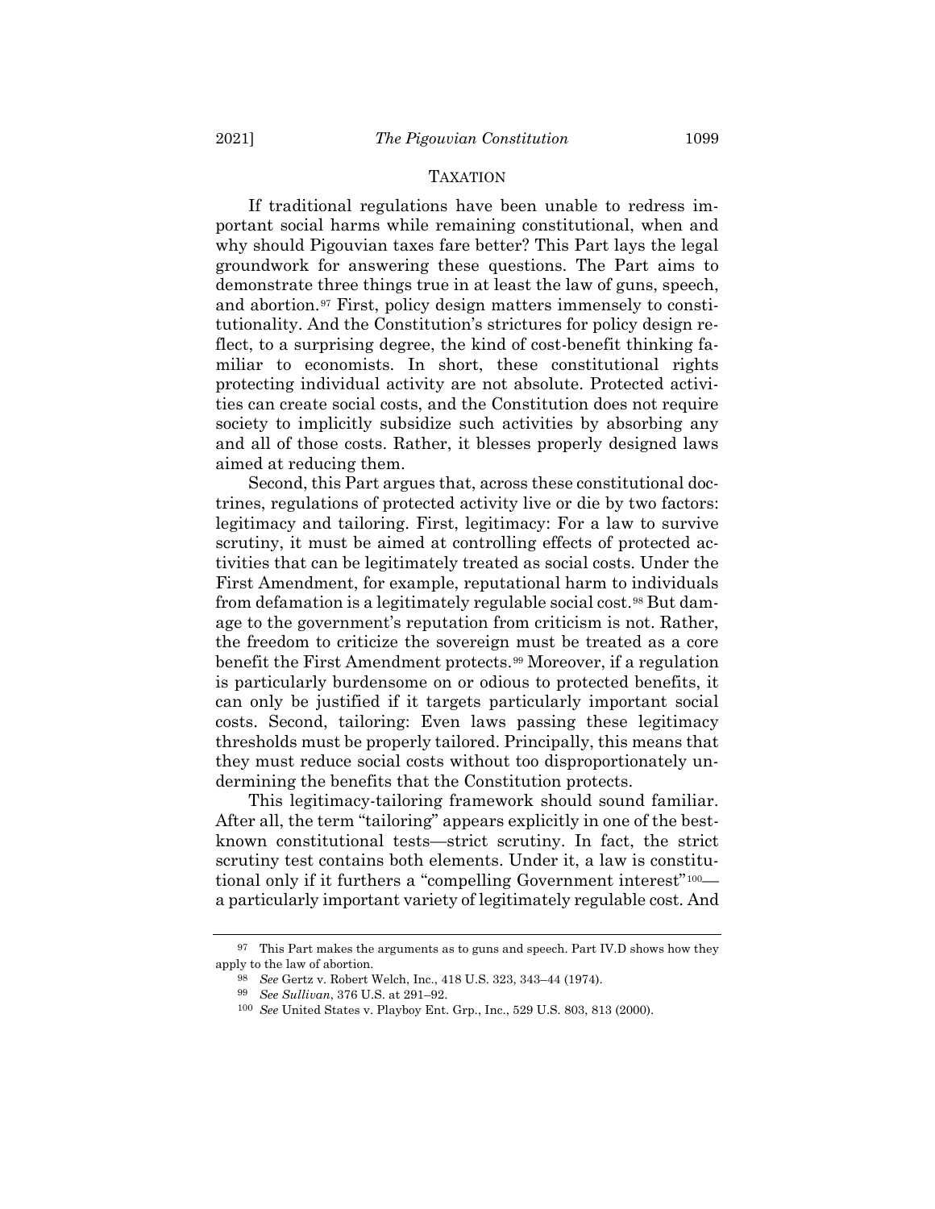TAXATION

If traditional regulations have been unable to redress important social harms while remaining constitutional, when and why should Pigouvian taxes fare better? This Part lays the legal groundwork for answering these questions. The Part aims to demonstrate three things true in at least the law of guns, speech, and abortion.[97] First, policy design matters immensely to constitutionality. And the Constitution's strictures for policy design reflect, to a surprising degree, the kind of cost-benefit thinking familiar to economists. In short, these constitutional rights protecting individual activity are not absolute. Protected activities can create social costs, and the Constitution does not require society to implicitly subsidize such activities by absorbing any and all of those costs. Rather, it blesses properly designed laws aimed at reducing them.

Second, this Part argues that, across these constitutional doctrines, regulations of protected activity live or die by two factors: legitimacy and tailoring. First, legitimacy: For a law to survive scrutiny, it must be aimed at controlling effects of protected activities that can be legitimately treated as social costs. Under the First Amendment, for example, reputational harm to individuals from defamation is a legitimately regulable social cost.[98] But damage to the government's reputation from criticism is not. Rather, the freedom to criticize the sovereign must be treated as a core benefit the First Amendment protects.[99] Moreover, if a regulation is particularly burdensome on or odious to protected benefits, it can only be justified if it targets particularly important social costs. Second, tailoring: Even laws passing these legitimacy thresholds must be properly tailored. Principally, this means that they must reduce social costs without too disproportionately undermining the benefits that the Constitution protects.

This legitimacy-tailoring framework should sound familiar. After all, the term "tailoring" appears explicitly in one of the best-known constitutional tests—strict scrutiny. In fact, the strict scrutiny test contains both elements. Under it, a law is constitutional only if it furthers a "compelling Government interest"[100]—a particularly important variety of legitimately regulable cost. And

---

[97] This Part makes the arguments as to guns and speech. Part IV.D shows how they apply to the law of abortion.

[98] *See* Gertz v. Robert Welch, Inc., 418 U.S. 323, 343–44 (1974).

[99] *See Sullivan*, 376 U.S. at 291–92.

[100] *See* United States v. Playboy Ent. Grp., Inc., 529 U.S. 803, 813 (2000).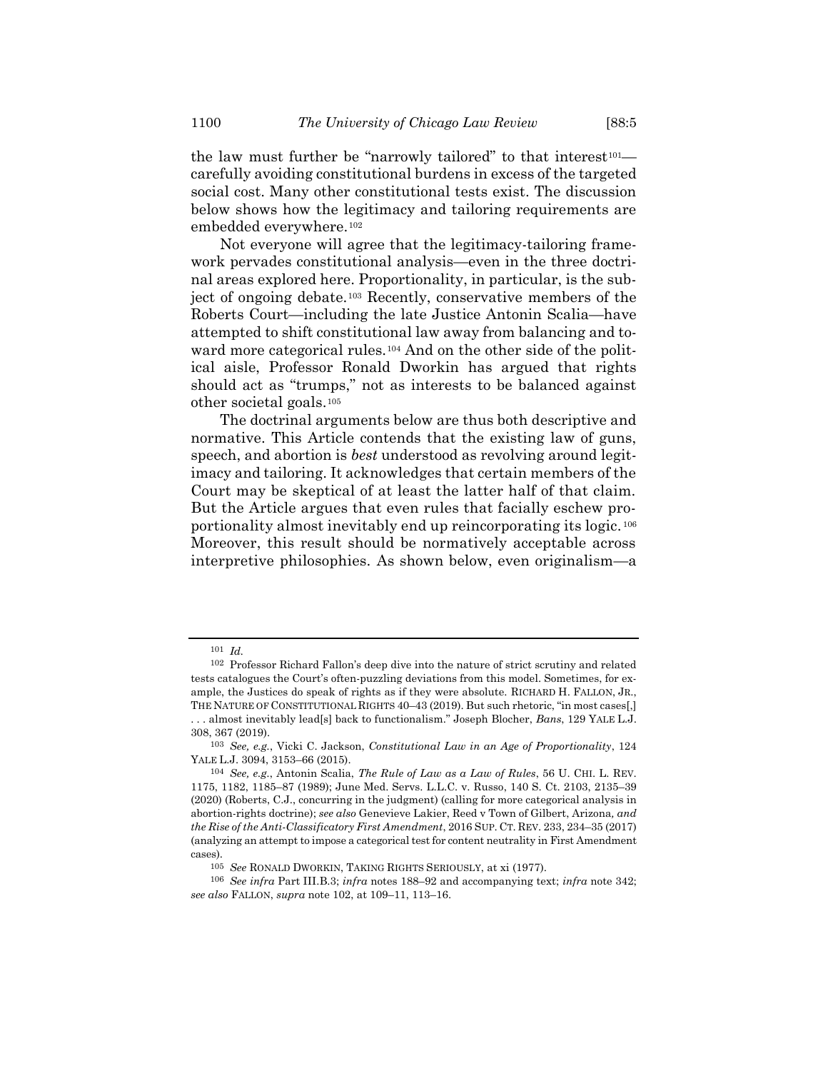the law must further be "narrowly tailored" to that interest[101]—carefully avoiding constitutional burdens in excess of the targeted social cost. Many other constitutional tests exist. The discussion below shows how the legitimacy and tailoring requirements are embedded everywhere.[102]

Not everyone will agree that the legitimacy-tailoring framework pervades constitutional analysis—even in the three doctrinal areas explored here. Proportionality, in particular, is the subject of ongoing debate.[103] Recently, conservative members of the Roberts Court—including the late Justice Antonin Scalia—have attempted to shift constitutional law away from balancing and toward more categorical rules.[104] And on the other side of the political aisle, Professor Ronald Dworkin has argued that rights should act as "trumps," not as interests to be balanced against other societal goals.[105]

The doctrinal arguments below are thus both descriptive and normative. This Article contends that the existing law of guns, speech, and abortion is *best* understood as revolving around legitimacy and tailoring. It acknowledges that certain members of the Court may be skeptical of at least the latter half of that claim. But the Article argues that even rules that facially eschew proportionality almost inevitably end up reincorporating its logic.[106] Moreover, this result should be normatively acceptable across interpretive philosophies. As shown below, even originalism—a

---

[101] *Id.*

[102] Professor Richard Fallon's deep dive into the nature of strict scrutiny and related tests catalogues the Court's often-puzzling deviations from this model. Sometimes, for example, the Justices do speak of rights as if they were absolute. RICHARD H. FALLON, JR., THE NATURE OF CONSTITUTIONAL RIGHTS 40–43 (2019). But such rhetoric, "in most cases[,] . . . almost inevitably lead[s] back to functionalism." Joseph Blocher, *Bans*, 129 YALE L.J. 308, 367 (2019).

[103] *See, e.g.*, Vicki C. Jackson, *Constitutional Law in an Age of Proportionality*, 124 YALE L.J. 3094, 3153–66 (2015).

[104] *See, e.g.*, Antonin Scalia, *The Rule of Law as a Law of Rules*, 56 U. CHI. L. REV. 1175, 1182, 1185–87 (1989); June Med. Servs. L.L.C. v. Russo, 140 S. Ct. 2103, 2135–39 (2020) (Roberts, C.J., concurring in the judgment) (calling for more categorical analysis in abortion-rights doctrine); *see also* Genevieve Lakier, Reed v Town of Gilbert, Arizona*, and the Rise of the Anti-Classificatory First Amendment*, 2016 SUP. CT. REV. 233, 234–35 (2017) (analyzing an attempt to impose a categorical test for content neutrality in First Amendment cases).

[105] *See* RONALD DWORKIN, TAKING RIGHTS SERIOUSLY, at xi (1977).

[106] *See infra* Part III.B.3; *infra* notes 188–92 and accompanying text; *infra* note 342; *see also* FALLON, *supra* note 102, at 109–11, 113–16.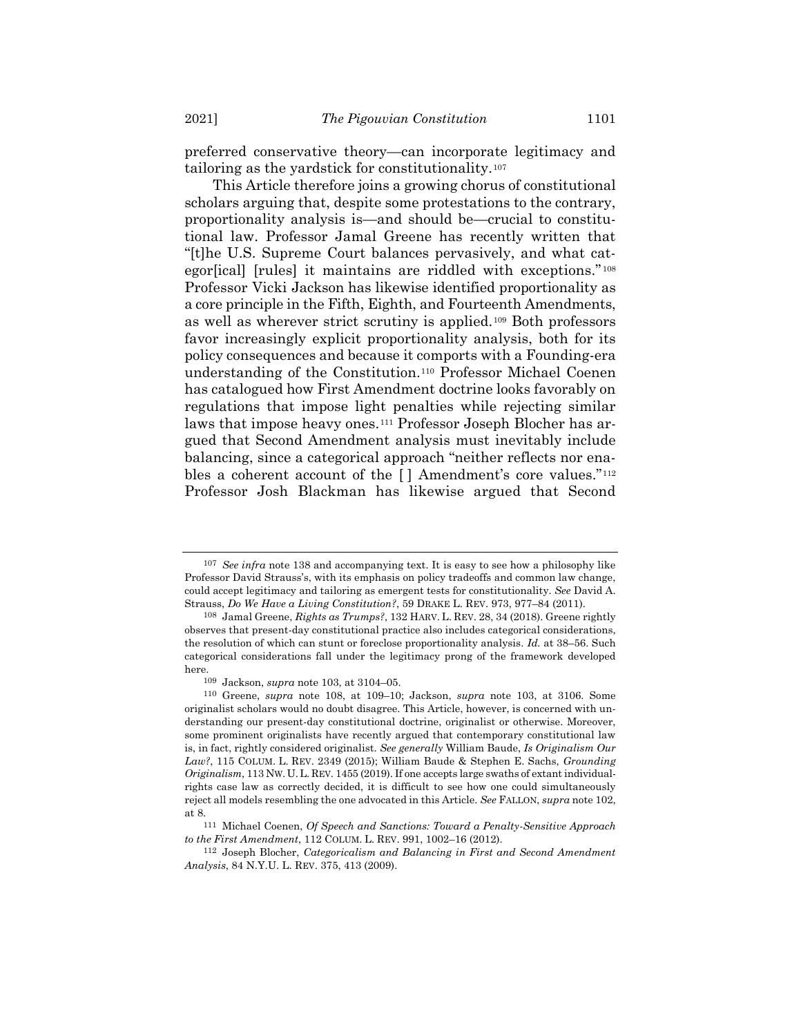preferred conservative theory—can incorporate legitimacy and tailoring as the yardstick for constitutionality.[107]

This Article therefore joins a growing chorus of constitutional scholars arguing that, despite some protestations to the contrary, proportionality analysis is—and should be—crucial to constitutional law. Professor Jamal Greene has recently written that "[t]he U.S. Supreme Court balances pervasively, and what categor[ical] [rules] it maintains are riddled with exceptions."[108] Professor Vicki Jackson has likewise identified proportionality as a core principle in the Fifth, Eighth, and Fourteenth Amendments, as well as wherever strict scrutiny is applied.[109] Both professors favor increasingly explicit proportionality analysis, both for its policy consequences and because it comports with a Founding-era understanding of the Constitution.[110] Professor Michael Coenen has catalogued how First Amendment doctrine looks favorably on regulations that impose light penalties while rejecting similar laws that impose heavy ones.[111] Professor Joseph Blocher has argued that Second Amendment analysis must inevitably include balancing, since a categorical approach "neither reflects nor enables a coherent account of the [ ] Amendment's core values."[112] Professor Josh Blackman has likewise argued that Second

---

[107] *See infra* note 138 and accompanying text. It is easy to see how a philosophy like Professor David Strauss's, with its emphasis on policy tradeoffs and common law change, could accept legitimacy and tailoring as emergent tests for constitutionality. *See* David A. Strauss, *Do We Have a Living Constitution?*, 59 DRAKE L. REV. 973, 977–84 (2011).

[108] Jamal Greene, *Rights as Trumps?*, 132 HARV. L. REV. 28, 34 (2018). Greene rightly observes that present-day constitutional practice also includes categorical considerations, the resolution of which can stunt or foreclose proportionality analysis. *Id.* at 38–56. Such categorical considerations fall under the legitimacy prong of the framework developed here.

[109] Jackson, *supra* note 103, at 3104–05.

[110] Greene, *supra* note 108, at 109–10; Jackson, *supra* note 103, at 3106. Some originalist scholars would no doubt disagree. This Article, however, is concerned with understanding our present-day constitutional doctrine, originalist or otherwise. Moreover, some prominent originalists have recently argued that contemporary constitutional law is, in fact, rightly considered originalist. *See generally* William Baude, *Is Originalism Our Law?*, 115 COLUM. L. REV. 2349 (2015); William Baude & Stephen E. Sachs, *Grounding Originalism*, 113 NW. U. L. REV. 1455 (2019). If one accepts large swaths of extant individual-rights case law as correctly decided, it is difficult to see how one could simultaneously reject all models resembling the one advocated in this Article. *See* FALLON, *supra* note 102, at 8.

[111] Michael Coenen, *Of Speech and Sanctions: Toward a Penalty-Sensitive Approach to the First Amendment*, 112 COLUM. L. REV. 991, 1002–16 (2012).

[112] Joseph Blocher, *Categoricalism and Balancing in First and Second Amendment Analysis*, 84 N.Y.U. L. REV. 375, 413 (2009).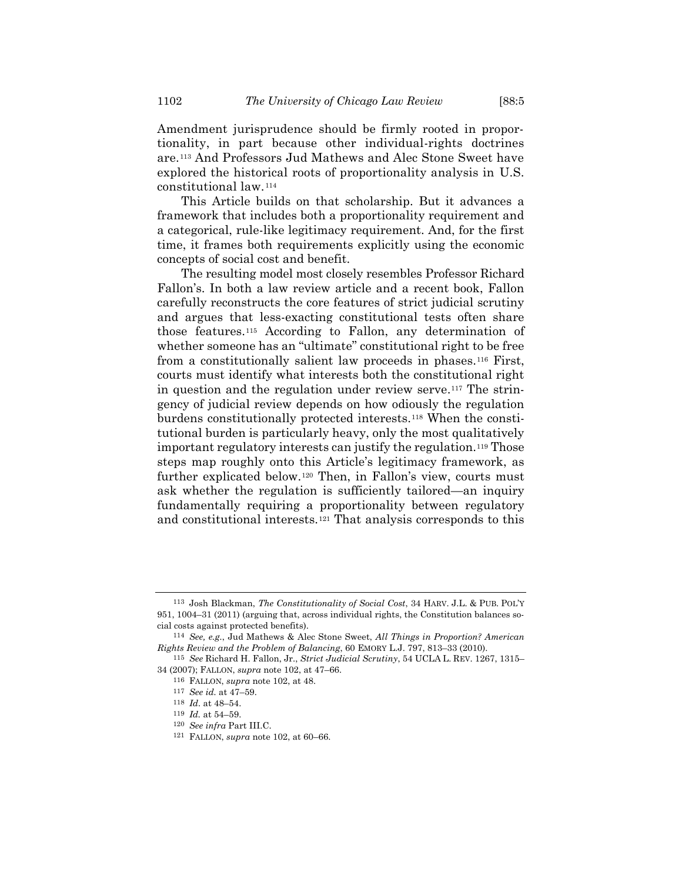Amendment jurisprudence should be firmly rooted in proportionality, in part because other individual-rights doctrines are.[113] And Professors Jud Mathews and Alec Stone Sweet have explored the historical roots of proportionality analysis in U.S. constitutional law.[114]

This Article builds on that scholarship. But it advances a framework that includes both a proportionality requirement and a categorical, rule-like legitimacy requirement. And, for the first time, it frames both requirements explicitly using the economic concepts of social cost and benefit.

The resulting model most closely resembles Professor Richard Fallon's. In both a law review article and a recent book, Fallon carefully reconstructs the core features of strict judicial scrutiny and argues that less-exacting constitutional tests often share those features.[115] According to Fallon, any determination of whether someone has an "ultimate" constitutional right to be free from a constitutionally salient law proceeds in phases.[116] First, courts must identify what interests both the constitutional right in question and the regulation under review serve.[117] The stringency of judicial review depends on how odiously the regulation burdens constitutionally protected interests.[118] When the constitutional burden is particularly heavy, only the most qualitatively important regulatory interests can justify the regulation.[119] Those steps map roughly onto this Article's legitimacy framework, as further explicated below.[120] Then, in Fallon's view, courts must ask whether the regulation is sufficiently tailored—an inquiry fundamentally requiring a proportionality between regulatory and constitutional interests.[121] That analysis corresponds to this

---

[113] Josh Blackman, *The Constitutionality of Social Cost*, 34 HARV. J.L. & PUB. POL'Y 951, 1004–31 (2011) (arguing that, across individual rights, the Constitution balances social costs against protected benefits).

[114] *See, e.g.*, Jud Mathews & Alec Stone Sweet, *All Things in Proportion? American Rights Review and the Problem of Balancing*, 60 EMORY L.J. 797, 813–33 (2010).

[115] *See* Richard H. Fallon, Jr., *Strict Judicial Scrutiny*, 54 UCLA L. REV. 1267, 1315–34 (2007); FALLON, *supra* note 102, at 47–66.

[116] FALLON, *supra* note 102, at 48.

[117] *See id.* at 47–59.

[118] *Id.* at 48–54.

[119] *Id.* at 54–59.

[120] *See infra* Part III.C.

[121] FALLON, *supra* note 102, at 60–66.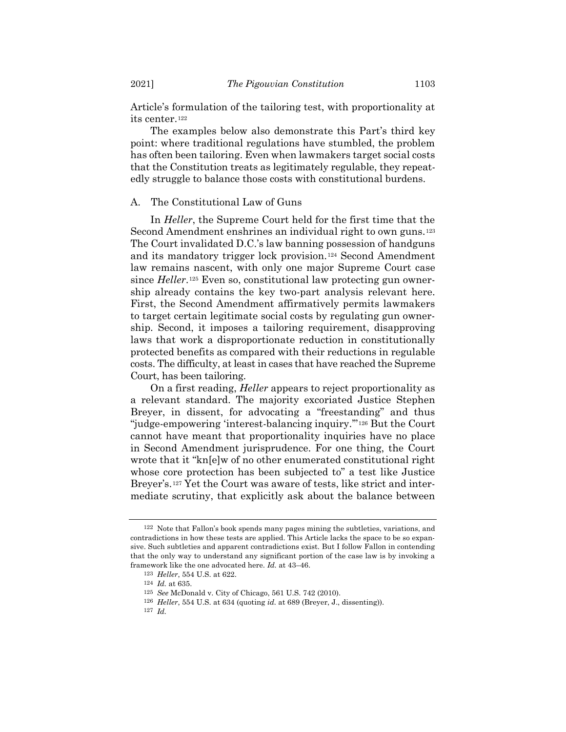Article's formulation of the tailoring test, with proportionality at its center.[122]

The examples below also demonstrate this Part's third key point: where traditional regulations have stumbled, the problem has often been tailoring. Even when lawmakers target social costs that the Constitution treats as legitimately regulable, they repeatedly struggle to balance those costs with constitutional burdens.

## A. The Constitutional Law of Guns

In *Heller*, the Supreme Court held for the first time that the Second Amendment enshrines an individual right to own guns.[123] The Court invalidated D.C.'s law banning possession of handguns and its mandatory trigger lock provision.[124] Second Amendment law remains nascent, with only one major Supreme Court case since *Heller*.[125] Even so, constitutional law protecting gun ownership already contains the key two-part analysis relevant here. First, the Second Amendment affirmatively permits lawmakers to target certain legitimate social costs by regulating gun ownership. Second, it imposes a tailoring requirement, disapproving laws that work a disproportionate reduction in constitutionally protected benefits as compared with their reductions in regulable costs. The difficulty, at least in cases that have reached the Supreme Court, has been tailoring.

On a first reading, *Heller* appears to reject proportionality as a relevant standard. The majority excoriated Justice Stephen Breyer, in dissent, for advocating a "freestanding" and thus "judge-empowering 'interest-balancing inquiry.'"[126] But the Court cannot have meant that proportionality inquiries have no place in Second Amendment jurisprudence. For one thing, the Court wrote that it "kn[e]w of no other enumerated constitutional right whose core protection has been subjected to" a test like Justice Breyer's.[127] Yet the Court was aware of tests, like strict and intermediate scrutiny, that explicitly ask about the balance between

---

122 Note that Fallon's book spends many pages mining the subtleties, variations, and contradictions in how these tests are applied. This Article lacks the space to be so expansive. Such subtleties and apparent contradictions exist. But I follow Fallon in contending that the only way to understand any significant portion of the case law is by invoking a framework like the one advocated here. *Id.* at 43–46.

123 *Heller*, 554 U.S. at 622.

124 *Id.* at 635.

125 *See* McDonald v. City of Chicago, 561 U.S. 742 (2010).

126 *Heller*, 554 U.S. at 634 (quoting *id.* at 689 (Breyer, J., dissenting)).

127 *Id.*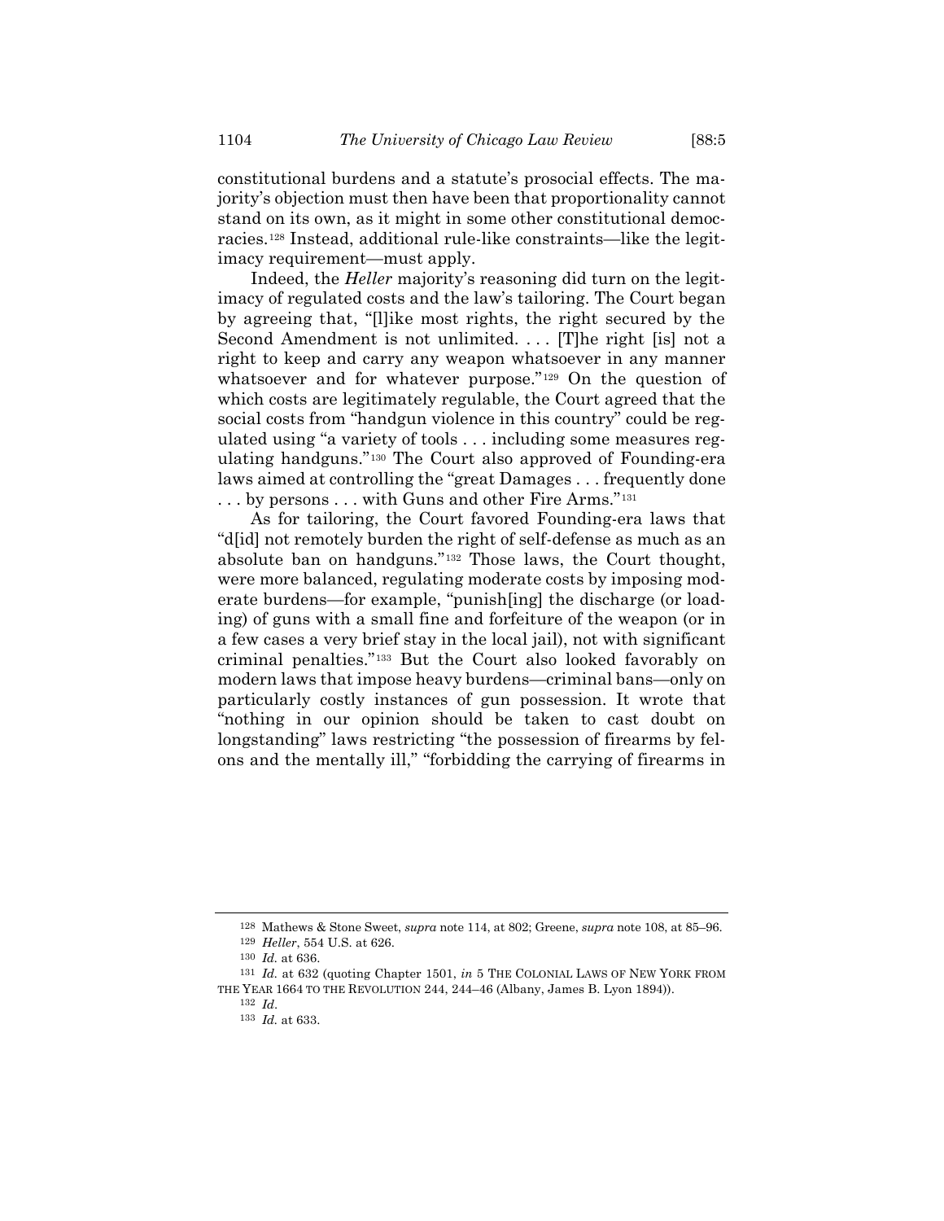constitutional burdens and a statute's prosocial effects. The majority's objection must then have been that proportionality cannot stand on its own, as it might in some other constitutional democracies.[128] Instead, additional rule-like constraints—like the legitimacy requirement—must apply.

Indeed, the *Heller* majority's reasoning did turn on the legitimacy of regulated costs and the law's tailoring. The Court began by agreeing that, "[l]ike most rights, the right secured by the Second Amendment is not unlimited. . . . [T]he right [is] not a right to keep and carry any weapon whatsoever in any manner whatsoever and for whatever purpose."[129] On the question of which costs are legitimately regulable, the Court agreed that the social costs from "handgun violence in this country" could be regulated using "a variety of tools . . . including some measures regulating handguns."[130] The Court also approved of Founding-era laws aimed at controlling the "great Damages . . . frequently done . . . by persons . . . with Guns and other Fire Arms."[131]

As for tailoring, the Court favored Founding-era laws that "d[id] not remotely burden the right of self-defense as much as an absolute ban on handguns."[132] Those laws, the Court thought, were more balanced, regulating moderate costs by imposing moderate burdens—for example, "punish[ing] the discharge (or loading) of guns with a small fine and forfeiture of the weapon (or in a few cases a very brief stay in the local jail), not with significant criminal penalties."[133] But the Court also looked favorably on modern laws that impose heavy burdens—criminal bans—only on particularly costly instances of gun possession. It wrote that "nothing in our opinion should be taken to cast doubt on longstanding" laws restricting "the possession of firearms by felons and the mentally ill," "forbidding the carrying of firearms in

---

[128] Mathews & Stone Sweet, *supra* note 114, at 802; Greene, *supra* note 108, at 85–96.

[129] *Heller*, 554 U.S. at 626.

[130] *Id.* at 636.

[131] *Id.* at 632 (quoting Chapter 1501, *in* 5 THE COLONIAL LAWS OF NEW YORK FROM THE YEAR 1664 TO THE REVOLUTION 244, 244–46 (Albany, James B. Lyon 1894)).

[132] *Id*.

[133] *Id.* at 633.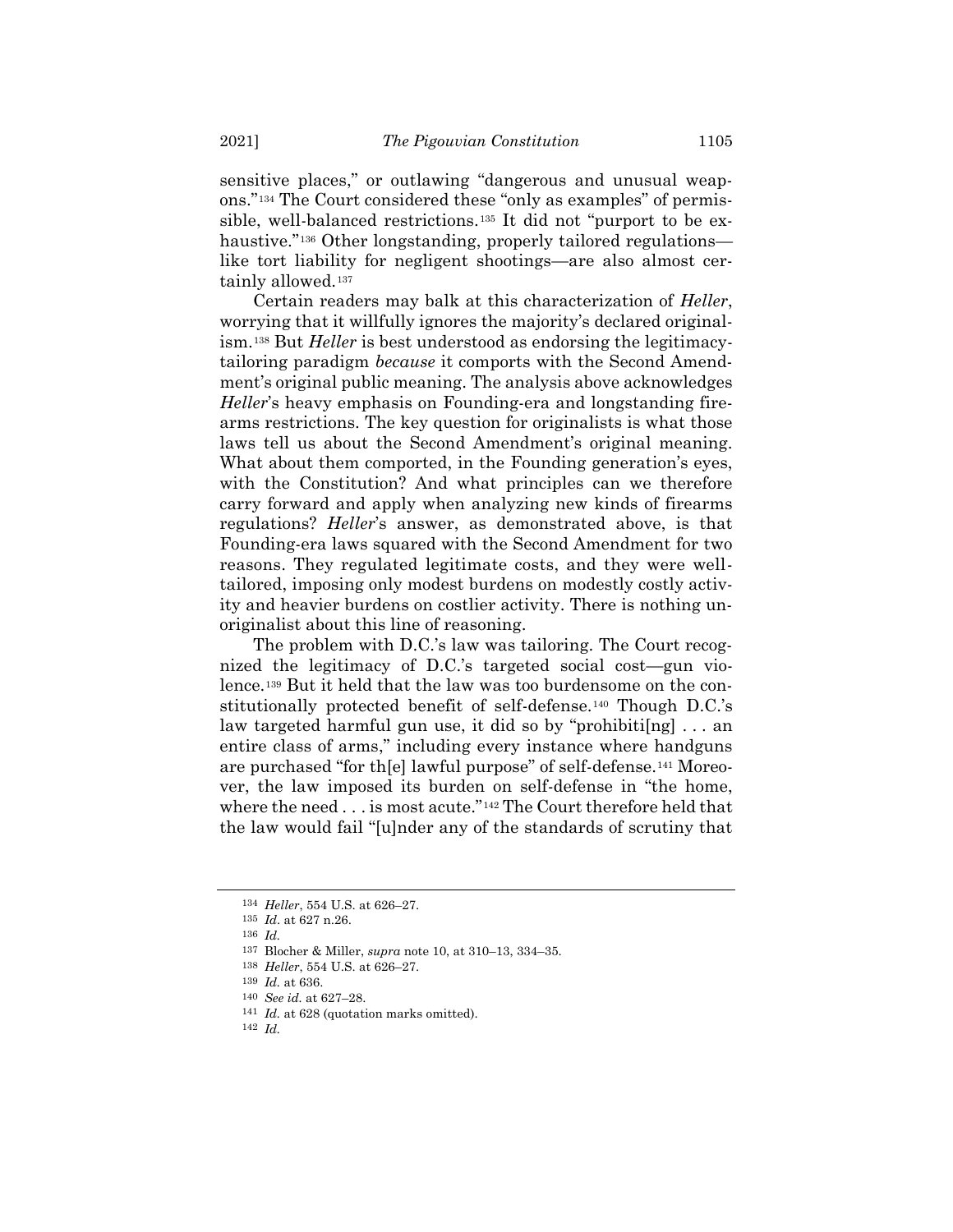sensitive places," or outlawing "dangerous and unusual weapons."[134] The Court considered these "only as examples" of permissible, well-balanced restrictions.[135] It did not "purport to be exhaustive."[136] Other longstanding, properly tailored regulations—like tort liability for negligent shootings—are also almost certainly allowed.[137]

Certain readers may balk at this characterization of *Heller*, worrying that it willfully ignores the majority's declared originalism.[138] But *Heller* is best understood as endorsing the legitimacy-tailoring paradigm *because* it comports with the Second Amendment's original public meaning. The analysis above acknowledges *Heller*'s heavy emphasis on Founding-era and longstanding firearms restrictions. The key question for originalists is what those laws tell us about the Second Amendment's original meaning. What about them comported, in the Founding generation's eyes, with the Constitution? And what principles can we therefore carry forward and apply when analyzing new kinds of firearms regulations? *Heller*'s answer, as demonstrated above, is that Founding-era laws squared with the Second Amendment for two reasons. They regulated legitimate costs, and they were well-tailored, imposing only modest burdens on modestly costly activity and heavier burdens on costlier activity. There is nothing unoriginalist about this line of reasoning.

The problem with D.C.'s law was tailoring. The Court recognized the legitimacy of D.C.'s targeted social cost—gun violence.[139] But it held that the law was too burdensome on the constitutionally protected benefit of self-defense.[140] Though D.C.'s law targeted harmful gun use, it did so by "prohibiti[ng] . . . an entire class of arms," including every instance where handguns are purchased "for th[e] lawful purpose" of self-defense.[141] Moreover, the law imposed its burden on self-defense in "the home, where the need . . . is most acute."[142] The Court therefore held that the law would fail "[u]nder any of the standards of scrutiny that

---

134 *Heller*, 554 U.S. at 626–27.

135 *Id*. at 627 n.26.

136 *Id.*

137 Blocher & Miller, *supra* note 10, at 310–13, 334–35.

138 *Heller*, 554 U.S. at 626–27.

139 *Id.* at 636.

140 *See id.* at 627–28.

141 *Id.* at 628 (quotation marks omitted).

142 *Id.*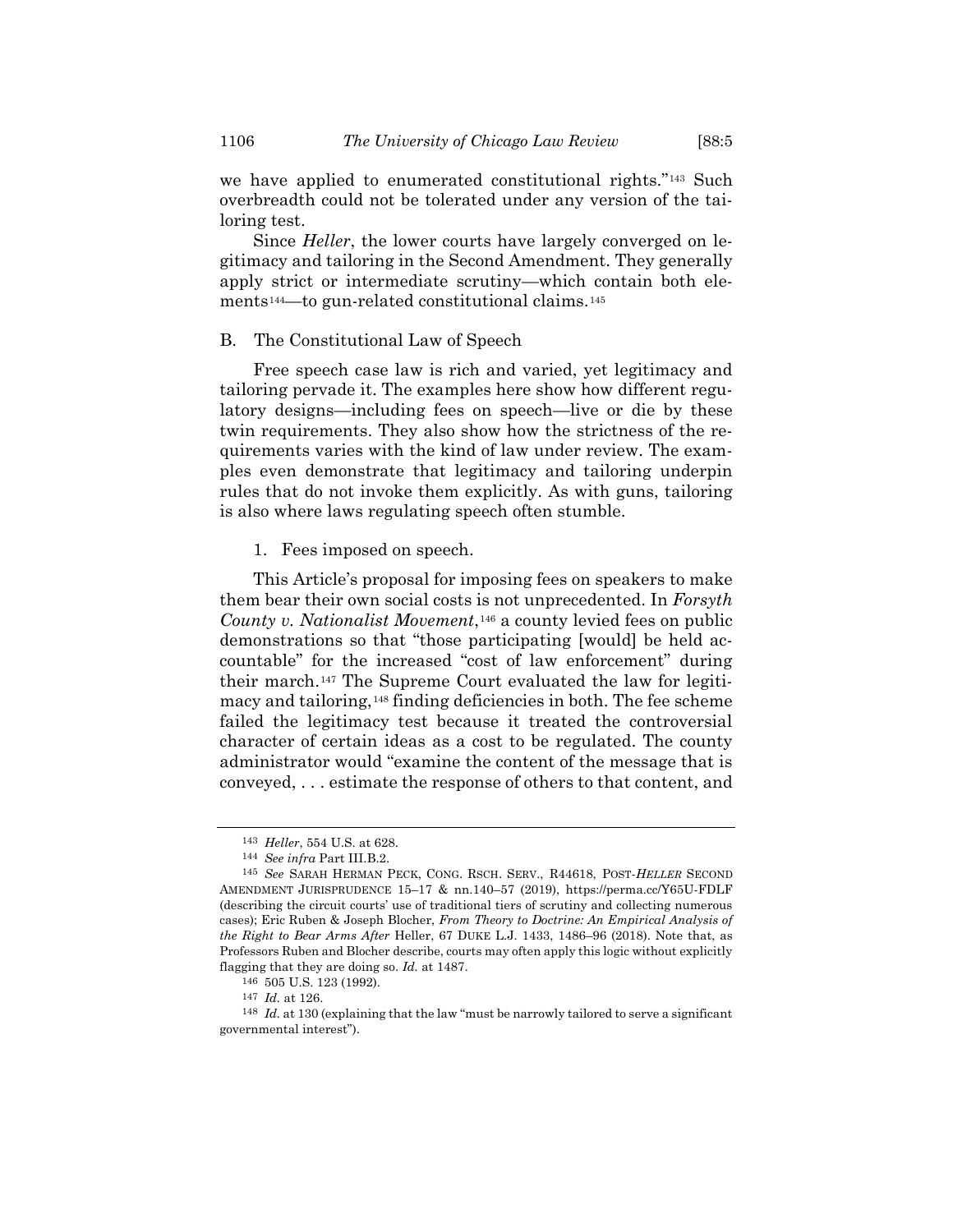we have applied to enumerated constitutional rights."[143] Such overbreadth could not be tolerated under any version of the tailoring test.

Since *Heller*, the lower courts have largely converged on legitimacy and tailoring in the Second Amendment. They generally apply strict or intermediate scrutiny—which contain both elements[144]—to gun-related constitutional claims.[145]

## B. The Constitutional Law of Speech

Free speech case law is rich and varied, yet legitimacy and tailoring pervade it. The examples here show how different regulatory designs—including fees on speech—live or die by these twin requirements. They also show how the strictness of the requirements varies with the kind of law under review. The examples even demonstrate that legitimacy and tailoring underpin rules that do not invoke them explicitly. As with guns, tailoring is also where laws regulating speech often stumble.

### 1. Fees imposed on speech.

This Article's proposal for imposing fees on speakers to make them bear their own social costs is not unprecedented. In *Forsyth County v. Nationalist Movement*,[146] a county levied fees on public demonstrations so that "those participating [would] be held accountable" for the increased "cost of law enforcement" during their march.[147] The Supreme Court evaluated the law for legitimacy and tailoring,[148] finding deficiencies in both. The fee scheme failed the legitimacy test because it treated the controversial character of certain ideas as a cost to be regulated. The county administrator would "examine the content of the message that is conveyed, . . . estimate the response of others to that content, and

---

[143] *Heller*, 554 U.S. at 628.

[144] *See infra* Part III.B.2.

[145] *See* SARAH HERMAN PECK, CONG. RSCH. SERV., R44618, POST-*HELLER* SECOND AMENDMENT JURISPRUDENCE 15–17 & nn.140–57 (2019), https://perma.cc/Y65U-FDLF (describing the circuit courts' use of traditional tiers of scrutiny and collecting numerous cases); Eric Ruben & Joseph Blocher, *From Theory to Doctrine: An Empirical Analysis of the Right to Bear Arms After* Heller, 67 DUKE L.J. 1433, 1486–96 (2018). Note that, as Professors Ruben and Blocher describe, courts may often apply this logic without explicitly flagging that they are doing so. *Id.* at 1487.

[146] 505 U.S. 123 (1992).

[147] *Id.* at 126.

[148] *Id.* at 130 (explaining that the law "must be narrowly tailored to serve a significant governmental interest").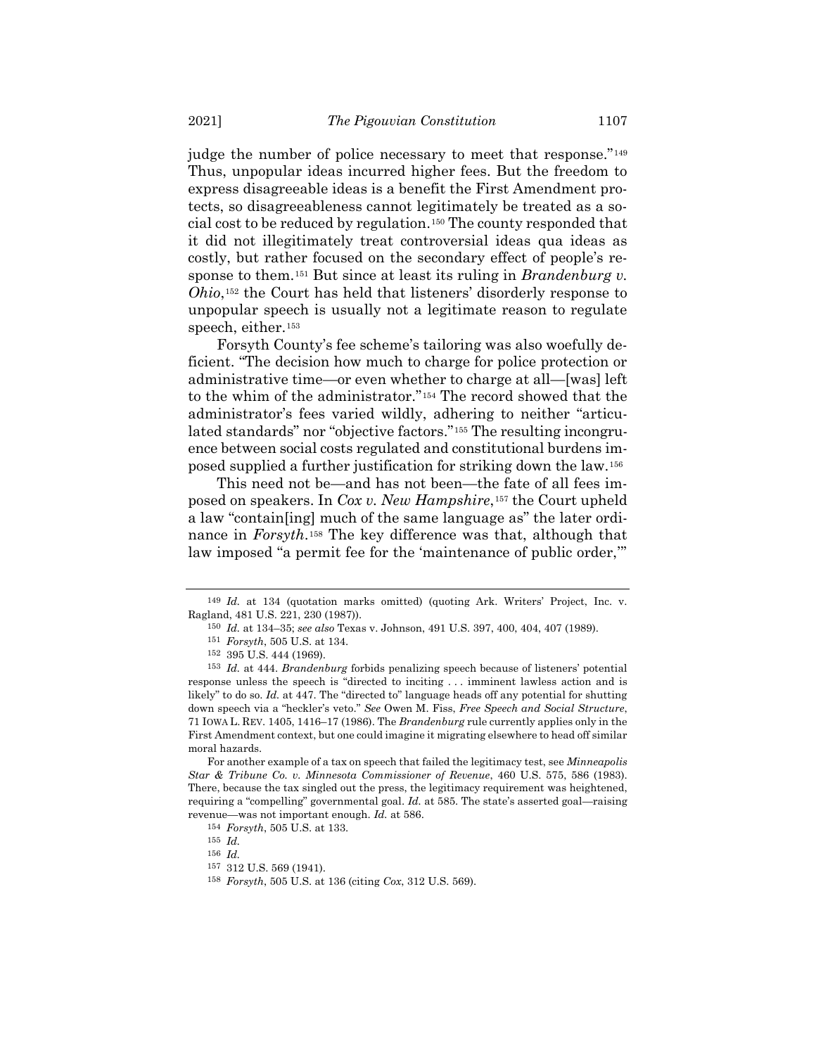judge the number of police necessary to meet that response."[149] Thus, unpopular ideas incurred higher fees. But the freedom to express disagreeable ideas is a benefit the First Amendment protects, so disagreeableness cannot legitimately be treated as a social cost to be reduced by regulation.[150] The county responded that it did not illegitimately treat controversial ideas qua ideas as costly, but rather focused on the secondary effect of people's response to them.[151] But since at least its ruling in *Brandenburg v. Ohio*,[152] the Court has held that listeners' disorderly response to unpopular speech is usually not a legitimate reason to regulate speech, either.[153]

Forsyth County's fee scheme's tailoring was also woefully deficient. "The decision how much to charge for police protection or administrative time—or even whether to charge at all—[was] left to the whim of the administrator."[154] The record showed that the administrator's fees varied wildly, adhering to neither "articulated standards" nor "objective factors."[155] The resulting incongruence between social costs regulated and constitutional burdens imposed supplied a further justification for striking down the law.[156]

This need not be—and has not been—the fate of all fees imposed on speakers. In *Cox v. New Hampshire*,[157] the Court upheld a law "contain[ing] much of the same language as" the later ordinance in *Forsyth*.[158] The key difference was that, although that law imposed "a permit fee for the 'maintenance of public order,'"

---

[149] *Id.* at 134 (quotation marks omitted) (quoting Ark. Writers' Project, Inc. v. Ragland, 481 U.S. 221, 230 (1987)).

[150] *Id.* at 134–35; *see also* Texas v. Johnson, 491 U.S. 397, 400, 404, 407 (1989).

[151] *Forsyth*, 505 U.S. at 134.

[152] 395 U.S. 444 (1969).

[153] *Id.* at 444. *Brandenburg* forbids penalizing speech because of listeners' potential response unless the speech is "directed to inciting . . . imminent lawless action and is likely" to do so. *Id.* at 447. The "directed to" language heads off any potential for shutting down speech via a "heckler's veto." *See* Owen M. Fiss, *Free Speech and Social Structure*, 71 IOWA L. REV. 1405, 1416–17 (1986). The *Brandenburg* rule currently applies only in the First Amendment context, but one could imagine it migrating elsewhere to head off similar moral hazards.

For another example of a tax on speech that failed the legitimacy test, see *Minneapolis Star & Tribune Co. v. Minnesota Commissioner of Revenue*, 460 U.S. 575, 586 (1983). There, because the tax singled out the press, the legitimacy requirement was heightened, requiring a "compelling" governmental goal. *Id.* at 585. The state's asserted goal—raising revenue—was not important enough. *Id.* at 586.

[154] *Forsyth*, 505 U.S. at 133.

[155] *Id.*

[156] *Id.*

[157] 312 U.S. 569 (1941).

[158] *Forsyth*, 505 U.S. at 136 (citing *Cox*, 312 U.S. 569).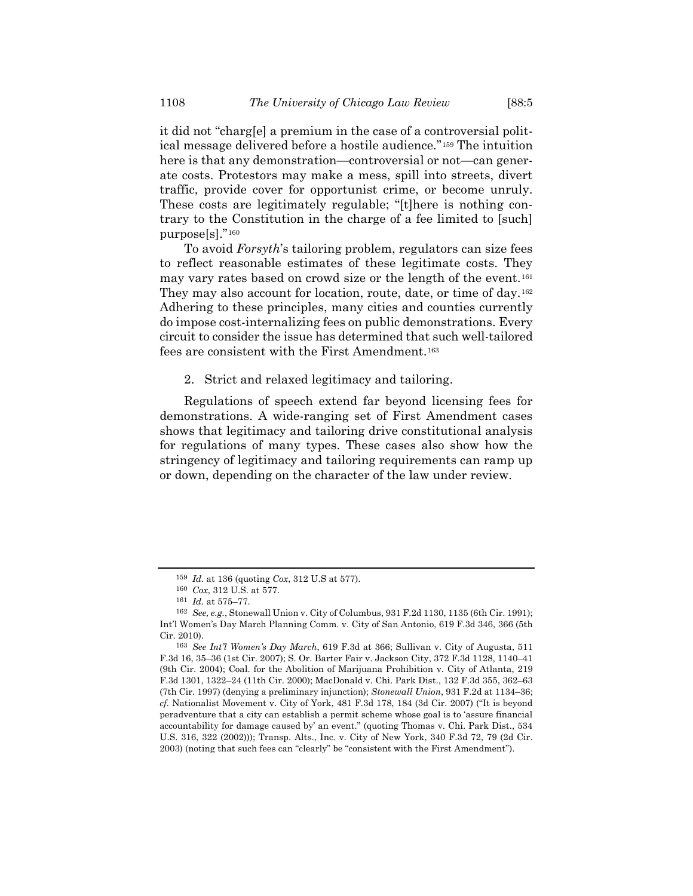it did not "charg[e] a premium in the case of a controversial political message delivered before a hostile audience."[159] The intuition here is that any demonstration—controversial or not—can generate costs. Protestors may make a mess, spill into streets, divert traffic, provide cover for opportunist crime, or become unruly. These costs are legitimately regulable; "[t]here is nothing contrary to the Constitution in the charge of a fee limited to [such] purpose[s]."[160]

To avoid *Forsyth*'s tailoring problem, regulators can size fees to reflect reasonable estimates of these legitimate costs. They may vary rates based on crowd size or the length of the event.[161] They may also account for location, route, date, or time of day.[162] Adhering to these principles, many cities and counties currently do impose cost-internalizing fees on public demonstrations. Every circuit to consider the issue has determined that such well-tailored fees are consistent with the First Amendment.[163]

2. Strict and relaxed legitimacy and tailoring.

Regulations of speech extend far beyond licensing fees for demonstrations. A wide-ranging set of First Amendment cases shows that legitimacy and tailoring drive constitutional analysis for regulations of many types. These cases also show how the stringency of legitimacy and tailoring requirements can ramp up or down, depending on the character of the law under review.

---

[159] *Id.* at 136 (quoting *Cox*, 312 U.S at 577).

[160] *Cox*, 312 U.S. at 577.

[161] *Id.* at 575–77.

[162] *See, e.g.*, Stonewall Union v. City of Columbus, 931 F.2d 1130, 1135 (6th Cir. 1991); Int'l Women's Day March Planning Comm. v. City of San Antonio, 619 F.3d 346, 366 (5th Cir. 2010).

[163] *See Int'l Women's Day March*, 619 F.3d at 366; Sullivan v. City of Augusta, 511 F.3d 16, 35–36 (1st Cir. 2007); S. Or. Barter Fair v. Jackson City, 372 F.3d 1128, 1140–41 (9th Cir. 2004); Coal. for the Abolition of Marijuana Prohibition v. City of Atlanta, 219 F.3d 1301, 1322–24 (11th Cir. 2000); MacDonald v. Chi. Park Dist., 132 F.3d 355, 362–63 (7th Cir. 1997) (denying a preliminary injunction); *Stonewall Union*, 931 F.2d at 1134–36; *cf.* Nationalist Movement v. City of York, 481 F.3d 178, 184 (3d Cir. 2007) ("It is beyond peradventure that a city can establish a permit scheme whose goal is to 'assure financial accountability for damage caused by' an event." (quoting Thomas v. Chi. Park Dist., 534 U.S. 316, 322 (2002))); Transp. Alts., Inc. v. City of New York, 340 F.3d 72, 79 (2d Cir. 2003) (noting that such fees can "clearly" be "consistent with the First Amendment").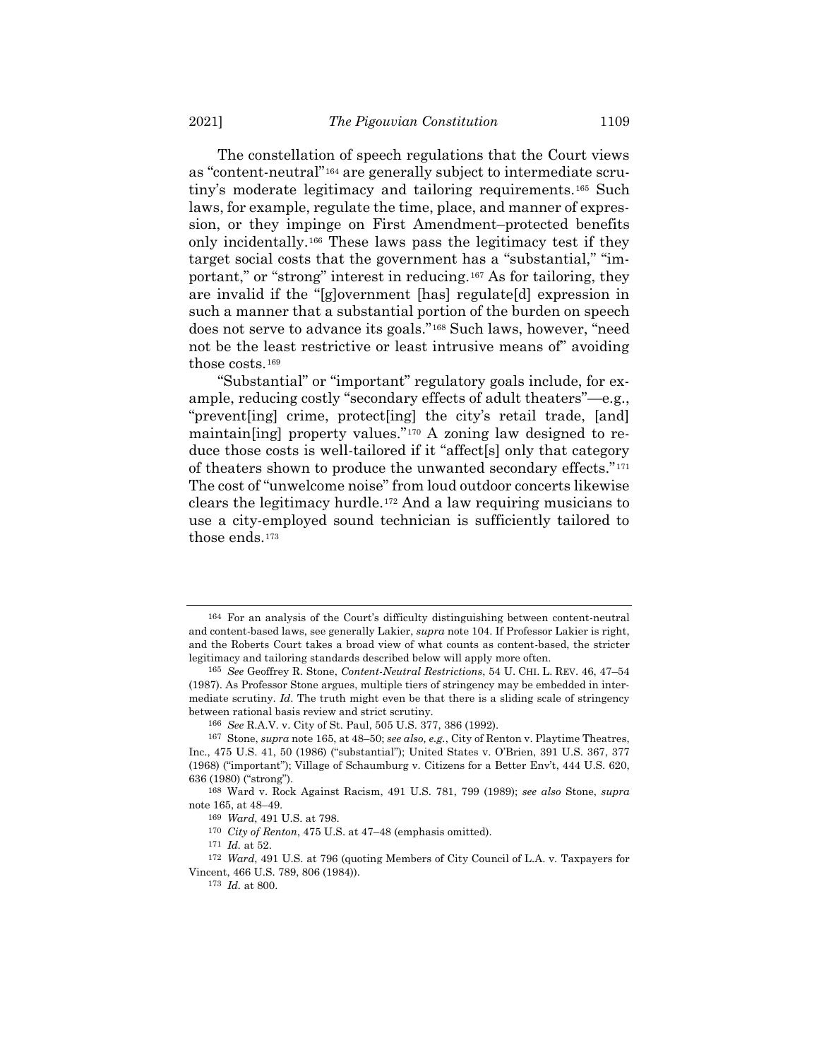The constellation of speech regulations that the Court views as "content-neutral"[164] are generally subject to intermediate scrutiny's moderate legitimacy and tailoring requirements.[165] Such laws, for example, regulate the time, place, and manner of expression, or they impinge on First Amendment–protected benefits only incidentally.[166] These laws pass the legitimacy test if they target social costs that the government has a "substantial," "important," or "strong" interest in reducing.[167] As for tailoring, they are invalid if the "[g]overnment [has] regulate[d] expression in such a manner that a substantial portion of the burden on speech does not serve to advance its goals."[168] Such laws, however, "need not be the least restrictive or least intrusive means of" avoiding those costs.[169]

"Substantial" or "important" regulatory goals include, for example, reducing costly "secondary effects of adult theaters"—e.g., "prevent[ing] crime, protect[ing] the city's retail trade, [and] maintain[ing] property values."[170] A zoning law designed to reduce those costs is well-tailored if it "affect[s] only that category of theaters shown to produce the unwanted secondary effects."[171] The cost of "unwelcome noise" from loud outdoor concerts likewise clears the legitimacy hurdle.[172] And a law requiring musicians to use a city-employed sound technician is sufficiently tailored to those ends.[173]

---

[164] For an analysis of the Court's difficulty distinguishing between content-neutral and content-based laws, see generally Lakier, *supra* note 104. If Professor Lakier is right, and the Roberts Court takes a broad view of what counts as content-based, the stricter legitimacy and tailoring standards described below will apply more often.

[165] *See* Geoffrey R. Stone, *Content-Neutral Restrictions*, 54 U. CHI. L. REV. 46, 47–54 (1987). As Professor Stone argues, multiple tiers of stringency may be embedded in intermediate scrutiny. *Id*. The truth might even be that there is a sliding scale of stringency between rational basis review and strict scrutiny.

[166] *See* R.A.V. v. City of St. Paul, 505 U.S. 377, 386 (1992).

[167] Stone, *supra* note 165, at 48–50; *see also, e.g.*, City of Renton v. Playtime Theatres, Inc., 475 U.S. 41, 50 (1986) ("substantial"); United States v. O'Brien, 391 U.S. 367, 377 (1968) ("important"); Village of Schaumburg v. Citizens for a Better Env't, 444 U.S. 620, 636 (1980) ("strong").

[168] Ward v. Rock Against Racism, 491 U.S. 781, 799 (1989); *see also* Stone, *supra* note 165, at 48–49.

[169] *Ward*, 491 U.S. at 798.

[170] *City of Renton*, 475 U.S. at 47–48 (emphasis omitted).

[171] *Id.* at 52.

[172] *Ward*, 491 U.S. at 796 (quoting Members of City Council of L.A. v. Taxpayers for Vincent, 466 U.S. 789, 806 (1984)).

[173] *Id.* at 800.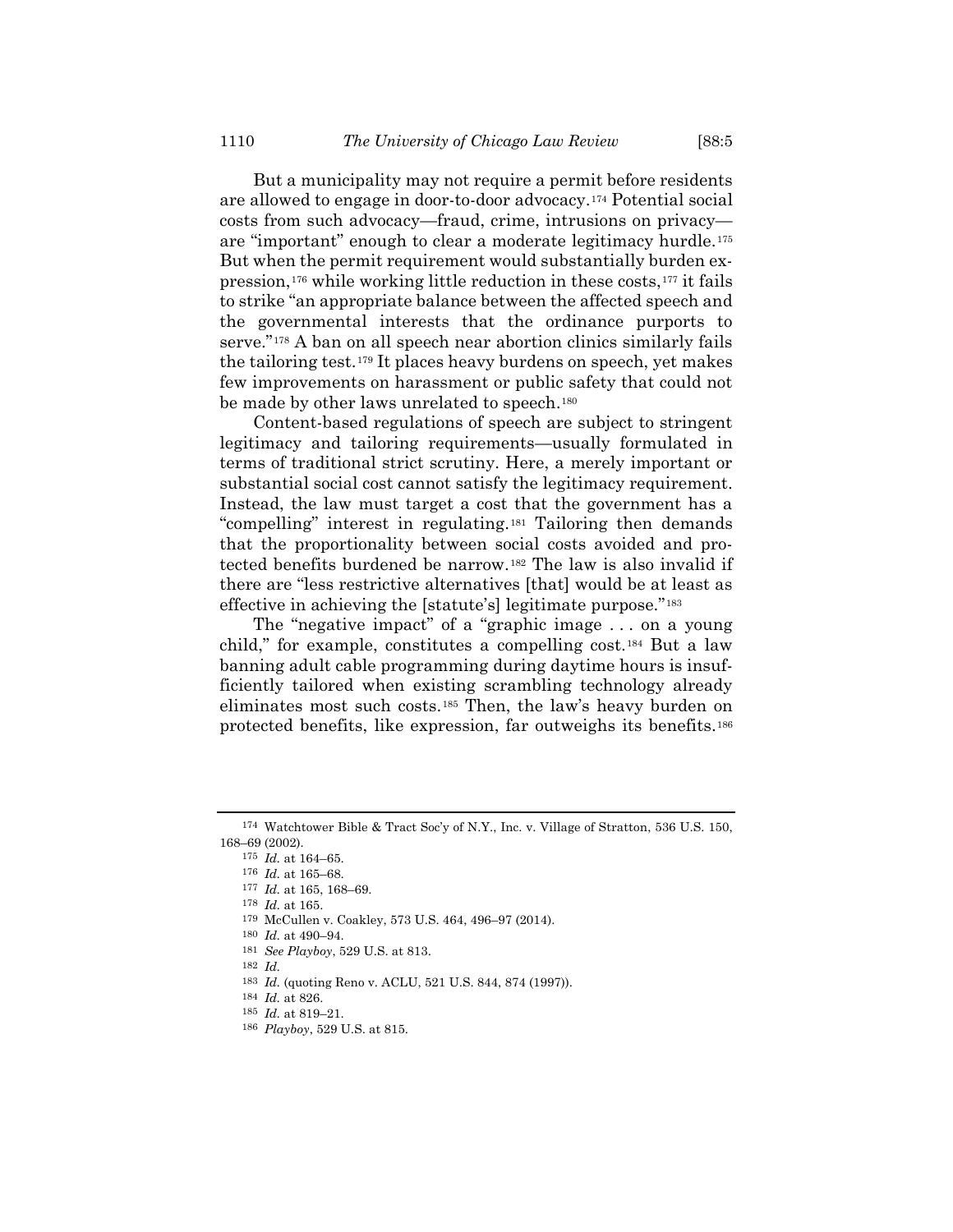But a municipality may not require a permit before residents are allowed to engage in door-to-door advocacy.[174] Potential social costs from such advocacy—fraud, crime, intrusions on privacy—are "important" enough to clear a moderate legitimacy hurdle.[175] But when the permit requirement would substantially burden expression,[176] while working little reduction in these costs,[177] it fails to strike "an appropriate balance between the affected speech and the governmental interests that the ordinance purports to serve."[178] A ban on all speech near abortion clinics similarly fails the tailoring test.[179] It places heavy burdens on speech, yet makes few improvements on harassment or public safety that could not be made by other laws unrelated to speech.[180]

Content-based regulations of speech are subject to stringent legitimacy and tailoring requirements—usually formulated in terms of traditional strict scrutiny. Here, a merely important or substantial social cost cannot satisfy the legitimacy requirement. Instead, the law must target a cost that the government has a "compelling" interest in regulating.[181] Tailoring then demands that the proportionality between social costs avoided and protected benefits burdened be narrow.[182] The law is also invalid if there are "less restrictive alternatives [that] would be at least as effective in achieving the [statute's] legitimate purpose."[183]

The "negative impact" of a "graphic image . . . on a young child," for example, constitutes a compelling cost.[184] But a law banning adult cable programming during daytime hours is insufficiently tailored when existing scrambling technology already eliminates most such costs.[185] Then, the law's heavy burden on protected benefits, like expression, far outweighs its benefits.[186]

---

[174] Watchtower Bible & Tract Soc'y of N.Y., Inc. v. Village of Stratton, 536 U.S. 150, 168–69 (2002).

[175] *Id.* at 164–65.

[176] *Id.* at 165–68.

[177] *Id.* at 165, 168–69.

[178] *Id.* at 165.

[179] McCullen v. Coakley, 573 U.S. 464, 496–97 (2014).

[180] *Id.* at 490–94.

[181] *See Playboy*, 529 U.S. at 813.

[182] *Id.*

[183] *Id.* (quoting Reno v. ACLU, 521 U.S. 844, 874 (1997)).

[184] *Id.* at 826.

[185] *Id.* at 819–21.

[186] *Playboy*, 529 U.S. at 815.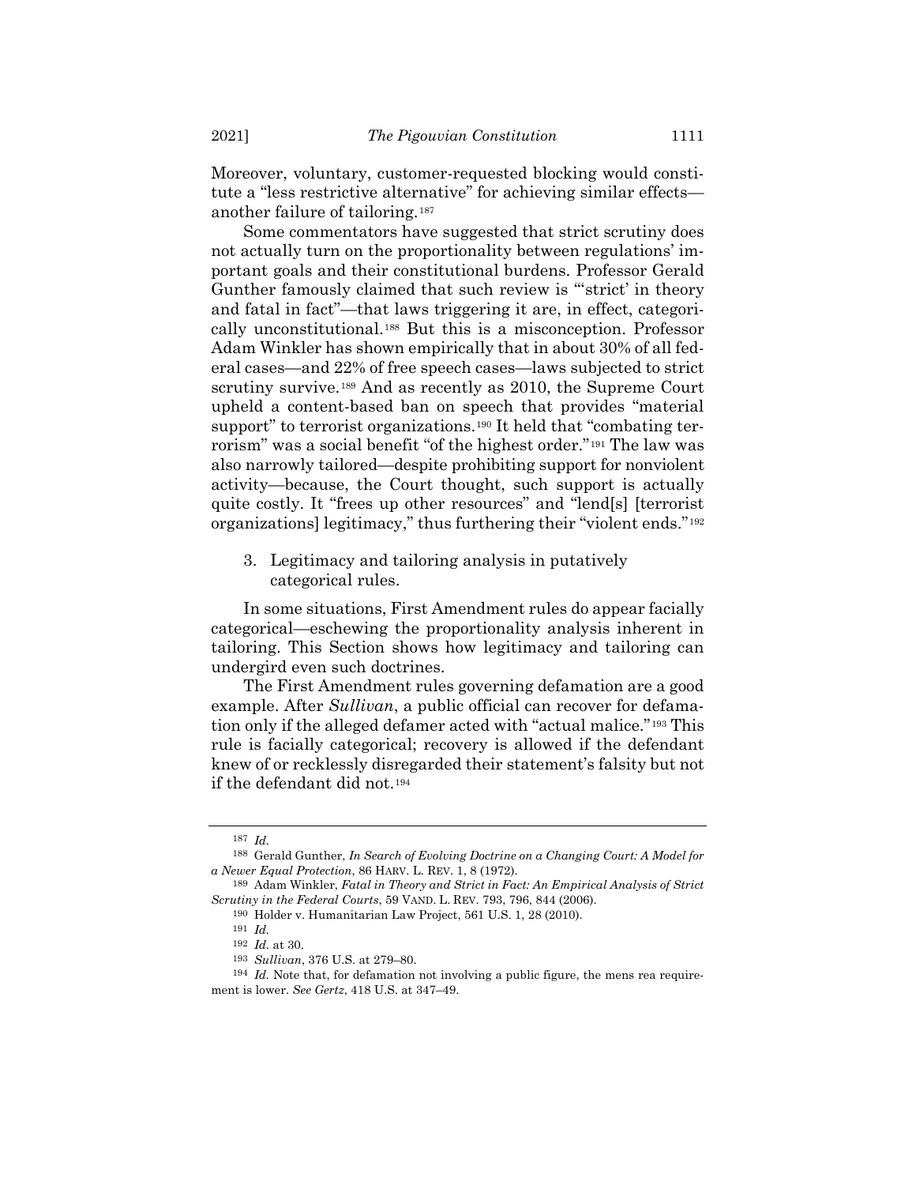Moreover, voluntary, customer-requested blocking would constitute a "less restrictive alternative" for achieving similar effects—another failure of tailoring.[187]

Some commentators have suggested that strict scrutiny does not actually turn on the proportionality between regulations' important goals and their constitutional burdens. Professor Gerald Gunther famously claimed that such review is "'strict' in theory and fatal in fact"—that laws triggering it are, in effect, categorically unconstitutional.[188] But this is a misconception. Professor Adam Winkler has shown empirically that in about 30% of all federal cases—and 22% of free speech cases—laws subjected to strict scrutiny survive.[189] And as recently as 2010, the Supreme Court upheld a content-based ban on speech that provides "material support" to terrorist organizations.[190] It held that "combating terrorism" was a social benefit "of the highest order."[191] The law was also narrowly tailored—despite prohibiting support for nonviolent activity—because, the Court thought, such support is actually quite costly. It "frees up other resources" and "lend[s] [terrorist organizations] legitimacy," thus furthering their "violent ends."[192]

3. Legitimacy and tailoring analysis in putatively categorical rules.

In some situations, First Amendment rules do appear facially categorical—eschewing the proportionality analysis inherent in tailoring. This Section shows how legitimacy and tailoring can undergird even such doctrines.

The First Amendment rules governing defamation are a good example. After *Sullivan*, a public official can recover for defamation only if the alleged defamer acted with "actual malice."[193] This rule is facially categorical; recovery is allowed if the defendant knew of or recklessly disregarded their statement's falsity but not if the defendant did not.[194]

---

[187] *Id.*

[188] Gerald Gunther, *In Search of Evolving Doctrine on a Changing Court: A Model for a Newer Equal Protection*, 86 HARV. L. REV. 1, 8 (1972).

[189] Adam Winkler, *Fatal in Theory and Strict in Fact: An Empirical Analysis of Strict Scrutiny in the Federal Courts*, 59 VAND. L. REV. 793, 796, 844 (2006).

[190] Holder v. Humanitarian Law Project, 561 U.S. 1, 28 (2010).

[191] *Id.*

[192] *Id.* at 30.

[193] *Sullivan*, 376 U.S. at 279–80.

[194] *Id.* Note that, for defamation not involving a public figure, the mens rea requirement is lower. *See Gertz*, 418 U.S. at 347–49.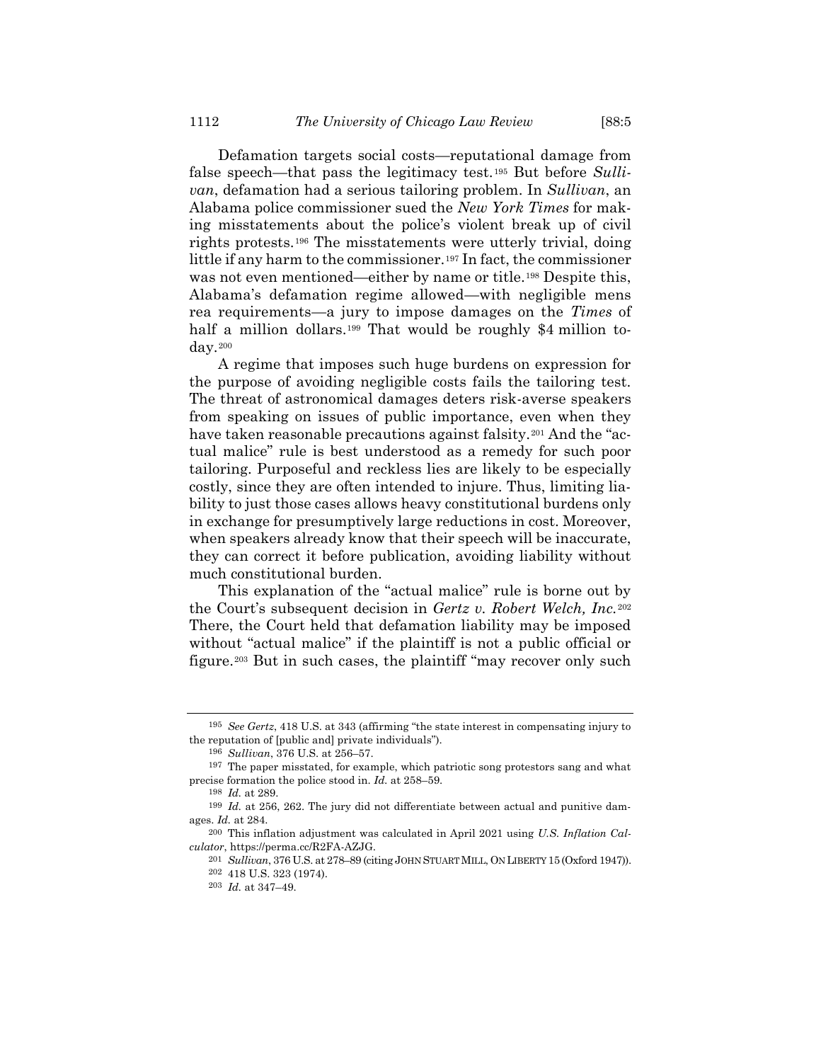Defamation targets social costs—reputational damage from false speech—that pass the legitimacy test.[195] But before *Sullivan*, defamation had a serious tailoring problem. In *Sullivan*, an Alabama police commissioner sued the *New York Times* for making misstatements about the police's violent break up of civil rights protests.[196] The misstatements were utterly trivial, doing little if any harm to the commissioner.[197] In fact, the commissioner was not even mentioned—either by name or title.[198] Despite this, Alabama's defamation regime allowed—with negligible mens rea requirements—a jury to impose damages on the *Times* of half a million dollars.[199] That would be roughly $4 million today.[200]

A regime that imposes such huge burdens on expression for the purpose of avoiding negligible costs fails the tailoring test. The threat of astronomical damages deters risk-averse speakers from speaking on issues of public importance, even when they have taken reasonable precautions against falsity.[201] And the "actual malice" rule is best understood as a remedy for such poor tailoring. Purposeful and reckless lies are likely to be especially costly, since they are often intended to injure. Thus, limiting liability to just those cases allows heavy constitutional burdens only in exchange for presumptively large reductions in cost. Moreover, when speakers already know that their speech will be inaccurate, they can correct it before publication, avoiding liability without much constitutional burden.

This explanation of the "actual malice" rule is borne out by the Court's subsequent decision in *Gertz v. Robert Welch, Inc.*[202] There, the Court held that defamation liability may be imposed without "actual malice" if the plaintiff is not a public official or figure.[203] But in such cases, the plaintiff "may recover only such

---

[195] *See Gertz*, 418 U.S. at 343 (affirming "the state interest in compensating injury to the reputation of [public and] private individuals").

[196] *Sullivan*, 376 U.S. at 256–57.

[197] The paper misstated, for example, which patriotic song protestors sang and what precise formation the police stood in. *Id.* at 258–59.

[198] *Id.* at 289.

[199] *Id.* at 256, 262. The jury did not differentiate between actual and punitive damages. *Id.* at 284.

[200] This inflation adjustment was calculated in April 2021 using *U.S. Inflation Calculator*, https://perma.cc/R2FA-AZJG.

[201] *Sullivan*, 376 U.S. at 278–89 (citing JOHN STUART MILL, ON LIBERTY 15 (Oxford 1947)).

[202] 418 U.S. 323 (1974).

[203] *Id.* at 347–49.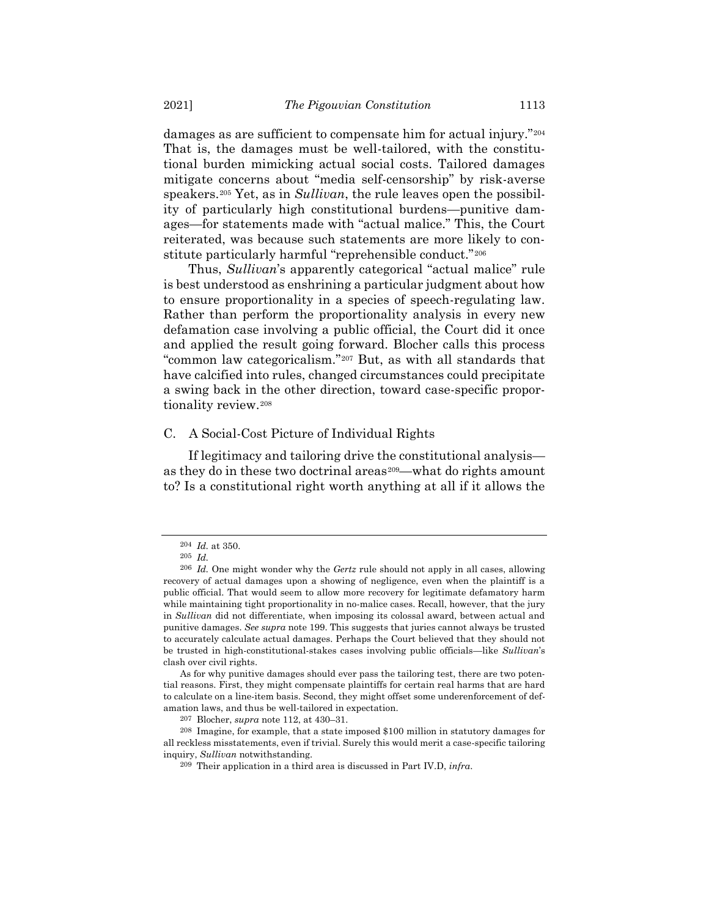damages as are sufficient to compensate him for actual injury."[204] That is, the damages must be well-tailored, with the constitutional burden mimicking actual social costs. Tailored damages mitigate concerns about "media self-censorship" by risk-averse speakers.[205] Yet, as in *Sullivan*, the rule leaves open the possibility of particularly high constitutional burdens—punitive damages—for statements made with "actual malice." This, the Court reiterated, was because such statements are more likely to constitute particularly harmful "reprehensible conduct."[206]

Thus, *Sullivan*'s apparently categorical "actual malice" rule is best understood as enshrining a particular judgment about how to ensure proportionality in a species of speech-regulating law. Rather than perform the proportionality analysis in every new defamation case involving a public official, the Court did it once and applied the result going forward. Blocher calls this process "common law categoricalism."[207] But, as with all standards that have calcified into rules, changed circumstances could precipitate a swing back in the other direction, toward case-specific proportionality review.[208]

### C. A Social-Cost Picture of Individual Rights

If legitimacy and tailoring drive the constitutional analysis—as they do in these two doctrinal areas[209]—what do rights amount to? Is a constitutional right worth anything at all if it allows the

---

[204] *Id.* at 350.

[205] *Id.*

[206] *Id.* One might wonder why the *Gertz* rule should not apply in all cases, allowing recovery of actual damages upon a showing of negligence, even when the plaintiff is a public official. That would seem to allow more recovery for legitimate defamatory harm while maintaining tight proportionality in no-malice cases. Recall, however, that the jury in *Sullivan* did not differentiate, when imposing its colossal award, between actual and punitive damages. *See supra* note 199. This suggests that juries cannot always be trusted to accurately calculate actual damages. Perhaps the Court believed that they should not be trusted in high-constitutional-stakes cases involving public officials—like *Sullivan*'s clash over civil rights.

As for why punitive damages should ever pass the tailoring test, there are two potential reasons. First, they might compensate plaintiffs for certain real harms that are hard to calculate on a line-item basis. Second, they might offset some underenforcement of defamation laws, and thus be well-tailored in expectation.

[207] Blocher, *supra* note 112, at 430–31.

[208] Imagine, for example, that a state imposed $100 million in statutory damages for all reckless misstatements, even if trivial. Surely this would merit a case-specific tailoring inquiry, *Sullivan* notwithstanding.

[209] Their application in a third area is discussed in Part IV.D, *infra*.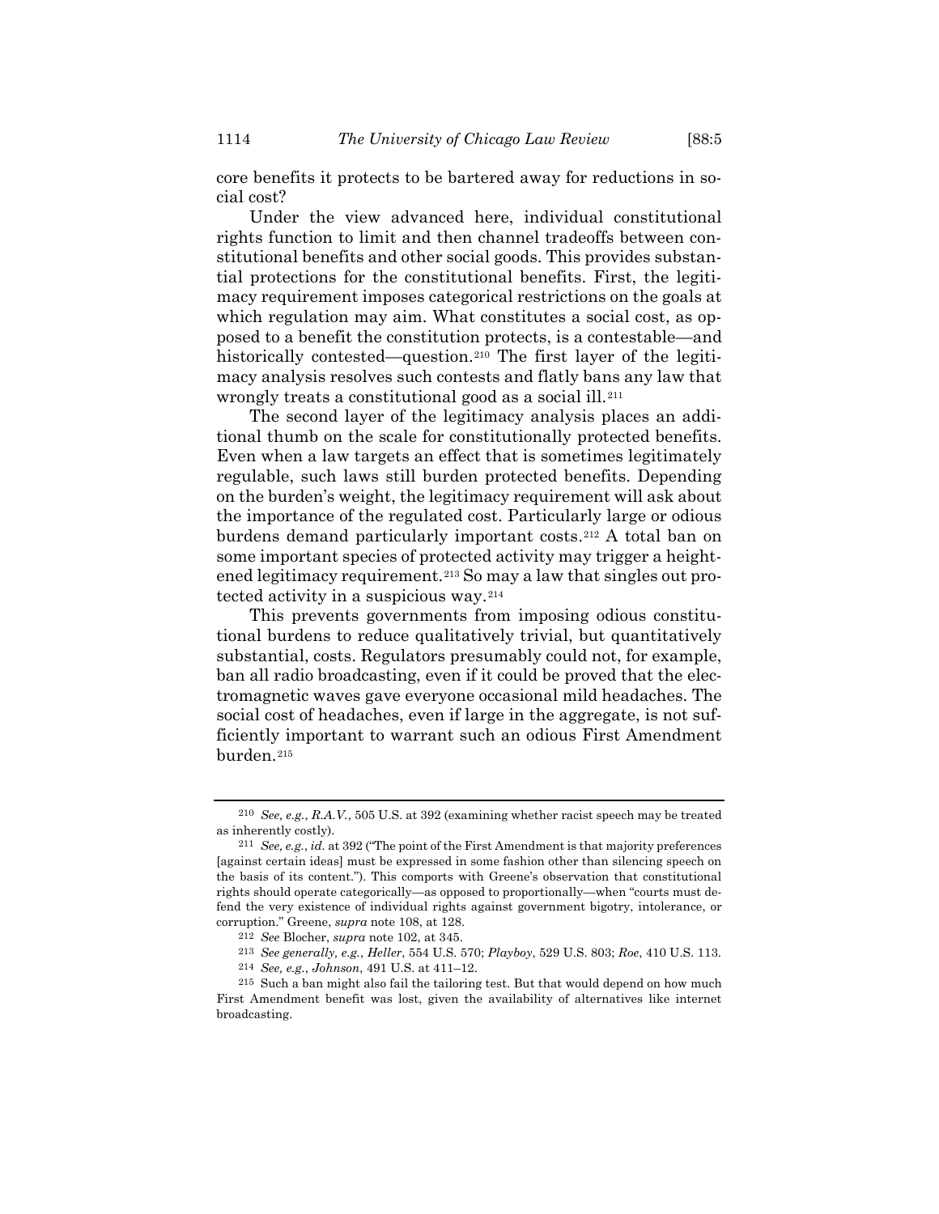core benefits it protects to be bartered away for reductions in social cost?

Under the view advanced here, individual constitutional rights function to limit and then channel tradeoffs between constitutional benefits and other social goods. This provides substantial protections for the constitutional benefits. First, the legitimacy requirement imposes categorical restrictions on the goals at which regulation may aim. What constitutes a social cost, as opposed to a benefit the constitution protects, is a contestable—and historically contested—question.[210] The first layer of the legitimacy analysis resolves such contests and flatly bans any law that wrongly treats a constitutional good as a social ill.[211]

The second layer of the legitimacy analysis places an additional thumb on the scale for constitutionally protected benefits. Even when a law targets an effect that is sometimes legitimately regulable, such laws still burden protected benefits. Depending on the burden's weight, the legitimacy requirement will ask about the importance of the regulated cost. Particularly large or odious burdens demand particularly important costs.[212] A total ban on some important species of protected activity may trigger a heightened legitimacy requirement.[213] So may a law that singles out protected activity in a suspicious way.[214]

This prevents governments from imposing odious constitutional burdens to reduce qualitatively trivial, but quantitatively substantial, costs. Regulators presumably could not, for example, ban all radio broadcasting, even if it could be proved that the electromagnetic waves gave everyone occasional mild headaches. The social cost of headaches, even if large in the aggregate, is not sufficiently important to warrant such an odious First Amendment burden.[215]

---

[210] *See, e.g.*, *R.A.V.*, 505 U.S. at 392 (examining whether racist speech may be treated as inherently costly).

[211] *See, e.g.*, *id.* at 392 ("The point of the First Amendment is that majority preferences [against certain ideas] must be expressed in some fashion other than silencing speech on the basis of its content."). This comports with Greene's observation that constitutional rights should operate categorically—as opposed to proportionally—when "courts must defend the very existence of individual rights against government bigotry, intolerance, or corruption." Greene, *supra* note 108, at 128.

[212] *See* Blocher, *supra* note 102, at 345.

[213] *See generally, e.g.*, *Heller*, 554 U.S. 570; *Playboy*, 529 U.S. 803; *Roe*, 410 U.S. 113.

[214] *See, e.g.*, *Johnson*, 491 U.S. at 411–12.

[215] Such a ban might also fail the tailoring test. But that would depend on how much First Amendment benefit was lost, given the availability of alternatives like internet broadcasting.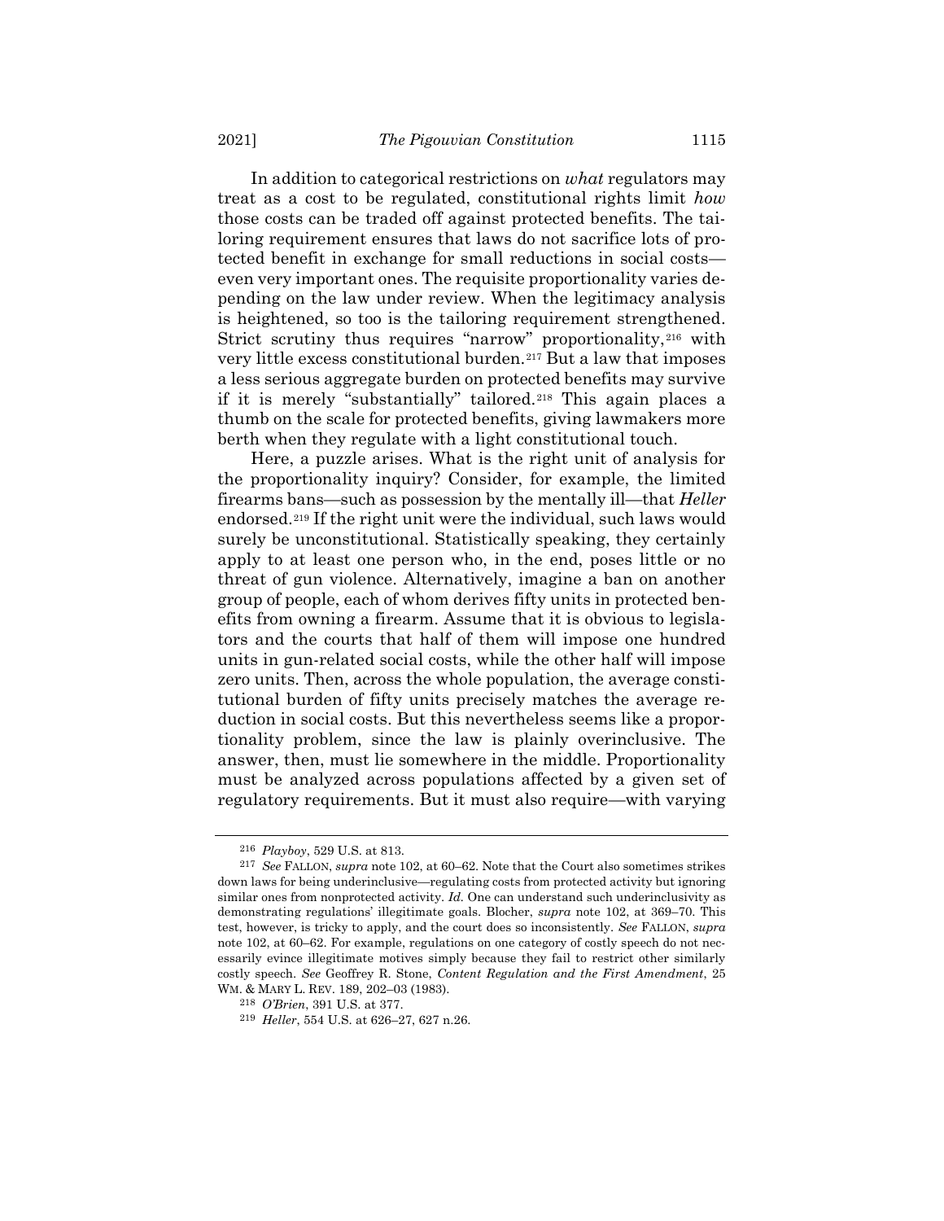In addition to categorical restrictions on *what* regulators may treat as a cost to be regulated, constitutional rights limit *how* those costs can be traded off against protected benefits. The tailoring requirement ensures that laws do not sacrifice lots of protected benefit in exchange for small reductions in social costs—even very important ones. The requisite proportionality varies depending on the law under review. When the legitimacy analysis is heightened, so too is the tailoring requirement strengthened. Strict scrutiny thus requires "narrow" proportionality,[216] with very little excess constitutional burden.[217] But a law that imposes a less serious aggregate burden on protected benefits may survive if it is merely "substantially" tailored.[218] This again places a thumb on the scale for protected benefits, giving lawmakers more berth when they regulate with a light constitutional touch.

Here, a puzzle arises. What is the right unit of analysis for the proportionality inquiry? Consider, for example, the limited firearms bans—such as possession by the mentally ill—that *Heller* endorsed.[219] If the right unit were the individual, such laws would surely be unconstitutional. Statistically speaking, they certainly apply to at least one person who, in the end, poses little or no threat of gun violence. Alternatively, imagine a ban on another group of people, each of whom derives fifty units in protected benefits from owning a firearm. Assume that it is obvious to legislators and the courts that half of them will impose one hundred units in gun-related social costs, while the other half will impose zero units. Then, across the whole population, the average constitutional burden of fifty units precisely matches the average reduction in social costs. But this nevertheless seems like a proportionality problem, since the law is plainly overinclusive. The answer, then, must lie somewhere in the middle. Proportionality must be analyzed across populations affected by a given set of regulatory requirements. But it must also require—with varying

---

[216] *Playboy*, 529 U.S. at 813.

[217] *See* FALLON, *supra* note 102, at 60–62. Note that the Court also sometimes strikes down laws for being underinclusive—regulating costs from protected activity but ignoring similar ones from nonprotected activity. *Id.* One can understand such underinclusivity as demonstrating regulations' illegitimate goals. Blocher, *supra* note 102, at 369–70. This test, however, is tricky to apply, and the court does so inconsistently. *See* FALLON, *supra* note 102, at 60–62. For example, regulations on one category of costly speech do not necessarily evince illegitimate motives simply because they fail to restrict other similarly costly speech. *See* Geoffrey R. Stone, *Content Regulation and the First Amendment*, 25 WM. & MARY L. REV. 189, 202–03 (1983).

[218] *O'Brien*, 391 U.S. at 377.

[219] *Heller*, 554 U.S. at 626–27, 627 n.26.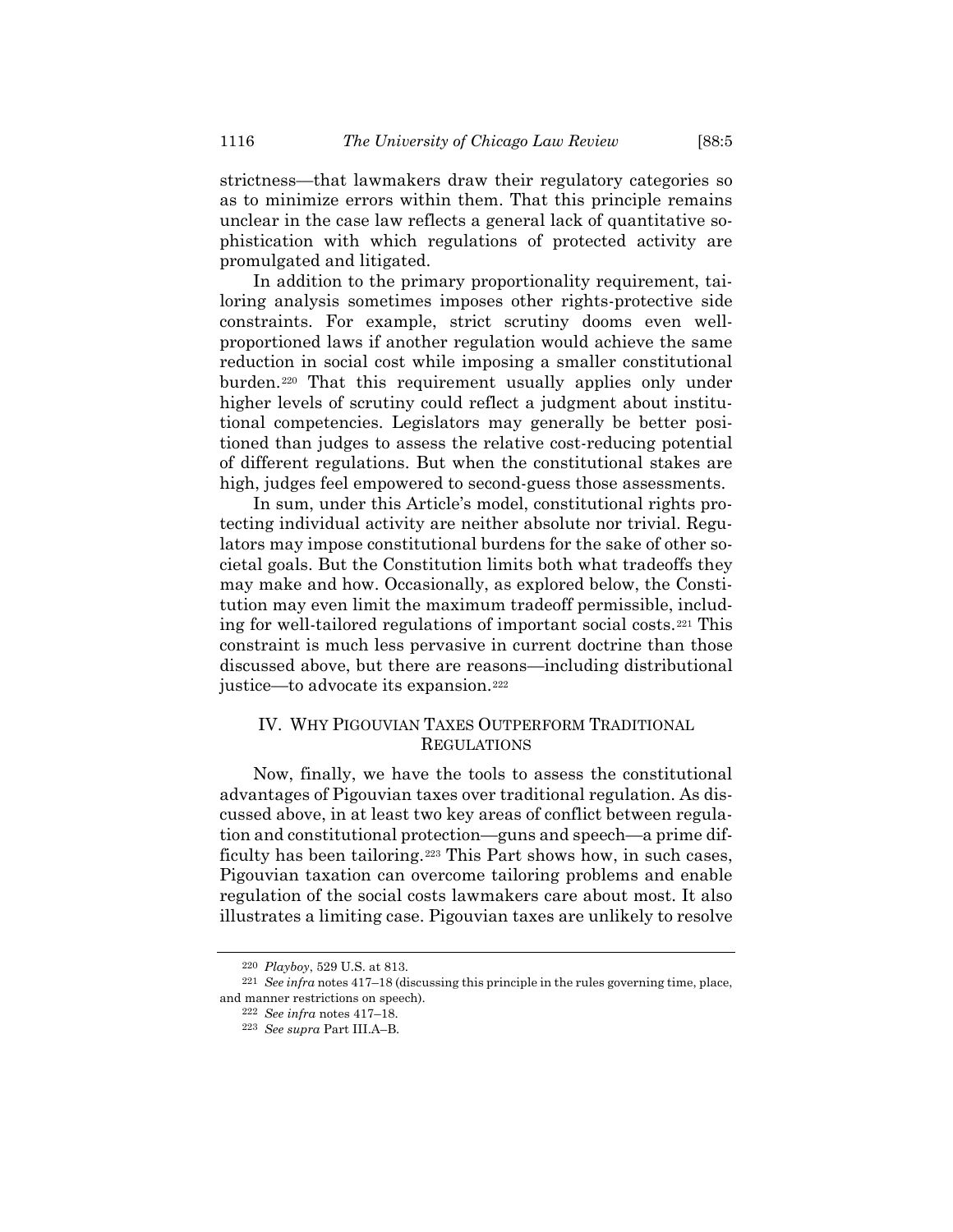strictness—that lawmakers draw their regulatory categories so as to minimize errors within them. That this principle remains unclear in the case law reflects a general lack of quantitative sophistication with which regulations of protected activity are promulgated and litigated.

In addition to the primary proportionality requirement, tailoring analysis sometimes imposes other rights-protective side constraints. For example, strict scrutiny dooms even well-proportioned laws if another regulation would achieve the same reduction in social cost while imposing a smaller constitutional burden.[220] That this requirement usually applies only under higher levels of scrutiny could reflect a judgment about institutional competencies. Legislators may generally be better positioned than judges to assess the relative cost-reducing potential of different regulations. But when the constitutional stakes are high, judges feel empowered to second-guess those assessments.

In sum, under this Article's model, constitutional rights protecting individual activity are neither absolute nor trivial. Regulators may impose constitutional burdens for the sake of other societal goals. But the Constitution limits both what tradeoffs they may make and how. Occasionally, as explored below, the Constitution may even limit the maximum tradeoff permissible, including for well-tailored regulations of important social costs.[221] This constraint is much less pervasive in current doctrine than those discussed above, but there are reasons—including distributional justice—to advocate its expansion.[222]

## IV. WHY PIGOUVIAN TAXES OUTPERFORM TRADITIONAL REGULATIONS

Now, finally, we have the tools to assess the constitutional advantages of Pigouvian taxes over traditional regulation. As discussed above, in at least two key areas of conflict between regulation and constitutional protection—guns and speech—a prime difficulty has been tailoring.[223] This Part shows how, in such cases, Pigouvian taxation can overcome tailoring problems and enable regulation of the social costs lawmakers care about most. It also illustrates a limiting case. Pigouvian taxes are unlikely to resolve

---

[220] *Playboy*, 529 U.S. at 813.

[221] *See infra* notes 417–18 (discussing this principle in the rules governing time, place, and manner restrictions on speech).

[222] *See infra* notes 417–18.

[223] *See supra* Part III.A–B.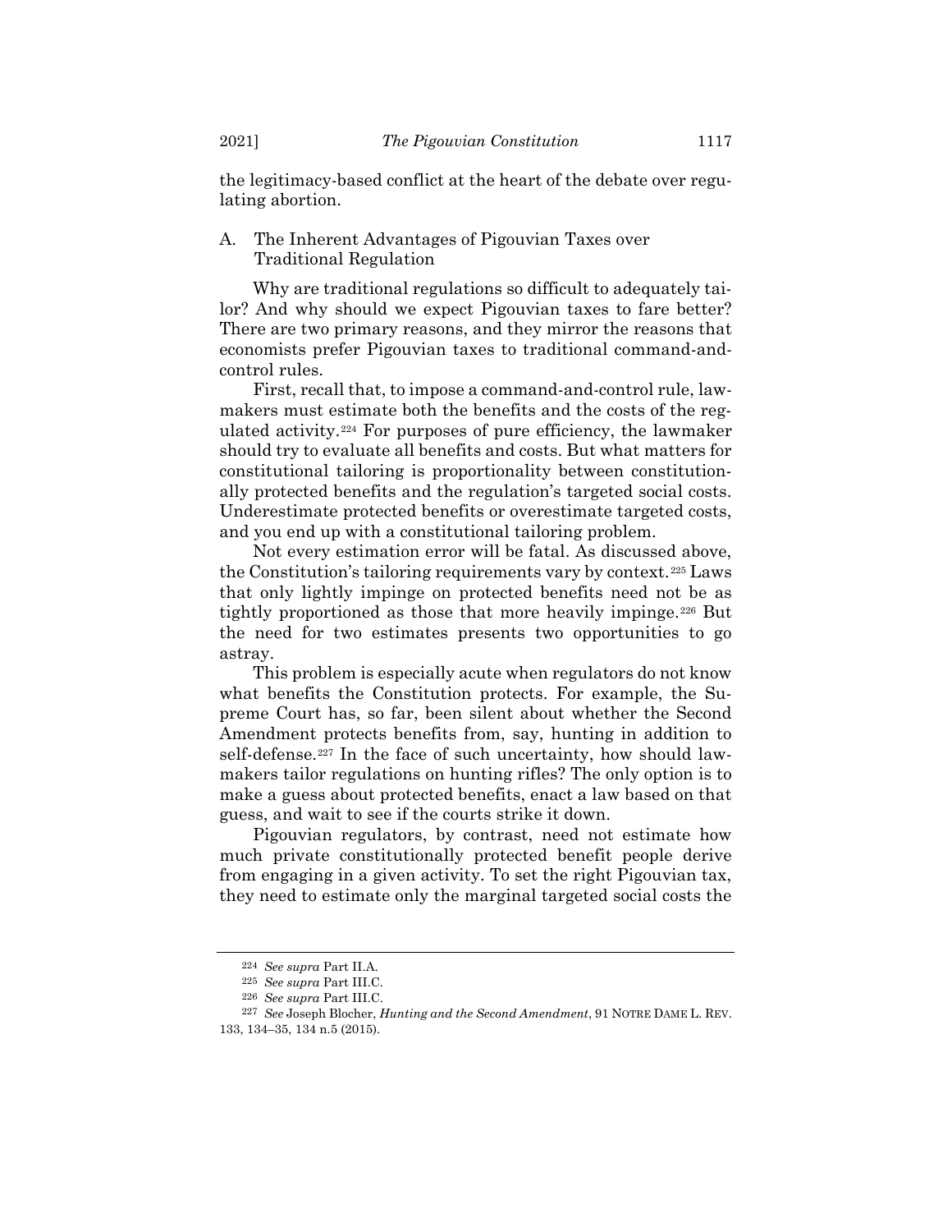the legitimacy-based conflict at the heart of the debate over regulating abortion.

### A. The Inherent Advantages of Pigouvian Taxes over Traditional Regulation

Why are traditional regulations so difficult to adequately tailor? And why should we expect Pigouvian taxes to fare better? There are two primary reasons, and they mirror the reasons that economists prefer Pigouvian taxes to traditional command-and-control rules.

First, recall that, to impose a command-and-control rule, lawmakers must estimate both the benefits and the costs of the regulated activity.[224] For purposes of pure efficiency, the lawmaker should try to evaluate all benefits and costs. But what matters for constitutional tailoring is proportionality between constitutionally protected benefits and the regulation's targeted social costs. Underestimate protected benefits or overestimate targeted costs, and you end up with a constitutional tailoring problem.

Not every estimation error will be fatal. As discussed above, the Constitution's tailoring requirements vary by context.[225] Laws that only lightly impinge on protected benefits need not be as tightly proportioned as those that more heavily impinge.[226] But the need for two estimates presents two opportunities to go astray.

This problem is especially acute when regulators do not know what benefits the Constitution protects. For example, the Supreme Court has, so far, been silent about whether the Second Amendment protects benefits from, say, hunting in addition to self-defense.[227] In the face of such uncertainty, how should lawmakers tailor regulations on hunting rifles? The only option is to make a guess about protected benefits, enact a law based on that guess, and wait to see if the courts strike it down.

Pigouvian regulators, by contrast, need not estimate how much private constitutionally protected benefit people derive from engaging in a given activity. To set the right Pigouvian tax, they need to estimate only the marginal targeted social costs the

---

[224] *See supra* Part II.A.

[225] *See supra* Part III.C.

[226] *See supra* Part III.C.

[227] *See* Joseph Blocher, *Hunting and the Second Amendment*, 91 NOTRE DAME L. REV. 133, 134–35, 134 n.5 (2015).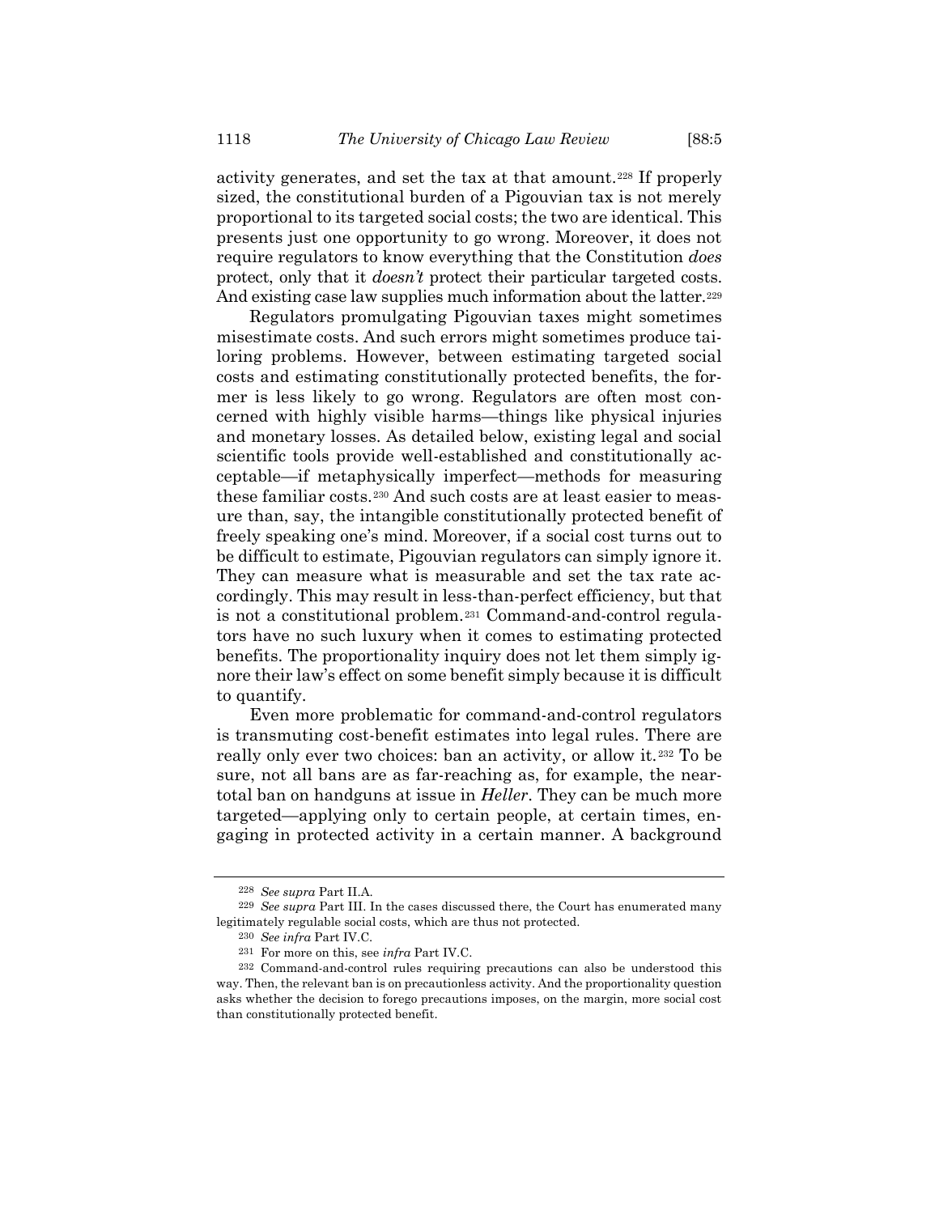activity generates, and set the tax at that amount.[228] If properly sized, the constitutional burden of a Pigouvian tax is not merely proportional to its targeted social costs; the two are identical. This presents just one opportunity to go wrong. Moreover, it does not require regulators to know everything that the Constitution *does* protect, only that it *doesn't* protect their particular targeted costs. And existing case law supplies much information about the latter.[229]

Regulators promulgating Pigouvian taxes might sometimes misestimate costs. And such errors might sometimes produce tailoring problems. However, between estimating targeted social costs and estimating constitutionally protected benefits, the former is less likely to go wrong. Regulators are often most concerned with highly visible harms—things like physical injuries and monetary losses. As detailed below, existing legal and social scientific tools provide well-established and constitutionally acceptable—if metaphysically imperfect—methods for measuring these familiar costs.[230] And such costs are at least easier to measure than, say, the intangible constitutionally protected benefit of freely speaking one's mind. Moreover, if a social cost turns out to be difficult to estimate, Pigouvian regulators can simply ignore it. They can measure what is measurable and set the tax rate accordingly. This may result in less-than-perfect efficiency, but that is not a constitutional problem.[231] Command-and-control regulators have no such luxury when it comes to estimating protected benefits. The proportionality inquiry does not let them simply ignore their law's effect on some benefit simply because it is difficult to quantify.

Even more problematic for command-and-control regulators is transmuting cost-benefit estimates into legal rules. There are really only ever two choices: ban an activity, or allow it.[232] To be sure, not all bans are as far-reaching as, for example, the near-total ban on handguns at issue in *Heller*. They can be much more targeted—applying only to certain people, at certain times, engaging in protected activity in a certain manner. A background

---

[228] *See supra* Part II.A.

[229] *See supra* Part III. In the cases discussed there, the Court has enumerated many legitimately regulable social costs, which are thus not protected.

[230] *See infra* Part IV.C.

[231] For more on this, see *infra* Part IV.C.

[232] Command-and-control rules requiring precautions can also be understood this way. Then, the relevant ban is on precautionless activity. And the proportionality question asks whether the decision to forego precautions imposes, on the margin, more social cost than constitutionally protected benefit.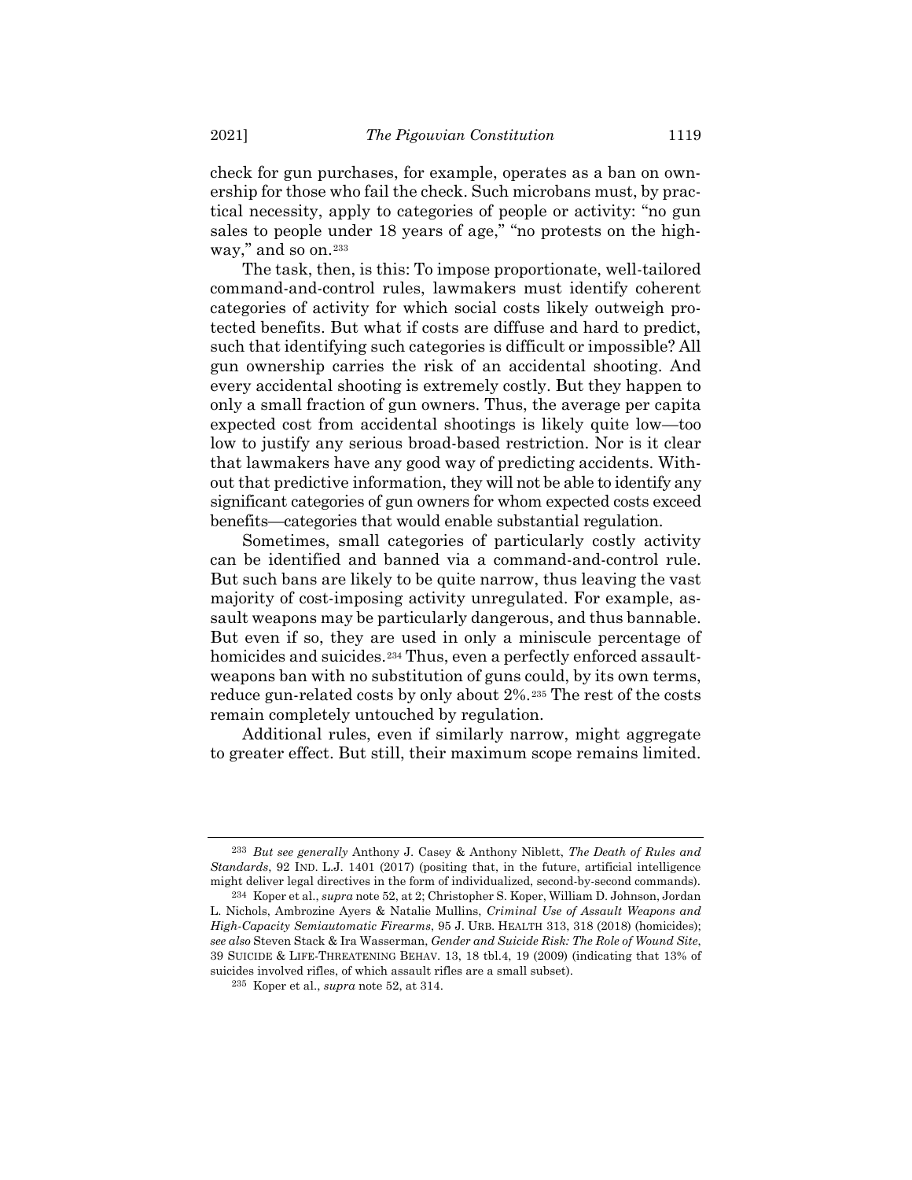check for gun purchases, for example, operates as a ban on ownership for those who fail the check. Such microbans must, by practical necessity, apply to categories of people or activity: "no gun sales to people under 18 years of age," "no protests on the highway," and so on.[233]

The task, then, is this: To impose proportionate, well-tailored command-and-control rules, lawmakers must identify coherent categories of activity for which social costs likely outweigh protected benefits. But what if costs are diffuse and hard to predict, such that identifying such categories is difficult or impossible? All gun ownership carries the risk of an accidental shooting. And every accidental shooting is extremely costly. But they happen to only a small fraction of gun owners. Thus, the average per capita expected cost from accidental shootings is likely quite low—too low to justify any serious broad-based restriction. Nor is it clear that lawmakers have any good way of predicting accidents. Without that predictive information, they will not be able to identify any significant categories of gun owners for whom expected costs exceed benefits—categories that would enable substantial regulation.

Sometimes, small categories of particularly costly activity can be identified and banned via a command-and-control rule. But such bans are likely to be quite narrow, thus leaving the vast majority of cost-imposing activity unregulated. For example, assault weapons may be particularly dangerous, and thus bannable. But even if so, they are used in only a miniscule percentage of homicides and suicides.[234] Thus, even a perfectly enforced assault-weapons ban with no substitution of guns could, by its own terms, reduce gun-related costs by only about 2%.[235] The rest of the costs remain completely untouched by regulation.

Additional rules, even if similarly narrow, might aggregate to greater effect. But still, their maximum scope remains limited.

---

[233] *But see generally* Anthony J. Casey & Anthony Niblett, *The Death of Rules and Standards*, 92 IND. L.J. 1401 (2017) (positing that, in the future, artificial intelligence might deliver legal directives in the form of individualized, second-by-second commands).

[234] Koper et al., *supra* note 52, at 2; Christopher S. Koper, William D. Johnson, Jordan L. Nichols, Ambrozine Ayers & Natalie Mullins, *Criminal Use of Assault Weapons and High-Capacity Semiautomatic Firearms*, 95 J. URB. HEALTH 313, 318 (2018) (homicides); *see also* Steven Stack & Ira Wasserman, *Gender and Suicide Risk: The Role of Wound Site*, 39 SUICIDE & LIFE-THREATENING BEHAV. 13, 18 tbl.4, 19 (2009) (indicating that 13% of suicides involved rifles, of which assault rifles are a small subset).

[235] Koper et al., *supra* note 52, at 314.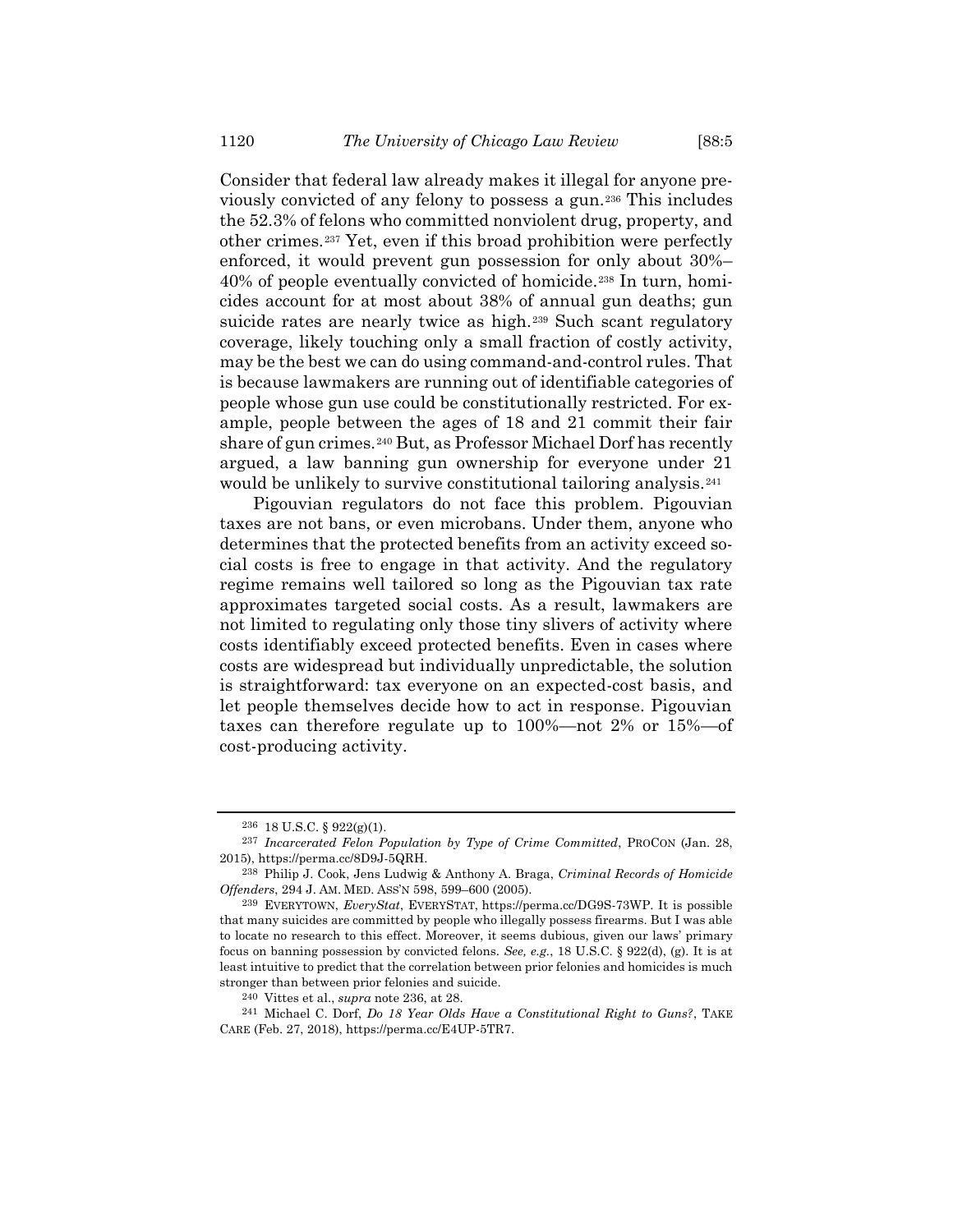Consider that federal law already makes it illegal for anyone previously convicted of any felony to possess a gun.[236] This includes the 52.3% of felons who committed nonviolent drug, property, and other crimes.[237] Yet, even if this broad prohibition were perfectly enforced, it would prevent gun possession for only about 30%–40% of people eventually convicted of homicide.[238] In turn, homicides account for at most about 38% of annual gun deaths; gun suicide rates are nearly twice as high.[239] Such scant regulatory coverage, likely touching only a small fraction of costly activity, may be the best we can do using command-and-control rules. That is because lawmakers are running out of identifiable categories of people whose gun use could be constitutionally restricted. For example, people between the ages of 18 and 21 commit their fair share of gun crimes.[240] But, as Professor Michael Dorf has recently argued, a law banning gun ownership for everyone under 21 would be unlikely to survive constitutional tailoring analysis.[241]

Pigouvian regulators do not face this problem. Pigouvian taxes are not bans, or even microbans. Under them, anyone who determines that the protected benefits from an activity exceed social costs is free to engage in that activity. And the regulatory regime remains well tailored so long as the Pigouvian tax rate approximates targeted social costs. As a result, lawmakers are not limited to regulating only those tiny slivers of activity where costs identifiably exceed protected benefits. Even in cases where costs are widespread but individually unpredictable, the solution is straightforward: tax everyone on an expected-cost basis, and let people themselves decide how to act in response. Pigouvian taxes can therefore regulate up to 100%—not 2% or 15%—of cost-producing activity.

---

[236] 18 U.S.C. § 922(g)(1).

[237] *Incarcerated Felon Population by Type of Crime Committed*, PROCON (Jan. 28, 2015), https://perma.cc/8D9J-5QRH.

[238] Philip J. Cook, Jens Ludwig & Anthony A. Braga, *Criminal Records of Homicide Offenders*, 294 J. AM. MED. ASS'N 598, 599–600 (2005).

[239] EVERYTOWN, *EveryStat*, EVERYSTAT, https://perma.cc/DG9S-73WP. It is possible that many suicides are committed by people who illegally possess firearms. But I was able to locate no research to this effect. Moreover, it seems dubious, given our laws' primary focus on banning possession by convicted felons. *See, e.g.*, 18 U.S.C. § 922(d), (g). It is at least intuitive to predict that the correlation between prior felonies and homicides is much stronger than between prior felonies and suicide.

[240] Vittes et al., *supra* note 236, at 28.

[241] Michael C. Dorf, *Do 18 Year Olds Have a Constitutional Right to Guns?*, TAKE CARE (Feb. 27, 2018), https://perma.cc/E4UP-5TR7.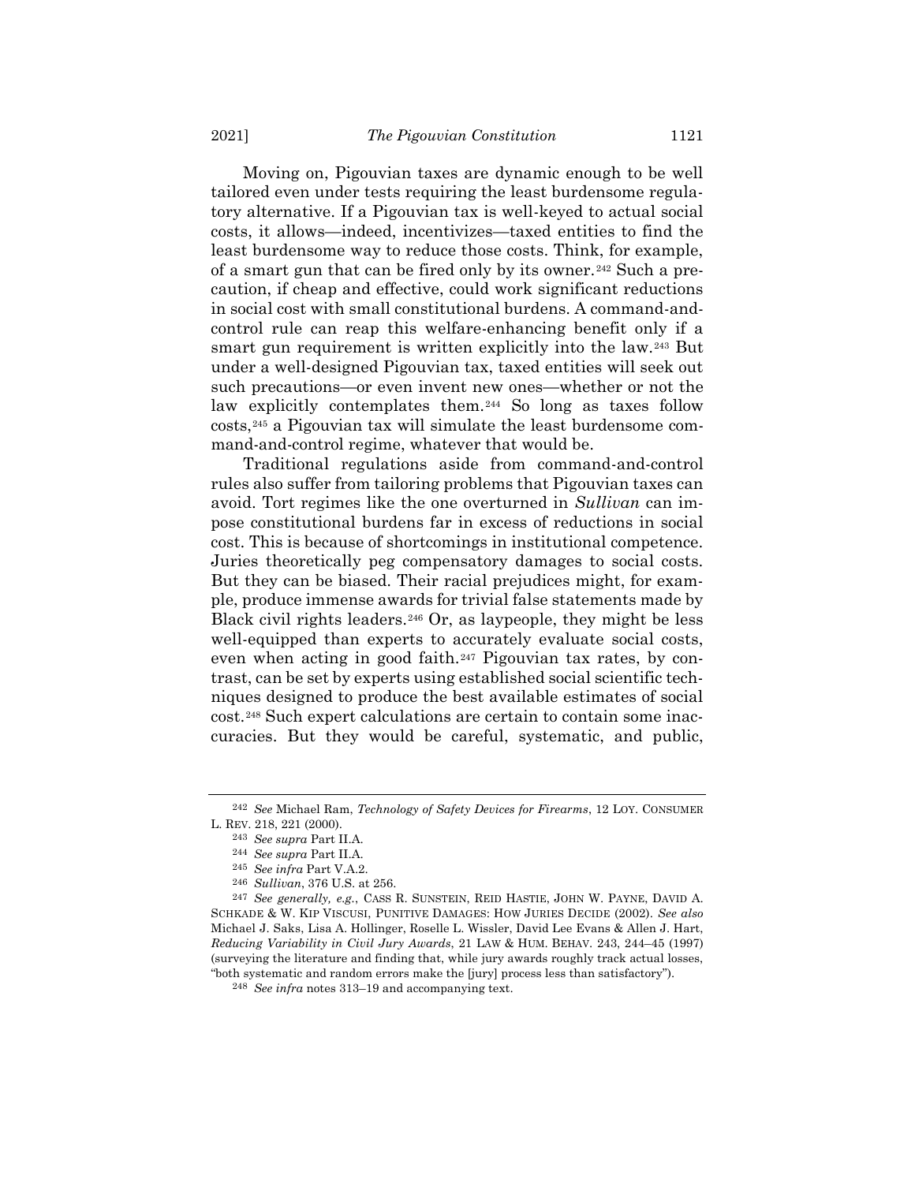Moving on, Pigouvian taxes are dynamic enough to be well tailored even under tests requiring the least burdensome regulatory alternative. If a Pigouvian tax is well-keyed to actual social costs, it allows—indeed, incentivizes—taxed entities to find the least burdensome way to reduce those costs. Think, for example, of a smart gun that can be fired only by its owner.[242] Such a precaution, if cheap and effective, could work significant reductions in social cost with small constitutional burdens. A command-and-control rule can reap this welfare-enhancing benefit only if a smart gun requirement is written explicitly into the law.[243] But under a well-designed Pigouvian tax, taxed entities will seek out such precautions—or even invent new ones—whether or not the law explicitly contemplates them.[244] So long as taxes follow costs,[245] a Pigouvian tax will simulate the least burdensome command-and-control regime, whatever that would be.

Traditional regulations aside from command-and-control rules also suffer from tailoring problems that Pigouvian taxes can avoid. Tort regimes like the one overturned in *Sullivan* can impose constitutional burdens far in excess of reductions in social cost. This is because of shortcomings in institutional competence. Juries theoretically peg compensatory damages to social costs. But they can be biased. Their racial prejudices might, for example, produce immense awards for trivial false statements made by Black civil rights leaders.[246] Or, as laypeople, they might be less well-equipped than experts to accurately evaluate social costs, even when acting in good faith.[247] Pigouvian tax rates, by contrast, can be set by experts using established social scientific techniques designed to produce the best available estimates of social cost.[248] Such expert calculations are certain to contain some inaccuracies. But they would be careful, systematic, and public,

---

[242] *See* Michael Ram, *Technology of Safety Devices for Firearms*, 12 LOY. CONSUMER L. REV. 218, 221 (2000).

[243] *See supra* Part II.A.

[244] *See supra* Part II.A.

[245] *See infra* Part V.A.2.

[246] *Sullivan*, 376 U.S. at 256.

[247] *See generally, e.g.*, CASS R. SUNSTEIN, REID HASTIE, JOHN W. PAYNE, DAVID A. SCHKADE & W. KIP VISCUSI, PUNITIVE DAMAGES: HOW JURIES DECIDE (2002). *See also* Michael J. Saks, Lisa A. Hollinger, Roselle L. Wissler, David Lee Evans & Allen J. Hart, *Reducing Variability in Civil Jury Awards*, 21 LAW & HUM. BEHAV. 243, 244–45 (1997) (surveying the literature and finding that, while jury awards roughly track actual losses, "both systematic and random errors make the [jury] process less than satisfactory").

[248] *See infra* notes 313–19 and accompanying text.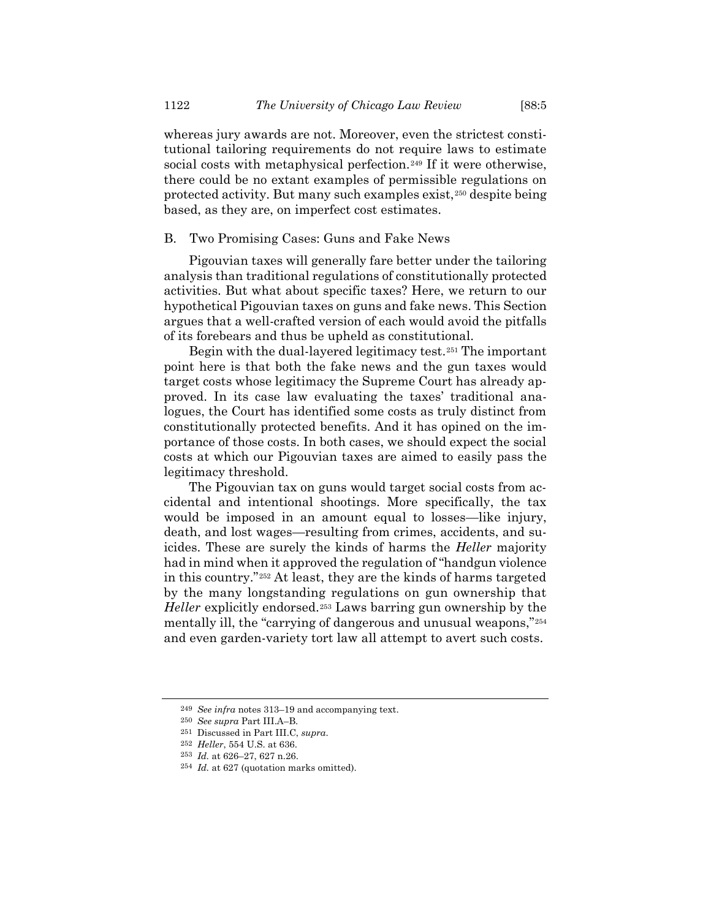whereas jury awards are not. Moreover, even the strictest constitutional tailoring requirements do not require laws to estimate social costs with metaphysical perfection.[249] If it were otherwise, there could be no extant examples of permissible regulations on protected activity. But many such examples exist,[250] despite being based, as they are, on imperfect cost estimates.

## B. Two Promising Cases: Guns and Fake News

Pigouvian taxes will generally fare better under the tailoring analysis than traditional regulations of constitutionally protected activities. But what about specific taxes? Here, we return to our hypothetical Pigouvian taxes on guns and fake news. This Section argues that a well-crafted version of each would avoid the pitfalls of its forebears and thus be upheld as constitutional.

Begin with the dual-layered legitimacy test.[251] The important point here is that both the fake news and the gun taxes would target costs whose legitimacy the Supreme Court has already approved. In its case law evaluating the taxes' traditional analogues, the Court has identified some costs as truly distinct from constitutionally protected benefits. And it has opined on the importance of those costs. In both cases, we should expect the social costs at which our Pigouvian taxes are aimed to easily pass the legitimacy threshold.

The Pigouvian tax on guns would target social costs from accidental and intentional shootings. More specifically, the tax would be imposed in an amount equal to losses—like injury, death, and lost wages—resulting from crimes, accidents, and suicides. These are surely the kinds of harms the *Heller* majority had in mind when it approved the regulation of "handgun violence in this country."[252] At least, they are the kinds of harms targeted by the many longstanding regulations on gun ownership that *Heller* explicitly endorsed.[253] Laws barring gun ownership by the mentally ill, the "carrying of dangerous and unusual weapons,"[254] and even garden-variety tort law all attempt to avert such costs.

---

[249] *See infra* notes 313–19 and accompanying text.

[250] *See supra* Part III.A–B.

[251] Discussed in Part III.C, *supra*.

[252] *Heller*, 554 U.S. at 636.

[253] *Id.* at 626–27, 627 n.26.

[254] *Id.* at 627 (quotation marks omitted).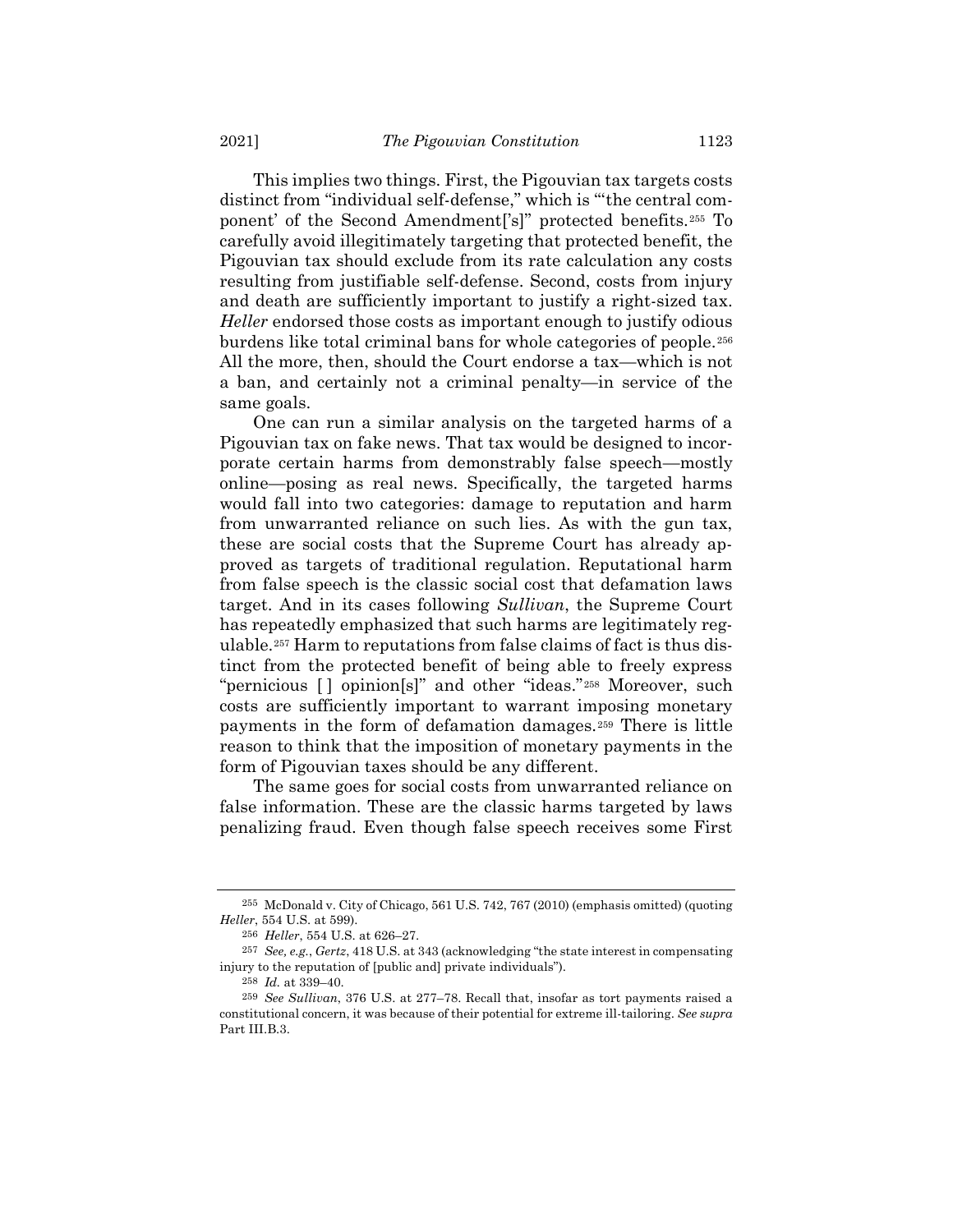This implies two things. First, the Pigouvian tax targets costs distinct from "individual self-defense," which is "'the central component' of the Second Amendment['s]" protected benefits.[255] To carefully avoid illegitimately targeting that protected benefit, the Pigouvian tax should exclude from its rate calculation any costs resulting from justifiable self-defense. Second, costs from injury and death are sufficiently important to justify a right-sized tax. *Heller* endorsed those costs as important enough to justify odious burdens like total criminal bans for whole categories of people.[256] All the more, then, should the Court endorse a tax—which is not a ban, and certainly not a criminal penalty—in service of the same goals.

One can run a similar analysis on the targeted harms of a Pigouvian tax on fake news. That tax would be designed to incorporate certain harms from demonstrably false speech—mostly online—posing as real news. Specifically, the targeted harms would fall into two categories: damage to reputation and harm from unwarranted reliance on such lies. As with the gun tax, these are social costs that the Supreme Court has already approved as targets of traditional regulation. Reputational harm from false speech is the classic social cost that defamation laws target. And in its cases following *Sullivan*, the Supreme Court has repeatedly emphasized that such harms are legitimately regulable.[257] Harm to reputations from false claims of fact is thus distinct from the protected benefit of being able to freely express "pernicious [ ] opinion[s]" and other "ideas."[258] Moreover, such costs are sufficiently important to warrant imposing monetary payments in the form of defamation damages.[259] There is little reason to think that the imposition of monetary payments in the form of Pigouvian taxes should be any different.

The same goes for social costs from unwarranted reliance on false information. These are the classic harms targeted by laws penalizing fraud. Even though false speech receives some First

---

[255] McDonald v. City of Chicago, 561 U.S. 742, 767 (2010) (emphasis omitted) (quoting *Heller*, 554 U.S. at 599).

[256] *Heller*, 554 U.S. at 626–27.

[257] *See, e.g.*, *Gertz*, 418 U.S. at 343 (acknowledging "the state interest in compensating injury to the reputation of [public and] private individuals").

[258] *Id.* at 339–40.

[259] *See Sullivan*, 376 U.S. at 277–78. Recall that, insofar as tort payments raised a constitutional concern, it was because of their potential for extreme ill-tailoring. *See supra* Part III.B.3.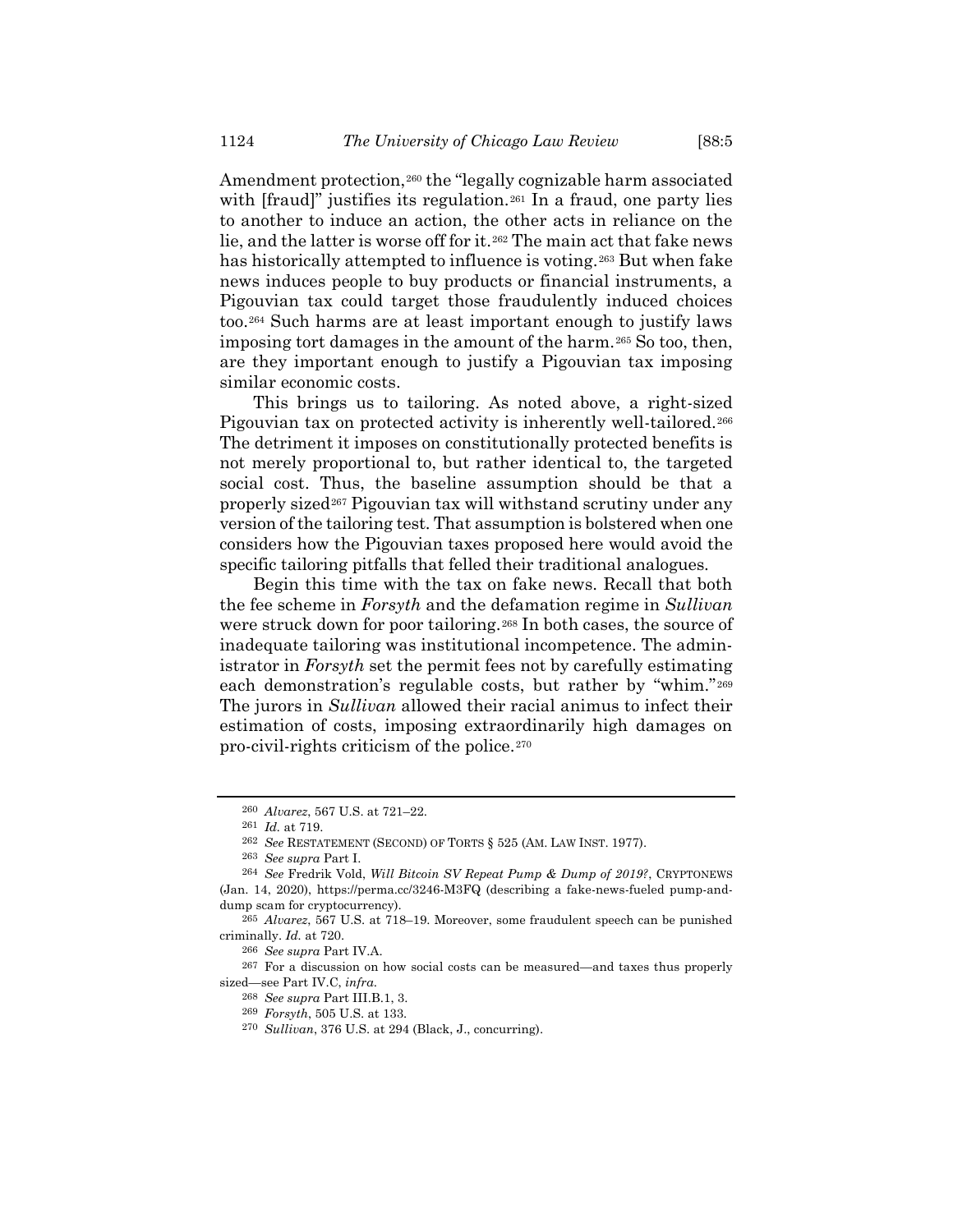Amendment protection,[260] the "legally cognizable harm associated with [fraud]" justifies its regulation.[261] In a fraud, one party lies to another to induce an action, the other acts in reliance on the lie, and the latter is worse off for it.[262] The main act that fake news has historically attempted to influence is voting.[263] But when fake news induces people to buy products or financial instruments, a Pigouvian tax could target those fraudulently induced choices too.[264] Such harms are at least important enough to justify laws imposing tort damages in the amount of the harm.[265] So too, then, are they important enough to justify a Pigouvian tax imposing similar economic costs.

This brings us to tailoring. As noted above, a right-sized Pigouvian tax on protected activity is inherently well-tailored.[266] The detriment it imposes on constitutionally protected benefits is not merely proportional to, but rather identical to, the targeted social cost. Thus, the baseline assumption should be that a properly sized[267] Pigouvian tax will withstand scrutiny under any version of the tailoring test. That assumption is bolstered when one considers how the Pigouvian taxes proposed here would avoid the specific tailoring pitfalls that felled their traditional analogues.

Begin this time with the tax on fake news. Recall that both the fee scheme in *Forsyth* and the defamation regime in *Sullivan* were struck down for poor tailoring.[268] In both cases, the source of inadequate tailoring was institutional incompetence. The administrator in *Forsyth* set the permit fees not by carefully estimating each demonstration's regulable costs, but rather by "whim."[269] The jurors in *Sullivan* allowed their racial animus to infect their estimation of costs, imposing extraordinarily high damages on pro-civil-rights criticism of the police.[270]

---

260 *Alvarez*, 567 U.S. at 721–22.

261 *Id.* at 719.

262 *See* RESTATEMENT (SECOND) OF TORTS § 525 (AM. LAW INST. 1977).

263 *See supra* Part I.

264 *See* Fredrik Vold, *Will Bitcoin SV Repeat Pump & Dump of 2019?*, CRYPTONEWS (Jan. 14, 2020), https://perma.cc/3246-M3FQ (describing a fake-news-fueled pump-and-dump scam for cryptocurrency).

265 *Alvarez*, 567 U.S. at 718–19. Moreover, some fraudulent speech can be punished criminally. *Id.* at 720.

266 *See supra* Part IV.A.

267 For a discussion on how social costs can be measured—and taxes thus properly sized—see Part IV.C, *infra*.

268 *See supra* Part III.B.1, 3.

269 *Forsyth*, 505 U.S. at 133.

270 *Sullivan*, 376 U.S. at 294 (Black, J., concurring).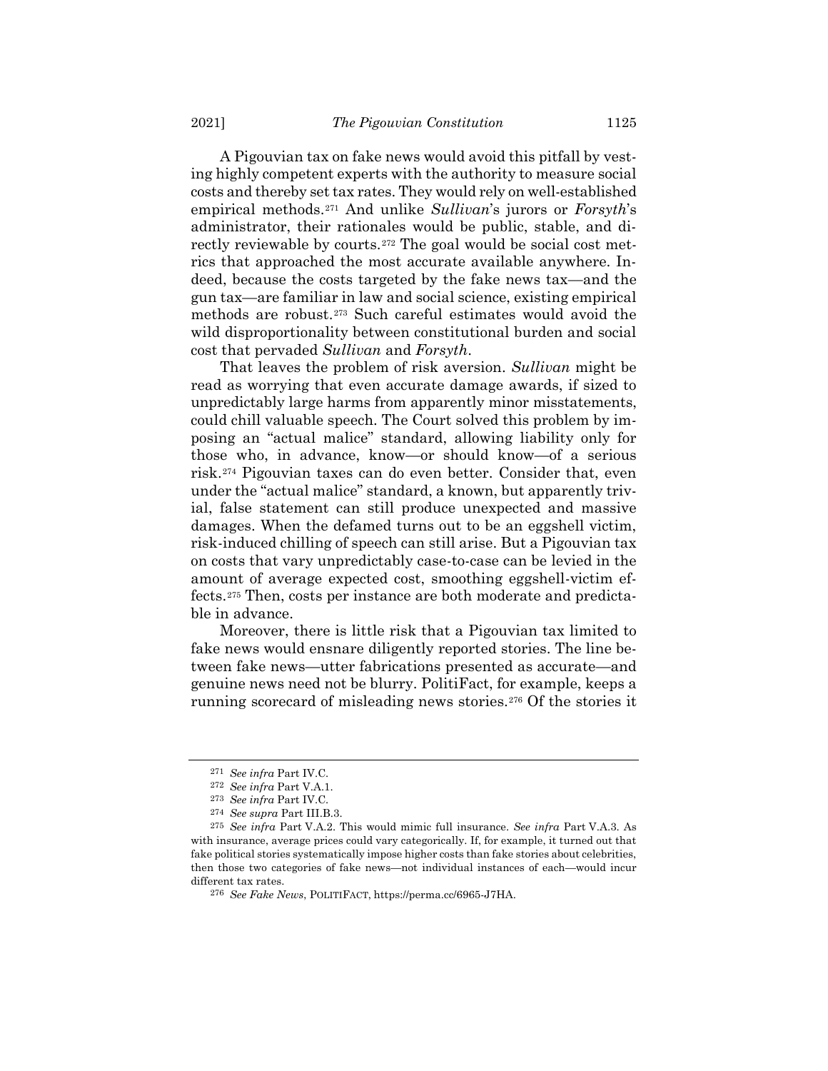A Pigouvian tax on fake news would avoid this pitfall by vesting highly competent experts with the authority to measure social costs and thereby set tax rates. They would rely on well-established empirical methods.[271] And unlike *Sullivan*'s jurors or *Forsyth*'s administrator, their rationales would be public, stable, and directly reviewable by courts.[272] The goal would be social cost metrics that approached the most accurate available anywhere. Indeed, because the costs targeted by the fake news tax—and the gun tax—are familiar in law and social science, existing empirical methods are robust.[273] Such careful estimates would avoid the wild disproportionality between constitutional burden and social cost that pervaded *Sullivan* and *Forsyth*.

That leaves the problem of risk aversion. *Sullivan* might be read as worrying that even accurate damage awards, if sized to unpredictably large harms from apparently minor misstatements, could chill valuable speech. The Court solved this problem by imposing an "actual malice" standard, allowing liability only for those who, in advance, know—or should know—of a serious risk.[274] Pigouvian taxes can do even better. Consider that, even under the "actual malice" standard, a known, but apparently trivial, false statement can still produce unexpected and massive damages. When the defamed turns out to be an eggshell victim, risk-induced chilling of speech can still arise. But a Pigouvian tax on costs that vary unpredictably case-to-case can be levied in the amount of average expected cost, smoothing eggshell-victim effects.[275] Then, costs per instance are both moderate and predictable in advance.

Moreover, there is little risk that a Pigouvian tax limited to fake news would ensnare diligently reported stories. The line between fake news—utter fabrications presented as accurate—and genuine news need not be blurry. PolitiFact, for example, keeps a running scorecard of misleading news stories.[276] Of the stories it

---

[271] *See infra* Part IV.C.

[272] *See infra* Part V.A.1.

[273] *See infra* Part IV.C.

[274] *See supra* Part III.B.3.

[275] *See infra* Part V.A.2. This would mimic full insurance. *See infra* Part V.A.3. As with insurance, average prices could vary categorically. If, for example, it turned out that fake political stories systematically impose higher costs than fake stories about celebrities, then those two categories of fake news—not individual instances of each—would incur different tax rates.

[276] *See Fake News*, POLITIFACT, https://perma.cc/6965-J7HA.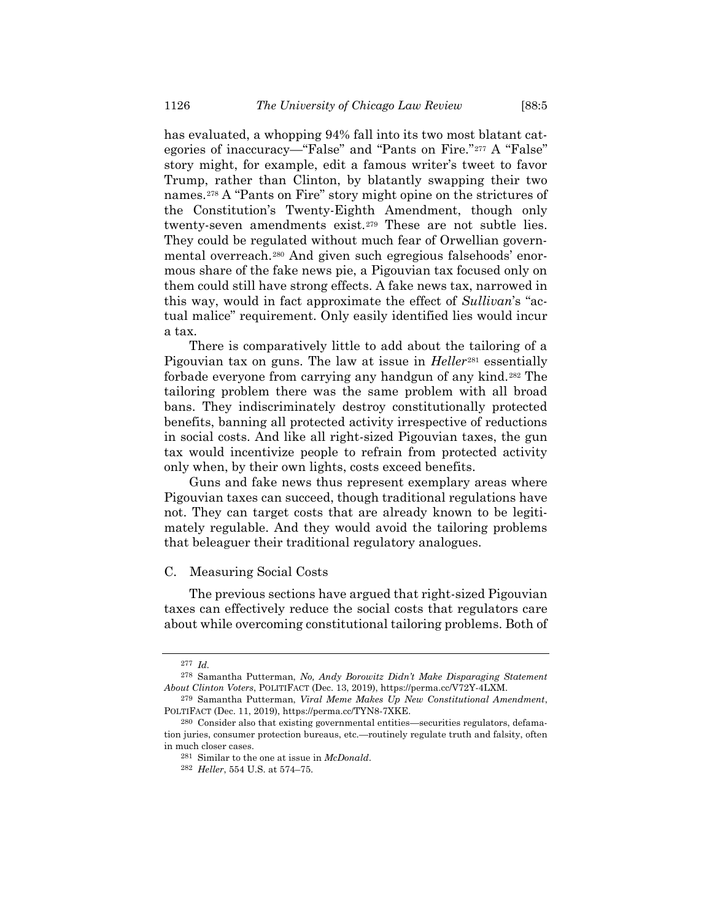has evaluated, a whopping 94% fall into its two most blatant categories of inaccuracy—"False" and "Pants on Fire."[277] A "False" story might, for example, edit a famous writer's tweet to favor Trump, rather than Clinton, by blatantly swapping their two names.[278] A "Pants on Fire" story might opine on the strictures of the Constitution's Twenty-Eighth Amendment, though only twenty-seven amendments exist.[279] These are not subtle lies. They could be regulated without much fear of Orwellian governmental overreach.[280] And given such egregious falsehoods' enormous share of the fake news pie, a Pigouvian tax focused only on them could still have strong effects. A fake news tax, narrowed in this way, would in fact approximate the effect of *Sullivan*'s "actual malice" requirement. Only easily identified lies would incur a tax.

There is comparatively little to add about the tailoring of a Pigouvian tax on guns. The law at issue in *Heller*[281] essentially forbade everyone from carrying any handgun of any kind.[282] The tailoring problem there was the same problem with all broad bans. They indiscriminately destroy constitutionally protected benefits, banning all protected activity irrespective of reductions in social costs. And like all right-sized Pigouvian taxes, the gun tax would incentivize people to refrain from protected activity only when, by their own lights, costs exceed benefits.

Guns and fake news thus represent exemplary areas where Pigouvian taxes can succeed, though traditional regulations have not. They can target costs that are already known to be legitimately regulable. And they would avoid the tailoring problems that beleaguer their traditional regulatory analogues.

## C. Measuring Social Costs

The previous sections have argued that right-sized Pigouvian taxes can effectively reduce the social costs that regulators care about while overcoming constitutional tailoring problems. Both of

---

[277] *Id.*

[278] Samantha Putterman, *No, Andy Borowitz Didn't Make Disparaging Statement About Clinton Voters*, POLITIFACT (Dec. 13, 2019), https://perma.cc/V72Y-4LXM.

[279] Samantha Putterman, *Viral Meme Makes Up New Constitutional Amendment*, POLTIFACT (Dec. 11, 2019), https://perma.cc/TYN8-7XKE.

[280] Consider also that existing governmental entities—securities regulators, defamation juries, consumer protection bureaus, etc.—routinely regulate truth and falsity, often in much closer cases.

[281] Similar to the one at issue in *McDonald*.

[282] *Heller*, 554 U.S. at 574–75.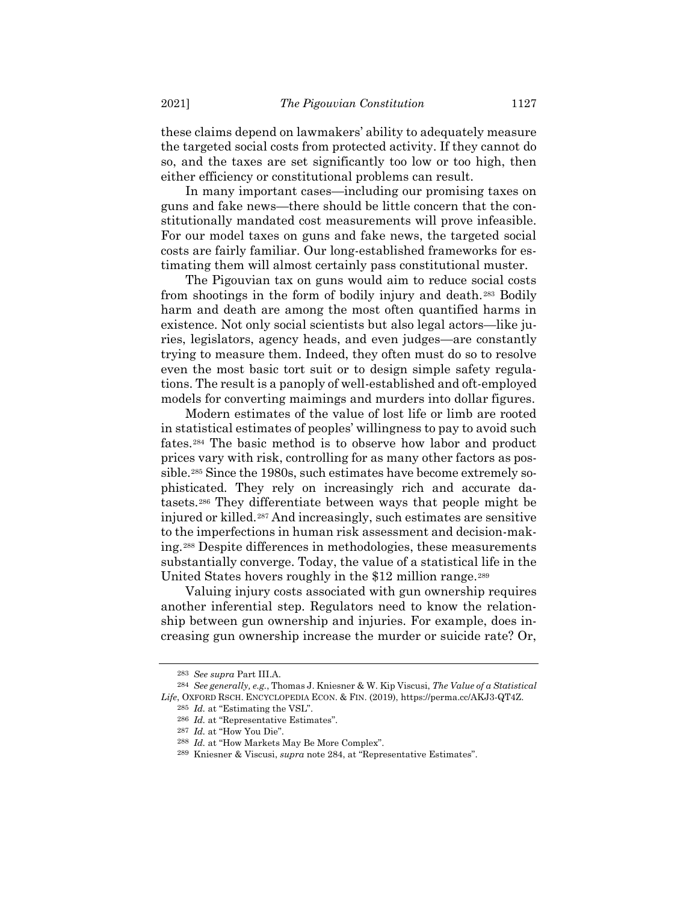these claims depend on lawmakers' ability to adequately measure the targeted social costs from protected activity. If they cannot do so, and the taxes are set significantly too low or too high, then either efficiency or constitutional problems can result.

In many important cases—including our promising taxes on guns and fake news—there should be little concern that the constitutionally mandated cost measurements will prove infeasible. For our model taxes on guns and fake news, the targeted social costs are fairly familiar. Our long-established frameworks for estimating them will almost certainly pass constitutional muster.

The Pigouvian tax on guns would aim to reduce social costs from shootings in the form of bodily injury and death.[283] Bodily harm and death are among the most often quantified harms in existence. Not only social scientists but also legal actors—like juries, legislators, agency heads, and even judges—are constantly trying to measure them. Indeed, they often must do so to resolve even the most basic tort suit or to design simple safety regulations. The result is a panoply of well-established and oft-employed models for converting maimings and murders into dollar figures.

Modern estimates of the value of lost life or limb are rooted in statistical estimates of peoples' willingness to pay to avoid such fates.[284] The basic method is to observe how labor and product prices vary with risk, controlling for as many other factors as possible.[285] Since the 1980s, such estimates have become extremely sophisticated. They rely on increasingly rich and accurate datasets.[286] They differentiate between ways that people might be injured or killed.[287] And increasingly, such estimates are sensitive to the imperfections in human risk assessment and decision-making.[288] Despite differences in methodologies, these measurements substantially converge. Today, the value of a statistical life in the United States hovers roughly in the $12 million range.[289]

Valuing injury costs associated with gun ownership requires another inferential step. Regulators need to know the relationship between gun ownership and injuries. For example, does increasing gun ownership increase the murder or suicide rate? Or,

---

[283] *See supra* Part III.A.

[284] *See generally, e.g.*, Thomas J. Kniesner & W. Kip Viscusi, *The Value of a Statistical Life*, OXFORD RSCH. ENCYCLOPEDIA ECON. & FIN. (2019), https://perma.cc/AKJ3-QT4Z.

[285] *Id.* at "Estimating the VSL".

[286] *Id.* at "Representative Estimates".

[287] *Id.* at "How You Die".

[288] *Id.* at "How Markets May Be More Complex".

[289] Kniesner & Viscusi, *supra* note 284, at "Representative Estimates".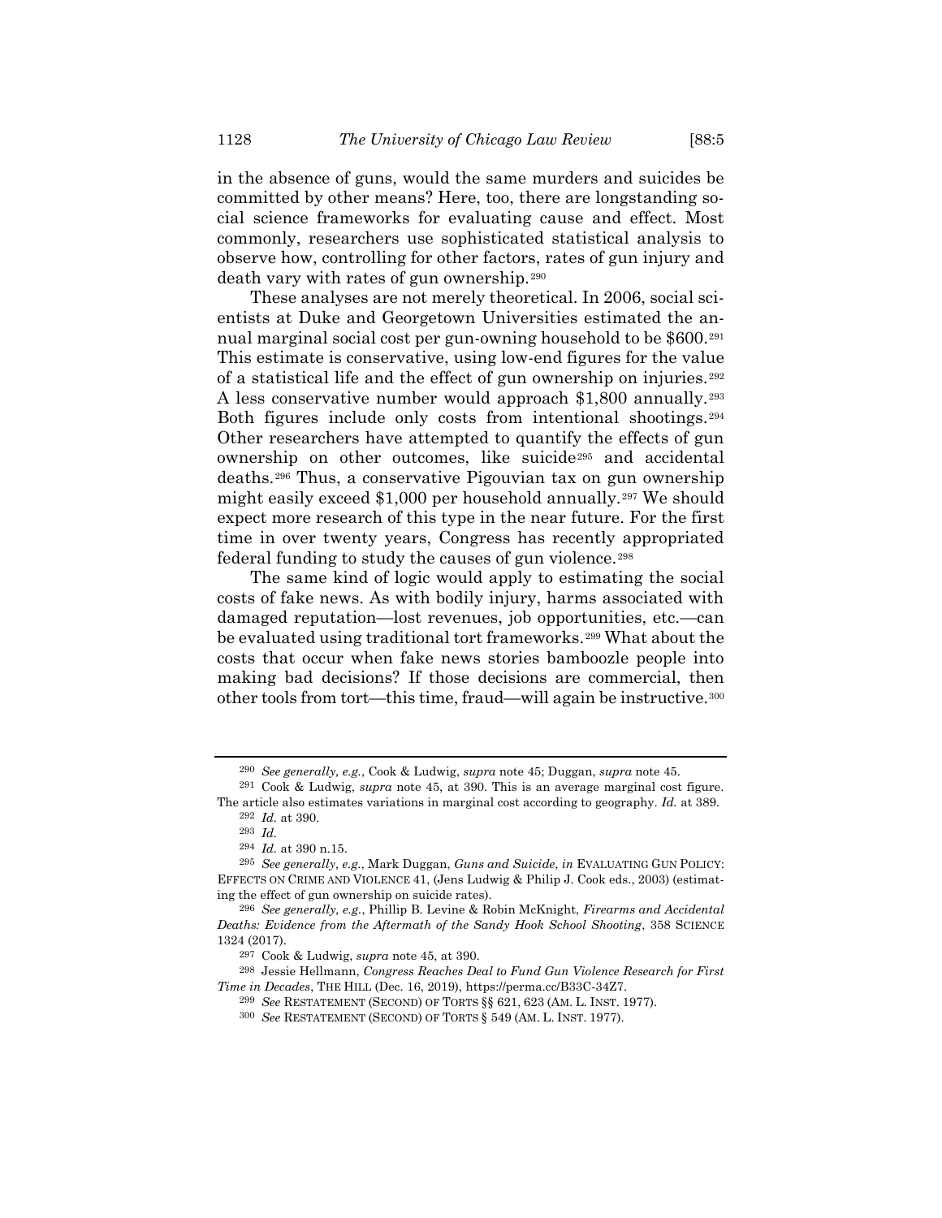in the absence of guns, would the same murders and suicides be committed by other means? Here, too, there are longstanding social science frameworks for evaluating cause and effect. Most commonly, researchers use sophisticated statistical analysis to observe how, controlling for other factors, rates of gun injury and death vary with rates of gun ownership.[290]

These analyses are not merely theoretical. In 2006, social scientists at Duke and Georgetown Universities estimated the annual marginal social cost per gun-owning household to be $600.[291] This estimate is conservative, using low-end figures for the value of a statistical life and the effect of gun ownership on injuries.[292] A less conservative number would approach $1,800 annually.[293] Both figures include only costs from intentional shootings.[294] Other researchers have attempted to quantify the effects of gun ownership on other outcomes, like suicide[295] and accidental deaths.[296] Thus, a conservative Pigouvian tax on gun ownership might easily exceed $1,000 per household annually.[297] We should expect more research of this type in the near future. For the first time in over twenty years, Congress has recently appropriated federal funding to study the causes of gun violence.[298]

The same kind of logic would apply to estimating the social costs of fake news. As with bodily injury, harms associated with damaged reputation—lost revenues, job opportunities, etc.—can be evaluated using traditional tort frameworks.[299] What about the costs that occur when fake news stories bamboozle people into making bad decisions? If those decisions are commercial, then other tools from tort—this time, fraud—will again be instructive.[300]

---

[290] *See generally, e.g.*, Cook & Ludwig, *supra* note 45; Duggan, *supra* note 45.

[291] Cook & Ludwig, *supra* note 45, at 390. This is an average marginal cost figure. The article also estimates variations in marginal cost according to geography. *Id.* at 389.

[292] *Id.* at 390.

[293] *Id.*

[294] *Id.* at 390 n.15.

[295] *See generally, e.g.*, Mark Duggan, *Guns and Suicide*, *in* EVALUATING GUN POLICY: EFFECTS ON CRIME AND VIOLENCE 41, (Jens Ludwig & Philip J. Cook eds., 2003) (estimating the effect of gun ownership on suicide rates).

[296] *See generally, e.g.*, Phillip B. Levine & Robin McKnight, *Firearms and Accidental Deaths: Evidence from the Aftermath of the Sandy Hook School Shooting*, 358 SCIENCE 1324 (2017).

[297] Cook & Ludwig, *supra* note 45, at 390.

[298] Jessie Hellmann, *Congress Reaches Deal to Fund Gun Violence Research for First Time in Decades*, THE HILL (Dec. 16, 2019), https://perma.cc/B33C-34Z7.

[299] *See* RESTATEMENT (SECOND) OF TORTS §§ 621, 623 (AM. L. INST. 1977).

[300] *See* RESTATEMENT (SECOND) OF TORTS § 549 (AM. L. INST. 1977).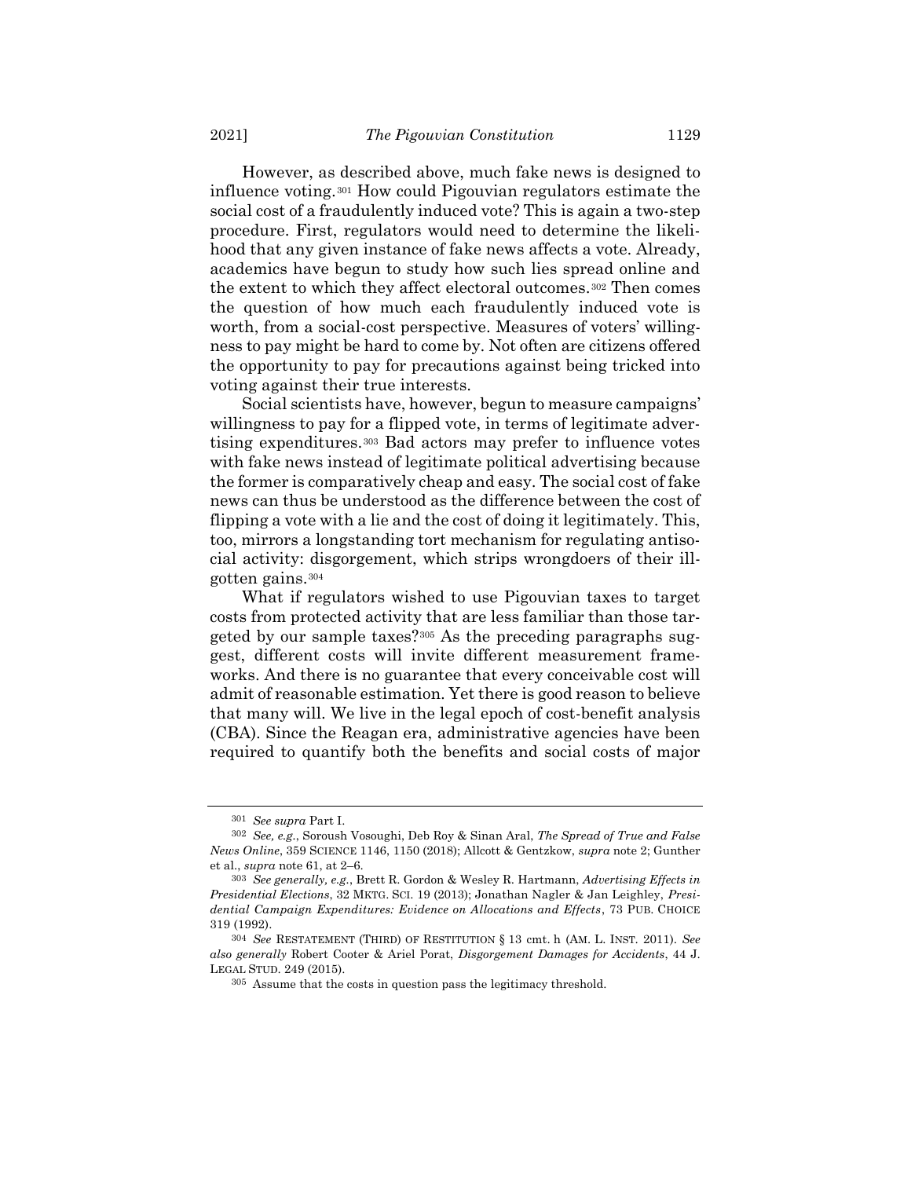However, as described above, much fake news is designed to influence voting.[301] How could Pigouvian regulators estimate the social cost of a fraudulently induced vote? This is again a two-step procedure. First, regulators would need to determine the likelihood that any given instance of fake news affects a vote. Already, academics have begun to study how such lies spread online and the extent to which they affect electoral outcomes.[302] Then comes the question of how much each fraudulently induced vote is worth, from a social-cost perspective. Measures of voters' willingness to pay might be hard to come by. Not often are citizens offered the opportunity to pay for precautions against being tricked into voting against their true interests.

Social scientists have, however, begun to measure campaigns' willingness to pay for a flipped vote, in terms of legitimate advertising expenditures.[303] Bad actors may prefer to influence votes with fake news instead of legitimate political advertising because the former is comparatively cheap and easy. The social cost of fake news can thus be understood as the difference between the cost of flipping a vote with a lie and the cost of doing it legitimately. This, too, mirrors a longstanding tort mechanism for regulating antisocial activity: disgorgement, which strips wrongdoers of their ill-gotten gains.[304]

What if regulators wished to use Pigouvian taxes to target costs from protected activity that are less familiar than those targeted by our sample taxes?[305] As the preceding paragraphs suggest, different costs will invite different measurement frameworks. And there is no guarantee that every conceivable cost will admit of reasonable estimation. Yet there is good reason to believe that many will. We live in the legal epoch of cost-benefit analysis (CBA). Since the Reagan era, administrative agencies have been required to quantify both the benefits and social costs of major

---

[301] *See supra* Part I.

[302] *See, e.g.*, Soroush Vosoughi, Deb Roy & Sinan Aral, *The Spread of True and False News Online*, 359 SCIENCE 1146, 1150 (2018); Allcott & Gentzkow, *supra* note 2; Gunther et al., *supra* note 61, at 2–6.

[303] *See generally, e.g.*, Brett R. Gordon & Wesley R. Hartmann, *Advertising Effects in Presidential Elections*, 32 MKTG. SCI. 19 (2013); Jonathan Nagler & Jan Leighley, *Presidential Campaign Expenditures: Evidence on Allocations and Effects*, 73 PUB. CHOICE 319 (1992).

[304] *See* RESTATEMENT (THIRD) OF RESTITUTION § 13 cmt. h (AM. L. INST. 2011). *See also generally* Robert Cooter & Ariel Porat, *Disgorgement Damages for Accidents*, 44 J. LEGAL STUD. 249 (2015).

[305] Assume that the costs in question pass the legitimacy threshold.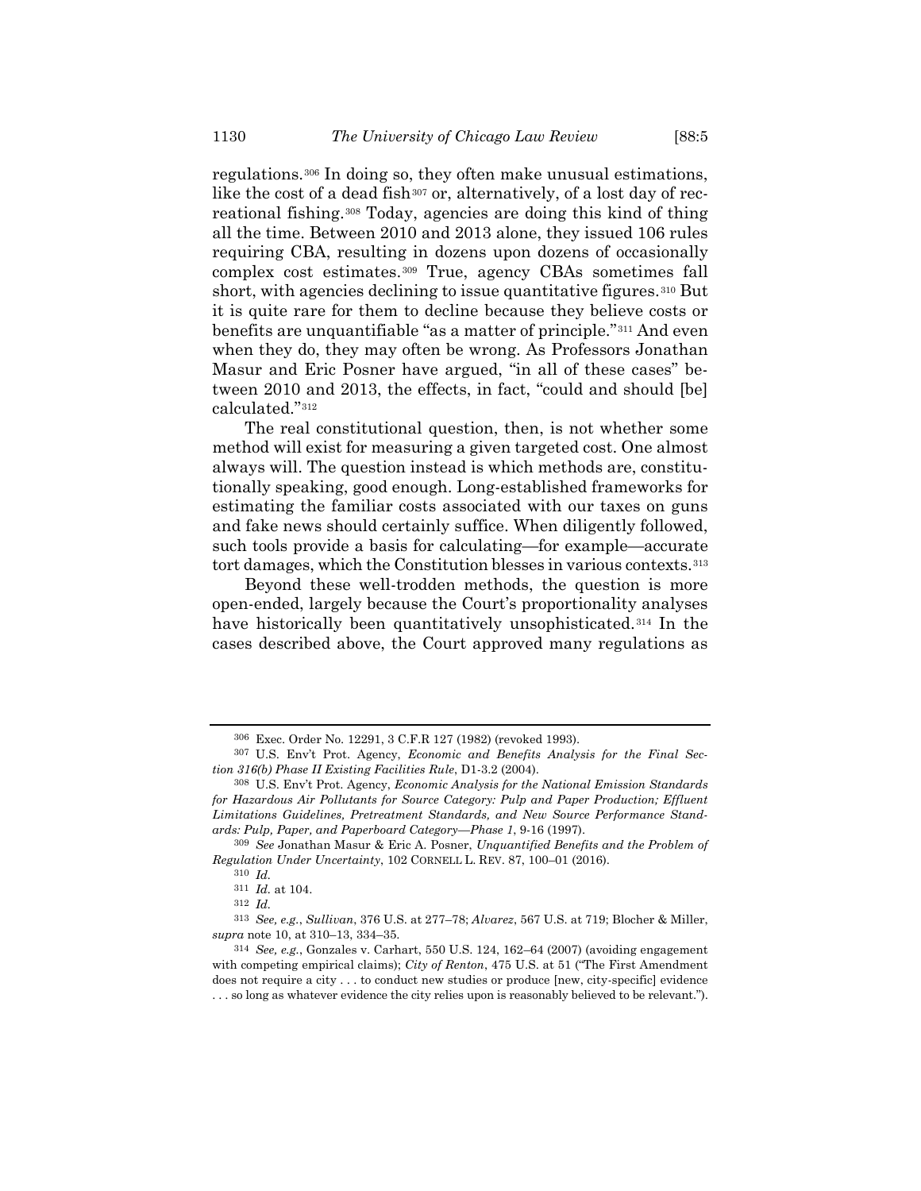regulations.[306] In doing so, they often make unusual estimations, like the cost of a dead fish[307] or, alternatively, of a lost day of recreational fishing.[308] Today, agencies are doing this kind of thing all the time. Between 2010 and 2013 alone, they issued 106 rules requiring CBA, resulting in dozens upon dozens of occasionally complex cost estimates.[309] True, agency CBAs sometimes fall short, with agencies declining to issue quantitative figures.[310] But it is quite rare for them to decline because they believe costs or benefits are unquantifiable "as a matter of principle."[311] And even when they do, they may often be wrong. As Professors Jonathan Masur and Eric Posner have argued, "in all of these cases" between 2010 and 2013, the effects, in fact, "could and should [be] calculated."[312]

The real constitutional question, then, is not whether some method will exist for measuring a given targeted cost. One almost always will. The question instead is which methods are, constitutionally speaking, good enough. Long-established frameworks for estimating the familiar costs associated with our taxes on guns and fake news should certainly suffice. When diligently followed, such tools provide a basis for calculating—for example—accurate tort damages, which the Constitution blesses in various contexts.[313]

Beyond these well-trodden methods, the question is more open-ended, largely because the Court's proportionality analyses have historically been quantitatively unsophisticated.[314] In the cases described above, the Court approved many regulations as

---

[306] Exec. Order No. 12291, 3 C.F.R 127 (1982) (revoked 1993).

[307] U.S. Env't Prot. Agency, *Economic and Benefits Analysis for the Final Section 316(b) Phase II Existing Facilities Rule*, D1-3.2 (2004).

[308] U.S. Env't Prot. Agency, *Economic Analysis for the National Emission Standards for Hazardous Air Pollutants for Source Category: Pulp and Paper Production; Effluent Limitations Guidelines, Pretreatment Standards, and New Source Performance Standards: Pulp, Paper, and Paperboard Category—Phase 1*, 9-16 (1997).

[309] *See* Jonathan Masur & Eric A. Posner, *Unquantified Benefits and the Problem of Regulation Under Uncertainty*, 102 CORNELL L. REV. 87, 100–01 (2016).

[310] *Id.*

[311] *Id.* at 104.

[312] *Id.*

[313] *See, e.g.*, *Sullivan*, 376 U.S. at 277–78; *Alvarez*, 567 U.S. at 719; Blocher & Miller, *supra* note 10, at 310–13, 334–35.

[314] *See, e.g.*, Gonzales v. Carhart, 550 U.S. 124, 162–64 (2007) (avoiding engagement with competing empirical claims); *City of Renton*, 475 U.S. at 51 ("The First Amendment does not require a city . . . to conduct new studies or produce [new, city-specific] evidence . . . so long as whatever evidence the city relies upon is reasonably believed to be relevant.").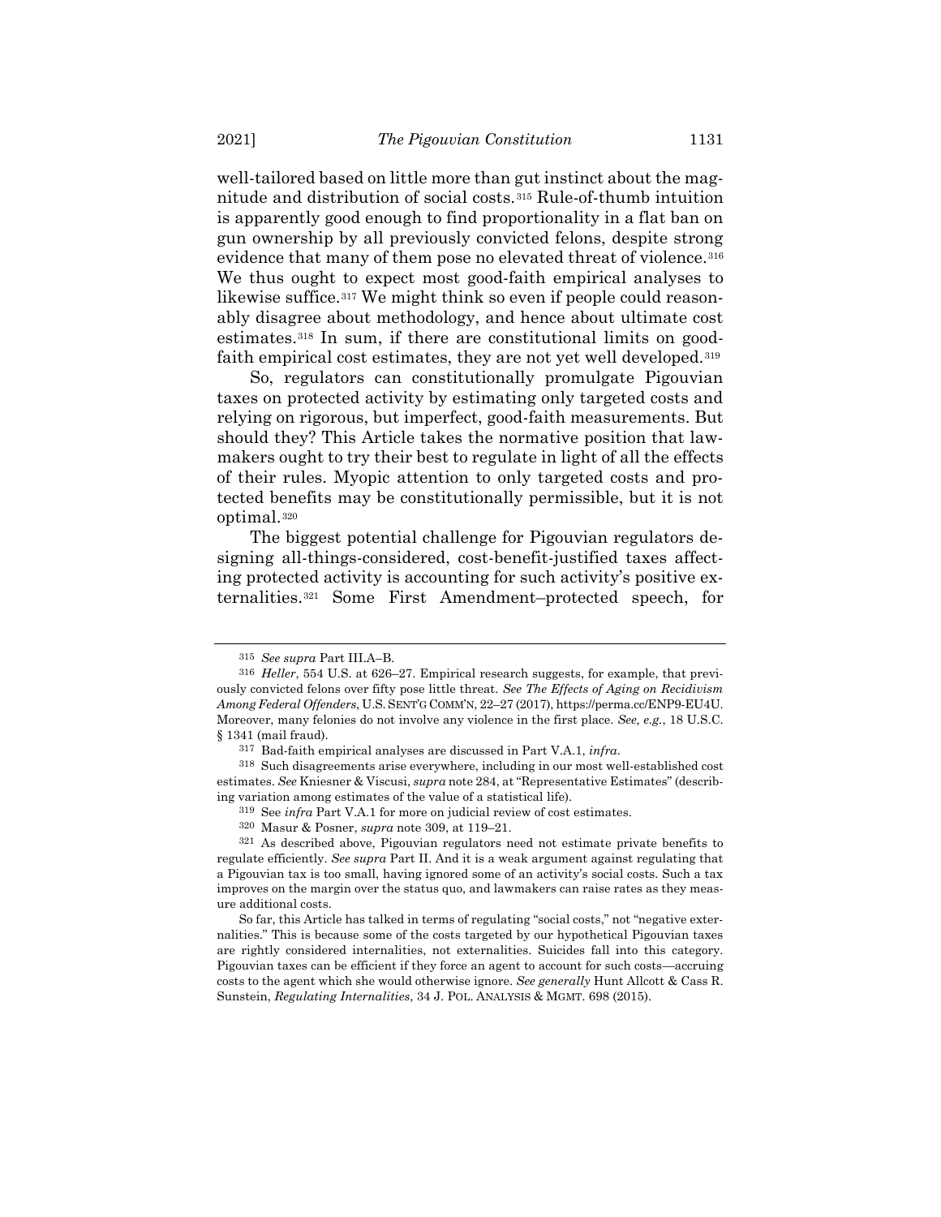well-tailored based on little more than gut instinct about the magnitude and distribution of social costs.[315] Rule-of-thumb intuition is apparently good enough to find proportionality in a flat ban on gun ownership by all previously convicted felons, despite strong evidence that many of them pose no elevated threat of violence.[316] We thus ought to expect most good-faith empirical analyses to likewise suffice.[317] We might think so even if people could reasonably disagree about methodology, and hence about ultimate cost estimates.[318] In sum, if there are constitutional limits on good-faith empirical cost estimates, they are not yet well developed.[319]

So, regulators can constitutionally promulgate Pigouvian taxes on protected activity by estimating only targeted costs and relying on rigorous, but imperfect, good-faith measurements. But should they? This Article takes the normative position that lawmakers ought to try their best to regulate in light of all the effects of their rules. Myopic attention to only targeted costs and protected benefits may be constitutionally permissible, but it is not optimal.[320]

The biggest potential challenge for Pigouvian regulators designing all-things-considered, cost-benefit-justified taxes affecting protected activity is accounting for such activity's positive externalities.[321] Some First Amendment–protected speech, for

---

315 *See supra* Part III.A–B.

316 *Heller*, 554 U.S. at 626–27. Empirical research suggests, for example, that previously convicted felons over fifty pose little threat. *See The Effects of Aging on Recidivism Among Federal Offenders*, U.S. SENT'G COMM'N, 22–27 (2017), https://perma.cc/ENP9-EU4U. Moreover, many felonies do not involve any violence in the first place. *See, e.g.*, 18 U.S.C. § 1341 (mail fraud).

317 Bad-faith empirical analyses are discussed in Part V.A.1, *infra*.

318 Such disagreements arise everywhere, including in our most well-established cost estimates. *See* Kniesner & Viscusi, *supra* note 284, at "Representative Estimates" (describing variation among estimates of the value of a statistical life).

319 See *infra* Part V.A.1 for more on judicial review of cost estimates.

320 Masur & Posner, *supra* note 309, at 119–21.

321 As described above, Pigouvian regulators need not estimate private benefits to regulate efficiently. *See supra* Part II. And it is a weak argument against regulating that a Pigouvian tax is too small, having ignored some of an activity's social costs. Such a tax improves on the margin over the status quo, and lawmakers can raise rates as they measure additional costs.

So far, this Article has talked in terms of regulating "social costs," not "negative externalities." This is because some of the costs targeted by our hypothetical Pigouvian taxes are rightly considered internalities, not externalities. Suicides fall into this category. Pigouvian taxes can be efficient if they force an agent to account for such costs—accruing costs to the agent which she would otherwise ignore. *See generally* Hunt Allcott & Cass R. Sunstein, *Regulating Internalities*, 34 J. POL. ANALYSIS & MGMT. 698 (2015).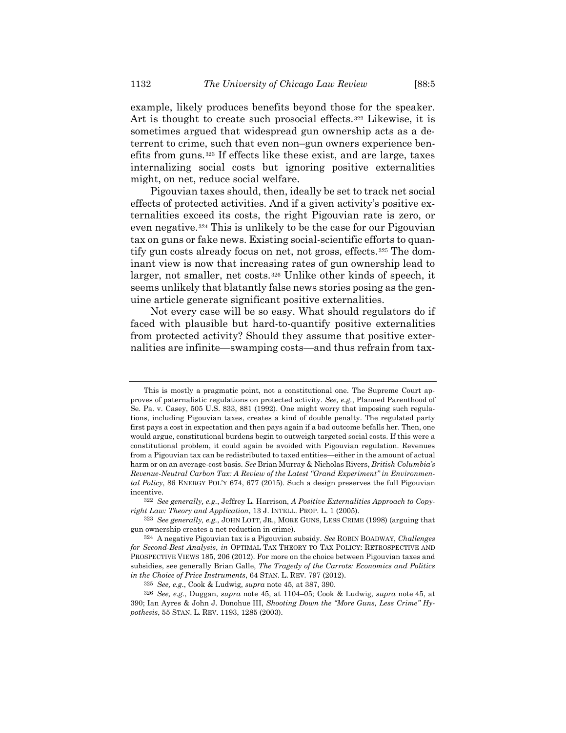example, likely produces benefits beyond those for the speaker. Art is thought to create such prosocial effects.[322] Likewise, it is sometimes argued that widespread gun ownership acts as a deterrent to crime, such that even non–gun owners experience benefits from guns.[323] If effects like these exist, and are large, taxes internalizing social costs but ignoring positive externalities might, on net, reduce social welfare.

Pigouvian taxes should, then, ideally be set to track net social effects of protected activities. And if a given activity's positive externalities exceed its costs, the right Pigouvian rate is zero, or even negative.[324] This is unlikely to be the case for our Pigouvian tax on guns or fake news. Existing social-scientific efforts to quantify gun costs already focus on net, not gross, effects.[325] The dominant view is now that increasing rates of gun ownership lead to larger, not smaller, net costs.[326] Unlike other kinds of speech, it seems unlikely that blatantly false news stories posing as the genuine article generate significant positive externalities.

Not every case will be so easy. What should regulators do if faced with plausible but hard-to-quantify positive externalities from protected activity? Should they assume that positive externalities are infinite—swamping costs—and thus refrain from tax-

---

This is mostly a pragmatic point, not a constitutional one. The Supreme Court approves of paternalistic regulations on protected activity. *See, e.g.*, Planned Parenthood of Se. Pa. v. Casey, 505 U.S. 833, 881 (1992). One might worry that imposing such regulations, including Pigouvian taxes, creates a kind of double penalty. The regulated party first pays a cost in expectation and then pays again if a bad outcome befalls her. Then, one would argue, constitutional burdens begin to outweigh targeted social costs. If this were a constitutional problem, it could again be avoided with Pigouvian regulation. Revenues from a Pigouvian tax can be redistributed to taxed entities—either in the amount of actual harm or on an average-cost basis. *See* Brian Murray & Nicholas Rivers, *British Columbia's Revenue-Neutral Carbon Tax: A Review of the Latest "Grand Experiment" in Environmental Policy*, 86 ENERGY POL'Y 674, 677 (2015). Such a design preserves the full Pigouvian incentive.

[322] *See generally, e.g.*, Jeffrey L. Harrison, *A Positive Externalities Approach to Copyright Law: Theory and Application*, 13 J. INTELL. PROP. L. 1 (2005).

[323] *See generally, e.g.*, JOHN LOTT, JR., MORE GUNS, LESS CRIME (1998) (arguing that gun ownership creates a net reduction in crime).

[324] A negative Pigouvian tax is a Pigouvian subsidy. *See* ROBIN BOADWAY, *Challenges for Second-Best Analysis*, *in* OPTIMAL TAX THEORY TO TAX POLICY: RETROSPECTIVE AND PROSPECTIVE VIEWS 185, 206 (2012). For more on the choice between Pigouvian taxes and subsidies, see generally Brian Galle, *The Tragedy of the Carrots: Economics and Politics in the Choice of Price Instruments*, 64 STAN. L. REV. 797 (2012).

[325] *See, e.g.*, Cook & Ludwig, *supra* note 45, at 387, 390.

[326] *See, e.g.*, Duggan, *supra* note 45, at 1104–05; Cook & Ludwig, *supra* note 45, at 390; Ian Ayres & John J. Donohue III, *Shooting Down the "More Guns, Less Crime" Hypothesis*, 55 STAN. L. REV. 1193, 1285 (2003).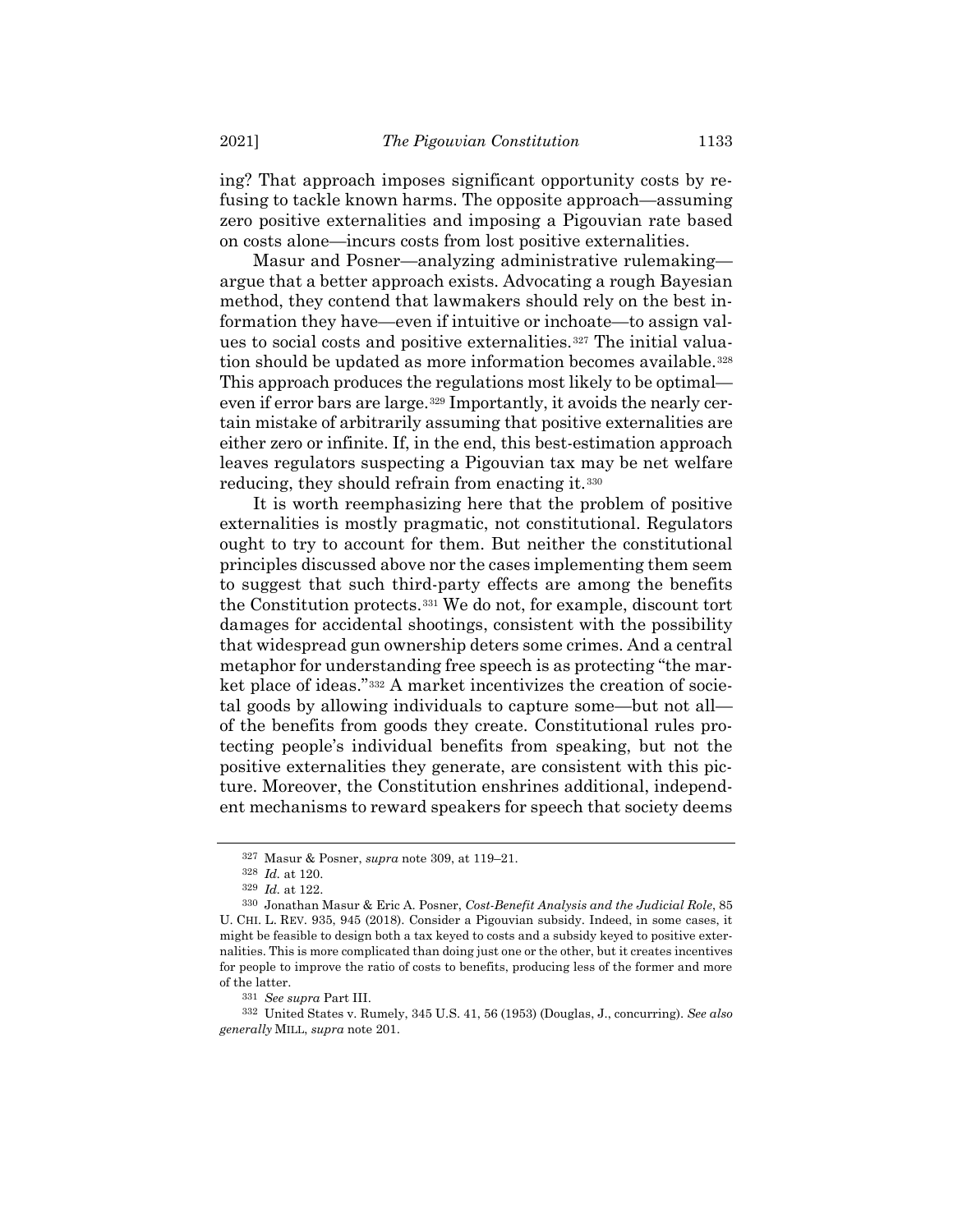ing? That approach imposes significant opportunity costs by refusing to tackle known harms. The opposite approach—assuming zero positive externalities and imposing a Pigouvian rate based on costs alone—incurs costs from lost positive externalities.

Masur and Posner—analyzing administrative rulemaking—argue that a better approach exists. Advocating a rough Bayesian method, they contend that lawmakers should rely on the best information they have—even if intuitive or inchoate—to assign values to social costs and positive externalities.[327] The initial valuation should be updated as more information becomes available.[328] This approach produces the regulations most likely to be optimal—even if error bars are large.[329] Importantly, it avoids the nearly certain mistake of arbitrarily assuming that positive externalities are either zero or infinite. If, in the end, this best-estimation approach leaves regulators suspecting a Pigouvian tax may be net welfare reducing, they should refrain from enacting it.[330]

It is worth reemphasizing here that the problem of positive externalities is mostly pragmatic, not constitutional. Regulators ought to try to account for them. But neither the constitutional principles discussed above nor the cases implementing them seem to suggest that such third-party effects are among the benefits the Constitution protects.[331] We do not, for example, discount tort damages for accidental shootings, consistent with the possibility that widespread gun ownership deters some crimes. And a central metaphor for understanding free speech is as protecting "the market place of ideas."[332] A market incentivizes the creation of societal goods by allowing individuals to capture some—but not all—of the benefits from goods they create. Constitutional rules protecting people's individual benefits from speaking, but not the positive externalities they generate, are consistent with this picture. Moreover, the Constitution enshrines additional, independent mechanisms to reward speakers for speech that society deems

---

[327] Masur & Posner, *supra* note 309, at 119–21.

[328] *Id.* at 120.

[329] *Id.* at 122.

[330] Jonathan Masur & Eric A. Posner, *Cost-Benefit Analysis and the Judicial Role*, 85 U. CHI. L. REV. 935, 945 (2018). Consider a Pigouvian subsidy. Indeed, in some cases, it might be feasible to design both a tax keyed to costs and a subsidy keyed to positive externalities. This is more complicated than doing just one or the other, but it creates incentives for people to improve the ratio of costs to benefits, producing less of the former and more of the latter.

[331] *See supra* Part III.

[332] United States v. Rumely, 345 U.S. 41, 56 (1953) (Douglas, J., concurring). *See also generally* MILL, *supra* note 201.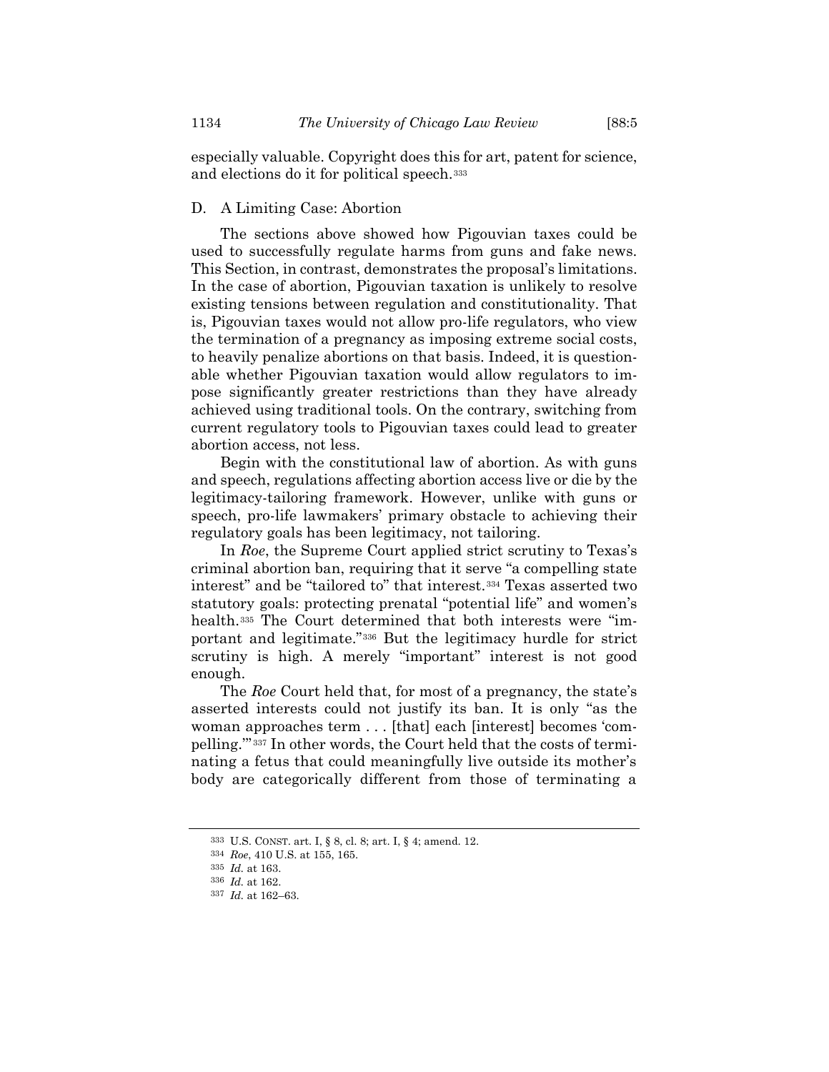especially valuable. Copyright does this for art, patent for science, and elections do it for political speech.[333]

### D. A Limiting Case: Abortion

The sections above showed how Pigouvian taxes could be used to successfully regulate harms from guns and fake news. This Section, in contrast, demonstrates the proposal's limitations. In the case of abortion, Pigouvian taxation is unlikely to resolve existing tensions between regulation and constitutionality. That is, Pigouvian taxes would not allow pro-life regulators, who view the termination of a pregnancy as imposing extreme social costs, to heavily penalize abortions on that basis. Indeed, it is questionable whether Pigouvian taxation would allow regulators to impose significantly greater restrictions than they have already achieved using traditional tools. On the contrary, switching from current regulatory tools to Pigouvian taxes could lead to greater abortion access, not less.

Begin with the constitutional law of abortion. As with guns and speech, regulations affecting abortion access live or die by the legitimacy-tailoring framework. However, unlike with guns or speech, pro-life lawmakers' primary obstacle to achieving their regulatory goals has been legitimacy, not tailoring.

In *Roe*, the Supreme Court applied strict scrutiny to Texas's criminal abortion ban, requiring that it serve "a compelling state interest" and be "tailored to" that interest.[334] Texas asserted two statutory goals: protecting prenatal "potential life" and women's health.[335] The Court determined that both interests were "important and legitimate."[336] But the legitimacy hurdle for strict scrutiny is high. A merely "important" interest is not good enough.

The *Roe* Court held that, for most of a pregnancy, the state's asserted interests could not justify its ban. It is only "as the woman approaches term . . . [that] each [interest] becomes 'compelling.'"[337] In other words, the Court held that the costs of terminating a fetus that could meaningfully live outside its mother's body are categorically different from those of terminating a

---

[333] U.S. CONST. art. I, § 8, cl. 8; art. I, § 4; amend. 12.

[334] *Roe*, 410 U.S. at 155, 165.

[335] *Id.* at 163.

[336] *Id.* at 162.

[337] *Id.* at 162–63.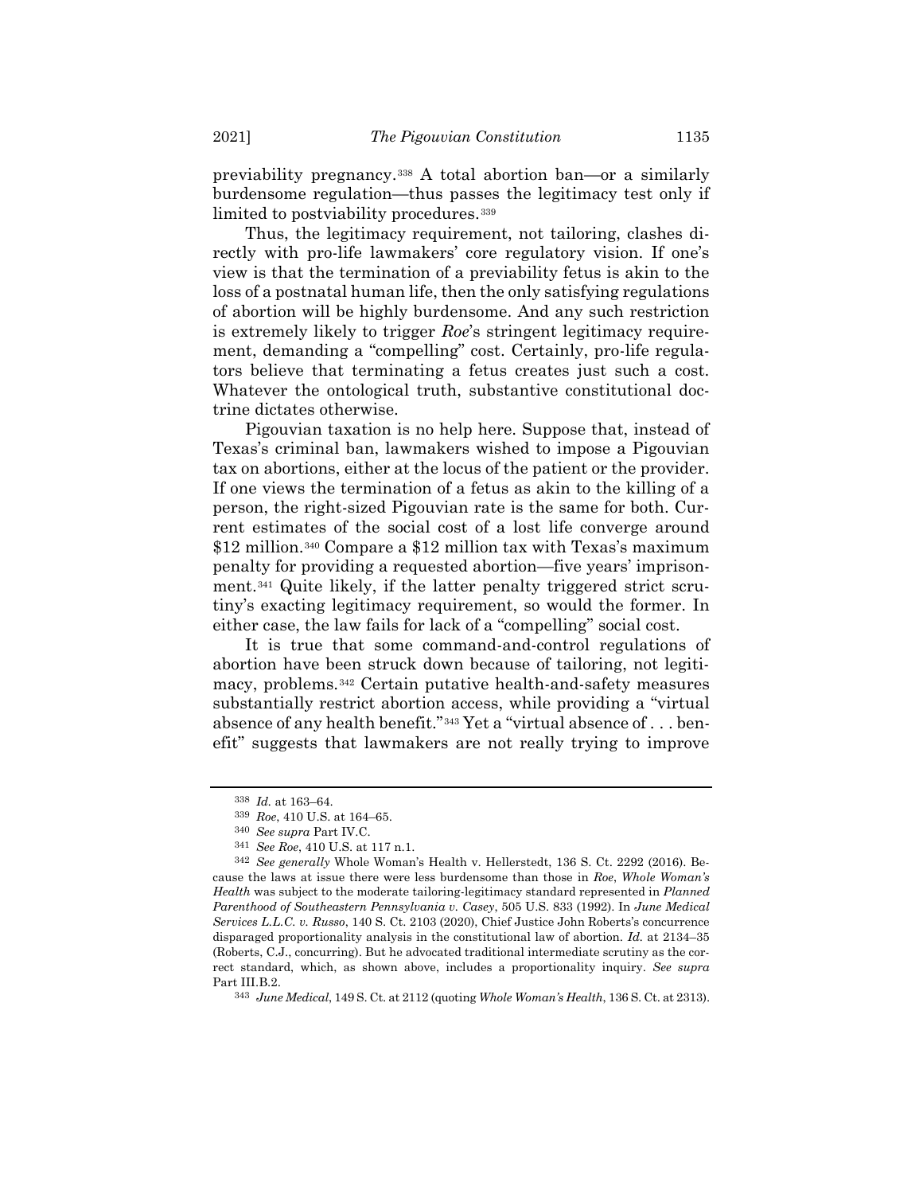previability pregnancy.[338] A total abortion ban—or a similarly burdensome regulation—thus passes the legitimacy test only if limited to postviability procedures.[339]

Thus, the legitimacy requirement, not tailoring, clashes directly with pro-life lawmakers' core regulatory vision. If one's view is that the termination of a previability fetus is akin to the loss of a postnatal human life, then the only satisfying regulations of abortion will be highly burdensome. And any such restriction is extremely likely to trigger *Roe*'s stringent legitimacy requirement, demanding a "compelling" cost. Certainly, pro-life regulators believe that terminating a fetus creates just such a cost. Whatever the ontological truth, substantive constitutional doctrine dictates otherwise.

Pigouvian taxation is no help here. Suppose that, instead of Texas's criminal ban, lawmakers wished to impose a Pigouvian tax on abortions, either at the locus of the patient or the provider. If one views the termination of a fetus as akin to the killing of a person, the right-sized Pigouvian rate is the same for both. Current estimates of the social cost of a lost life converge around $12 million.[340] Compare a $12 million tax with Texas's maximum penalty for providing a requested abortion—five years' imprisonment.[341] Quite likely, if the latter penalty triggered strict scrutiny's exacting legitimacy requirement, so would the former. In either case, the law fails for lack of a "compelling" social cost.

It is true that some command-and-control regulations of abortion have been struck down because of tailoring, not legitimacy, problems.[342] Certain putative health-and-safety measures substantially restrict abortion access, while providing a "virtual absence of any health benefit."[343] Yet a "virtual absence of . . . benefit" suggests that lawmakers are not really trying to improve

---

[338] *Id.* at 163–64.

[339] *Roe*, 410 U.S. at 164–65.

[340] *See supra* Part IV.C.

[341] *See Roe*, 410 U.S. at 117 n.1.

[342] *See generally* Whole Woman's Health v. Hellerstedt, 136 S. Ct. 2292 (2016). Because the laws at issue there were less burdensome than those in *Roe*, *Whole Woman's Health* was subject to the moderate tailoring-legitimacy standard represented in *Planned Parenthood of Southeastern Pennsylvania v. Casey*, 505 U.S. 833 (1992). In *June Medical Services L.L.C. v. Russo*, 140 S. Ct. 2103 (2020), Chief Justice John Roberts's concurrence disparaged proportionality analysis in the constitutional law of abortion. *Id.* at 2134–35 (Roberts, C.J., concurring). But he advocated traditional intermediate scrutiny as the correct standard, which, as shown above, includes a proportionality inquiry. *See supra* Part III.B.2.

[343] *June Medical*, 149 S. Ct. at 2112 (quoting *Whole Woman's Health*, 136 S. Ct. at 2313).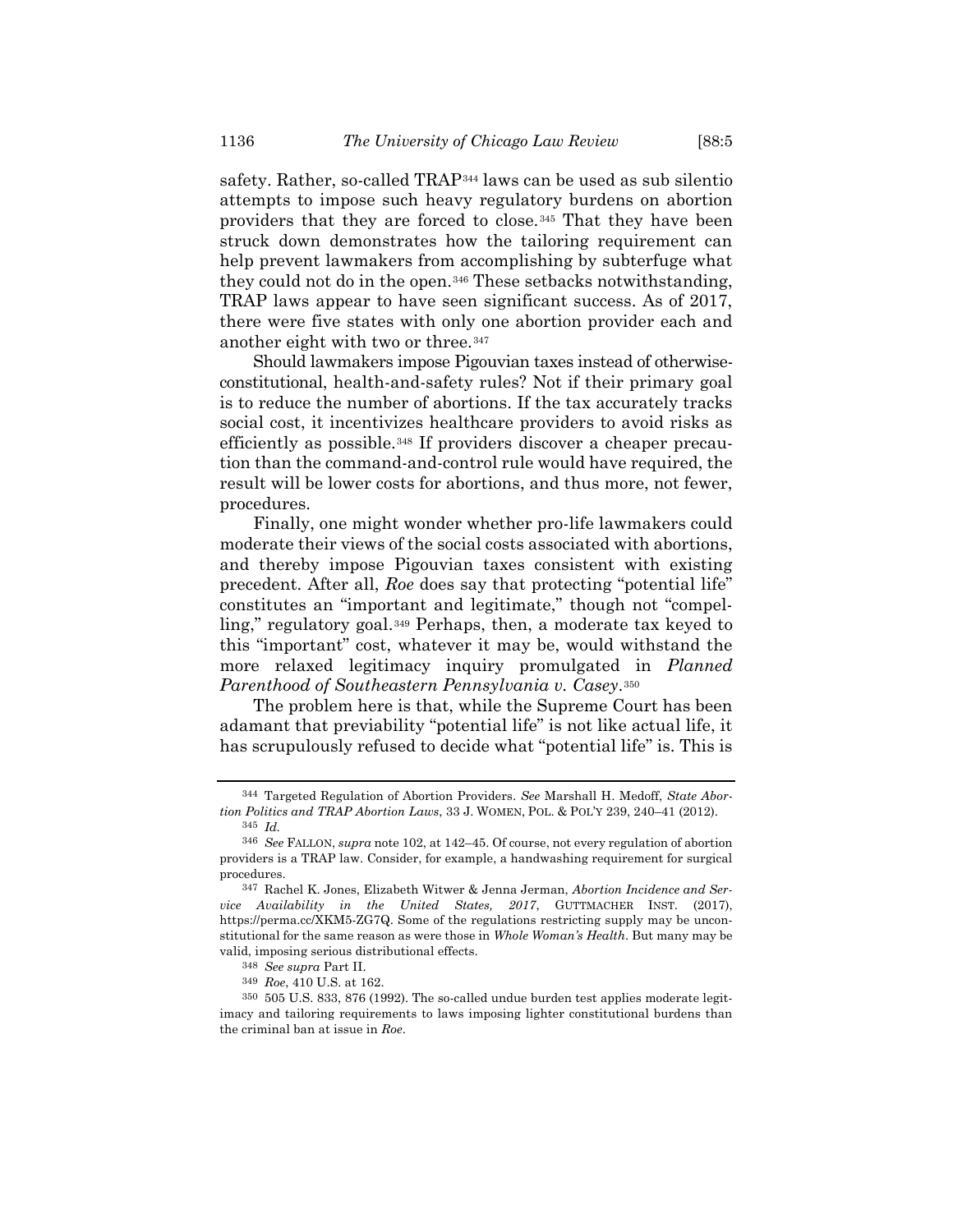safety. Rather, so-called TRAP[344] laws can be used as sub silentio attempts to impose such heavy regulatory burdens on abortion providers that they are forced to close.[345] That they have been struck down demonstrates how the tailoring requirement can help prevent lawmakers from accomplishing by subterfuge what they could not do in the open.[346] These setbacks notwithstanding, TRAP laws appear to have seen significant success. As of 2017, there were five states with only one abortion provider each and another eight with two or three.[347]

Should lawmakers impose Pigouvian taxes instead of otherwise-constitutional, health-and-safety rules? Not if their primary goal is to reduce the number of abortions. If the tax accurately tracks social cost, it incentivizes healthcare providers to avoid risks as efficiently as possible.[348] If providers discover a cheaper precaution than the command-and-control rule would have required, the result will be lower costs for abortions, and thus more, not fewer, procedures.

Finally, one might wonder whether pro-life lawmakers could moderate their views of the social costs associated with abortions, and thereby impose Pigouvian taxes consistent with existing precedent. After all, *Roe* does say that protecting "potential life" constitutes an "important and legitimate," though not "compelling," regulatory goal.[349] Perhaps, then, a moderate tax keyed to this "important" cost, whatever it may be, would withstand the more relaxed legitimacy inquiry promulgated in *Planned Parenthood of Southeastern Pennsylvania v. Casey*.[350]

The problem here is that, while the Supreme Court has been adamant that previability "potential life" is not like actual life, it has scrupulously refused to decide what "potential life" is. This is

---

[344] Targeted Regulation of Abortion Providers. *See* Marshall H. Medoff, *State Abortion Politics and TRAP Abortion Laws*, 33 J. WOMEN, POL. & POL'Y 239, 240–41 (2012).

[345] *Id.*

[346] *See* FALLON, *supra* note 102, at 142–45. Of course, not every regulation of abortion providers is a TRAP law. Consider, for example, a handwashing requirement for surgical procedures.

[347] Rachel K. Jones, Elizabeth Witwer & Jenna Jerman, *Abortion Incidence and Service Availability in the United States, 2017*, GUTTMACHER INST. (2017), https://perma.cc/XKM5-ZG7Q. Some of the regulations restricting supply may be unconstitutional for the same reason as were those in *Whole Woman's Health*. But many may be valid, imposing serious distributional effects.

[348] *See supra* Part II.

[349] *Roe*, 410 U.S. at 162.

[350] 505 U.S. 833, 876 (1992). The so-called undue burden test applies moderate legitimacy and tailoring requirements to laws imposing lighter constitutional burdens than the criminal ban at issue in *Roe*.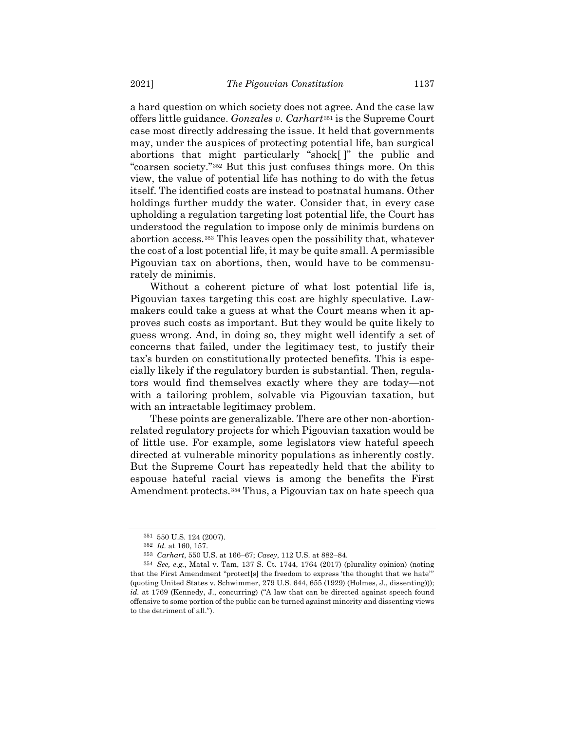a hard question on which society does not agree. And the case law offers little guidance. *Gonzales v. Carhart*[351] is the Supreme Court case most directly addressing the issue. It held that governments may, under the auspices of protecting potential life, ban surgical abortions that might particularly "shock[ ]" the public and "coarsen society."[352] But this just confuses things more. On this view, the value of potential life has nothing to do with the fetus itself. The identified costs are instead to postnatal humans. Other holdings further muddy the water. Consider that, in every case upholding a regulation targeting lost potential life, the Court has understood the regulation to impose only de minimis burdens on abortion access.[353] This leaves open the possibility that, whatever the cost of a lost potential life, it may be quite small. A permissible Pigouvian tax on abortions, then, would have to be commensurately de minimis.

Without a coherent picture of what lost potential life is, Pigouvian taxes targeting this cost are highly speculative. Lawmakers could take a guess at what the Court means when it approves such costs as important. But they would be quite likely to guess wrong. And, in doing so, they might well identify a set of concerns that failed, under the legitimacy test, to justify their tax's burden on constitutionally protected benefits. This is especially likely if the regulatory burden is substantial. Then, regulators would find themselves exactly where they are today—not with a tailoring problem, solvable via Pigouvian taxation, but with an intractable legitimacy problem.

These points are generalizable. There are other non-abortion-related regulatory projects for which Pigouvian taxation would be of little use. For example, some legislators view hateful speech directed at vulnerable minority populations as inherently costly. But the Supreme Court has repeatedly held that the ability to espouse hateful racial views is among the benefits the First Amendment protects.[354] Thus, a Pigouvian tax on hate speech qua

---

[351] 550 U.S. 124 (2007).

[352] *Id.* at 160, 157.

[353] *Carhart*, 550 U.S. at 166–67; *Casey*, 112 U.S. at 882–84.

[354] *See, e.g.*, Matal v. Tam, 137 S. Ct. 1744, 1764 (2017) (plurality opinion) (noting that the First Amendment "protect[s] the freedom to express 'the thought that we hate'" (quoting United States v. Schwimmer, 279 U.S. 644, 655 (1929) (Holmes, J., dissenting))); *id.* at 1769 (Kennedy, J., concurring) ("A law that can be directed against speech found offensive to some portion of the public can be turned against minority and dissenting views to the detriment of all.").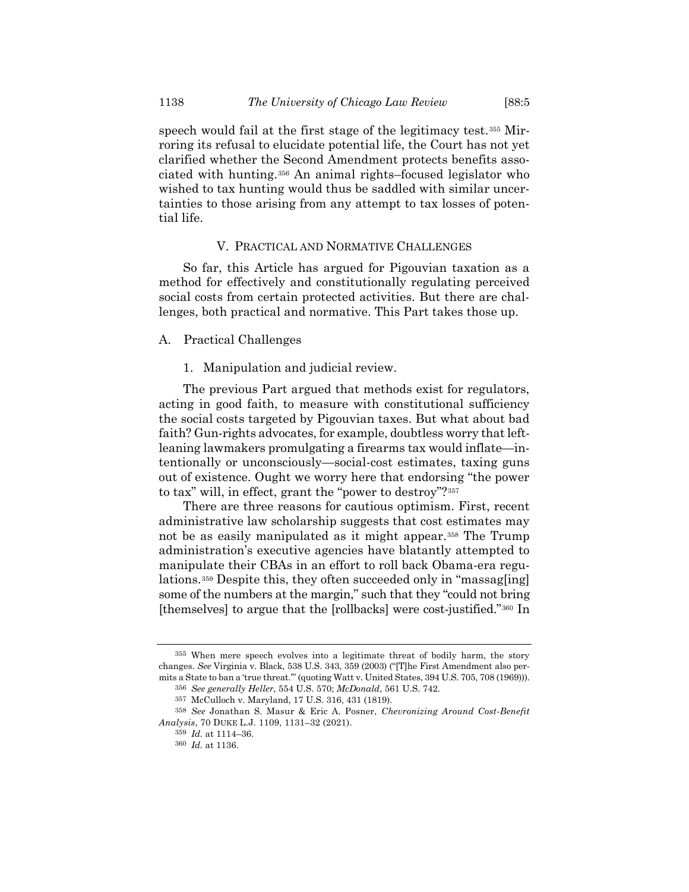speech would fail at the first stage of the legitimacy test.[355] Mirroring its refusal to elucidate potential life, the Court has not yet clarified whether the Second Amendment protects benefits associated with hunting.[356] An animal rights–focused legislator who wished to tax hunting would thus be saddled with similar uncertainties to those arising from any attempt to tax losses of potential life.

## V. Practical and Normative Challenges

So far, this Article has argued for Pigouvian taxation as a method for effectively and constitutionally regulating perceived social costs from certain protected activities. But there are challenges, both practical and normative. This Part takes those up.

### A. Practical Challenges

#### 1. Manipulation and judicial review.

The previous Part argued that methods exist for regulators, acting in good faith, to measure with constitutional sufficiency the social costs targeted by Pigouvian taxes. But what about bad faith? Gun-rights advocates, for example, doubtless worry that left-leaning lawmakers promulgating a firearms tax would inflate—intentionally or unconsciously—social-cost estimates, taxing guns out of existence. Ought we worry here that endorsing "the power to tax" will, in effect, grant the "power to destroy"?[357]

There are three reasons for cautious optimism. First, recent administrative law scholarship suggests that cost estimates may not be as easily manipulated as it might appear.[358] The Trump administration's executive agencies have blatantly attempted to manipulate their CBAs in an effort to roll back Obama-era regulations.[359] Despite this, they often succeeded only in "massag[ing] some of the numbers at the margin," such that they "could not bring [themselves] to argue that the [rollbacks] were cost-justified."[360] In

---

[355] When mere speech evolves into a legitimate threat of bodily harm, the story changes. *See* Virginia v. Black, 538 U.S. 343, 359 (2003) ("[T]he First Amendment also permits a State to ban a 'true threat.'" (quoting Watt v. United States, 394 U.S. 705, 708 (1969))).

[356] *See generally Heller*, 554 U.S. 570; *McDonald*, 561 U.S. 742.

[357] McCulloch v. Maryland, 17 U.S. 316, 431 (1819).

[358] *See* Jonathan S. Masur & Eric A. Posner, *Chevronizing Around Cost-Benefit Analysis*, 70 Duke L.J. 1109, 1131–32 (2021).

[359] *Id.* at 1114–36.

[360] *Id.* at 1136.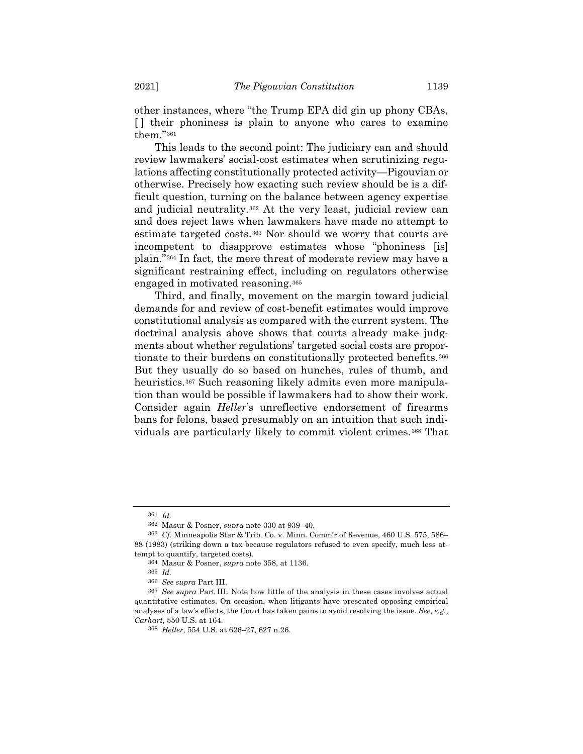other instances, where "the Trump EPA did gin up phony CBAs, [ ] their phoniness is plain to anyone who cares to examine them."[361]

This leads to the second point: The judiciary can and should review lawmakers' social-cost estimates when scrutinizing regulations affecting constitutionally protected activity—Pigouvian or otherwise. Precisely how exacting such review should be is a difficult question, turning on the balance between agency expertise and judicial neutrality.[362] At the very least, judicial review can and does reject laws when lawmakers have made no attempt to estimate targeted costs.[363] Nor should we worry that courts are incompetent to disapprove estimates whose "phoniness [is] plain."[364] In fact, the mere threat of moderate review may have a significant restraining effect, including on regulators otherwise engaged in motivated reasoning.[365]

Third, and finally, movement on the margin toward judicial demands for and review of cost-benefit estimates would improve constitutional analysis as compared with the current system. The doctrinal analysis above shows that courts already make judgments about whether regulations' targeted social costs are proportionate to their burdens on constitutionally protected benefits.[366] But they usually do so based on hunches, rules of thumb, and heuristics.[367] Such reasoning likely admits even more manipulation than would be possible if lawmakers had to show their work. Consider again *Heller*'s unreflective endorsement of firearms bans for felons, based presumably on an intuition that such individuals are particularly likely to commit violent crimes.[368] That

---

[361] *Id.*

[362] Masur & Posner, *supra* note 330 at 939–40.

[363] *Cf.* Minneapolis Star & Trib. Co. v. Minn. Comm'r of Revenue, 460 U.S. 575, 586–88 (1983) (striking down a tax because regulators refused to even specify, much less attempt to quantify, targeted costs).

[364] Masur & Posner, *supra* note 358, at 1136.

[365] *Id.*

[366] *See supra* Part III.

[367] *See supra* Part III. Note how little of the analysis in these cases involves actual quantitative estimates. On occasion, when litigants have presented opposing empirical analyses of a law's effects, the Court has taken pains to avoid resolving the issue. *See, e.g.*, *Carhart*, 550 U.S. at 164.

[368] *Heller*, 554 U.S. at 626–27, 627 n.26.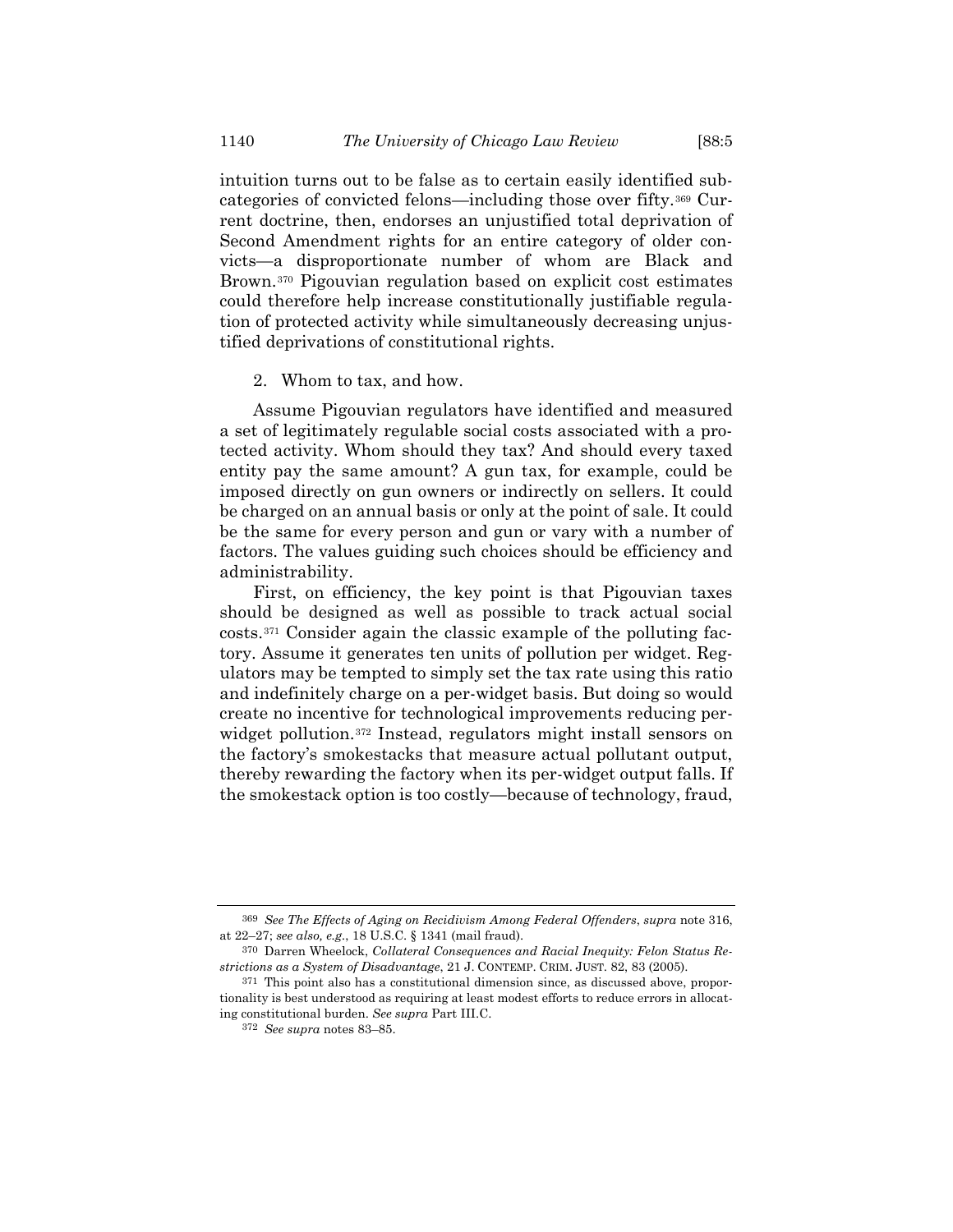intuition turns out to be false as to certain easily identified subcategories of convicted felons—including those over fifty.[369] Current doctrine, then, endorses an unjustified total deprivation of Second Amendment rights for an entire category of older convicts—a disproportionate number of whom are Black and Brown.[370] Pigouvian regulation based on explicit cost estimates could therefore help increase constitutionally justifiable regulation of protected activity while simultaneously decreasing unjustified deprivations of constitutional rights.

2. Whom to tax, and how.

Assume Pigouvian regulators have identified and measured a set of legitimately regulable social costs associated with a protected activity. Whom should they tax? And should every taxed entity pay the same amount? A gun tax, for example, could be imposed directly on gun owners or indirectly on sellers. It could be charged on an annual basis or only at the point of sale. It could be the same for every person and gun or vary with a number of factors. The values guiding such choices should be efficiency and administrability.

First, on efficiency, the key point is that Pigouvian taxes should be designed as well as possible to track actual social costs.[371] Consider again the classic example of the polluting factory. Assume it generates ten units of pollution per widget. Regulators may be tempted to simply set the tax rate using this ratio and indefinitely charge on a per-widget basis. But doing so would create no incentive for technological improvements reducing per-widget pollution.[372] Instead, regulators might install sensors on the factory's smokestacks that measure actual pollutant output, thereby rewarding the factory when its per-widget output falls. If the smokestack option is too costly—because of technology, fraud,

---

369 *See The Effects of Aging on Recidivism Among Federal Offenders*, *supra* note 316, at 22–27; *see also, e.g.*, 18 U.S.C. § 1341 (mail fraud).

370 Darren Wheelock, *Collateral Consequences and Racial Inequity: Felon Status Restrictions as a System of Disadvantage*, 21 J. CONTEMP. CRIM. JUST. 82, 83 (2005).

371 This point also has a constitutional dimension since, as discussed above, proportionality is best understood as requiring at least modest efforts to reduce errors in allocating constitutional burden. *See supra* Part III.C.

372 *See supra* notes 83–85.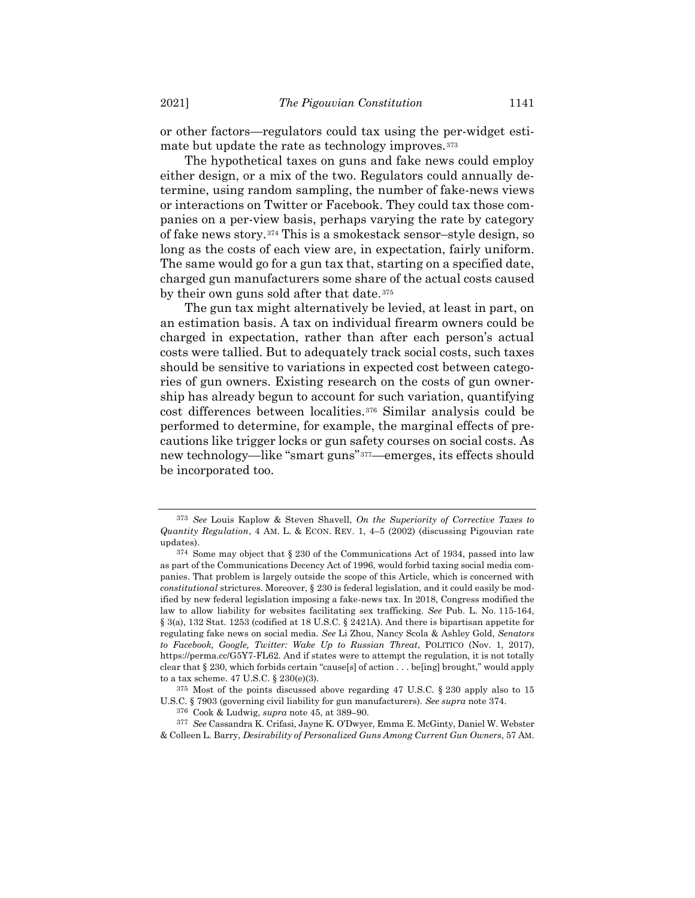or other factors—regulators could tax using the per-widget estimate but update the rate as technology improves.[373]

The hypothetical taxes on guns and fake news could employ either design, or a mix of the two. Regulators could annually determine, using random sampling, the number of fake-news views or interactions on Twitter or Facebook. They could tax those companies on a per-view basis, perhaps varying the rate by category of fake news story.[374] This is a smokestack sensor–style design, so long as the costs of each view are, in expectation, fairly uniform. The same would go for a gun tax that, starting on a specified date, charged gun manufacturers some share of the actual costs caused by their own guns sold after that date.[375]

The gun tax might alternatively be levied, at least in part, on an estimation basis. A tax on individual firearm owners could be charged in expectation, rather than after each person's actual costs were tallied. But to adequately track social costs, such taxes should be sensitive to variations in expected cost between categories of gun owners. Existing research on the costs of gun ownership has already begun to account for such variation, quantifying cost differences between localities.[376] Similar analysis could be performed to determine, for example, the marginal effects of precautions like trigger locks or gun safety courses on social costs. As new technology—like "smart guns"[377]—emerges, its effects should be incorporated too.

---

[373] *See* Louis Kaplow & Steven Shavell, *On the Superiority of Corrective Taxes to Quantity Regulation*, 4 AM. L. & ECON. REV. 1, 4–5 (2002) (discussing Pigouvian rate updates).

[374] Some may object that § 230 of the Communications Act of 1934, passed into law as part of the Communications Decency Act of 1996, would forbid taxing social media companies. That problem is largely outside the scope of this Article, which is concerned with *constitutional* strictures. Moreover, § 230 is federal legislation, and it could easily be modified by new federal legislation imposing a fake-news tax. In 2018, Congress modified the law to allow liability for websites facilitating sex trafficking. *See* Pub. L. No. 115-164, § 3(a), 132 Stat. 1253 (codified at 18 U.S.C. § 2421A). And there is bipartisan appetite for regulating fake news on social media. *See* Li Zhou, Nancy Scola & Ashley Gold, *Senators to Facebook, Google, Twitter: Wake Up to Russian Threat*, POLITICO (Nov. 1, 2017), https://perma.cc/G5Y7-FL62. And if states were to attempt the regulation, it is not totally clear that § 230, which forbids certain "cause[s] of action . . . be[ing] brought," would apply to a tax scheme. 47 U.S.C. § 230(e)(3).

[375] Most of the points discussed above regarding 47 U.S.C. § 230 apply also to 15 U.S.C. § 7903 (governing civil liability for gun manufacturers). *See supra* note 374.

[376] Cook & Ludwig, *supra* note 45, at 389–90.

[377] *See* Cassandra K. Crifasi, Jayne K. O'Dwyer, Emma E. McGinty, Daniel W. Webster & Colleen L. Barry, *Desirability of Personalized Guns Among Current Gun Owners*, 57 AM.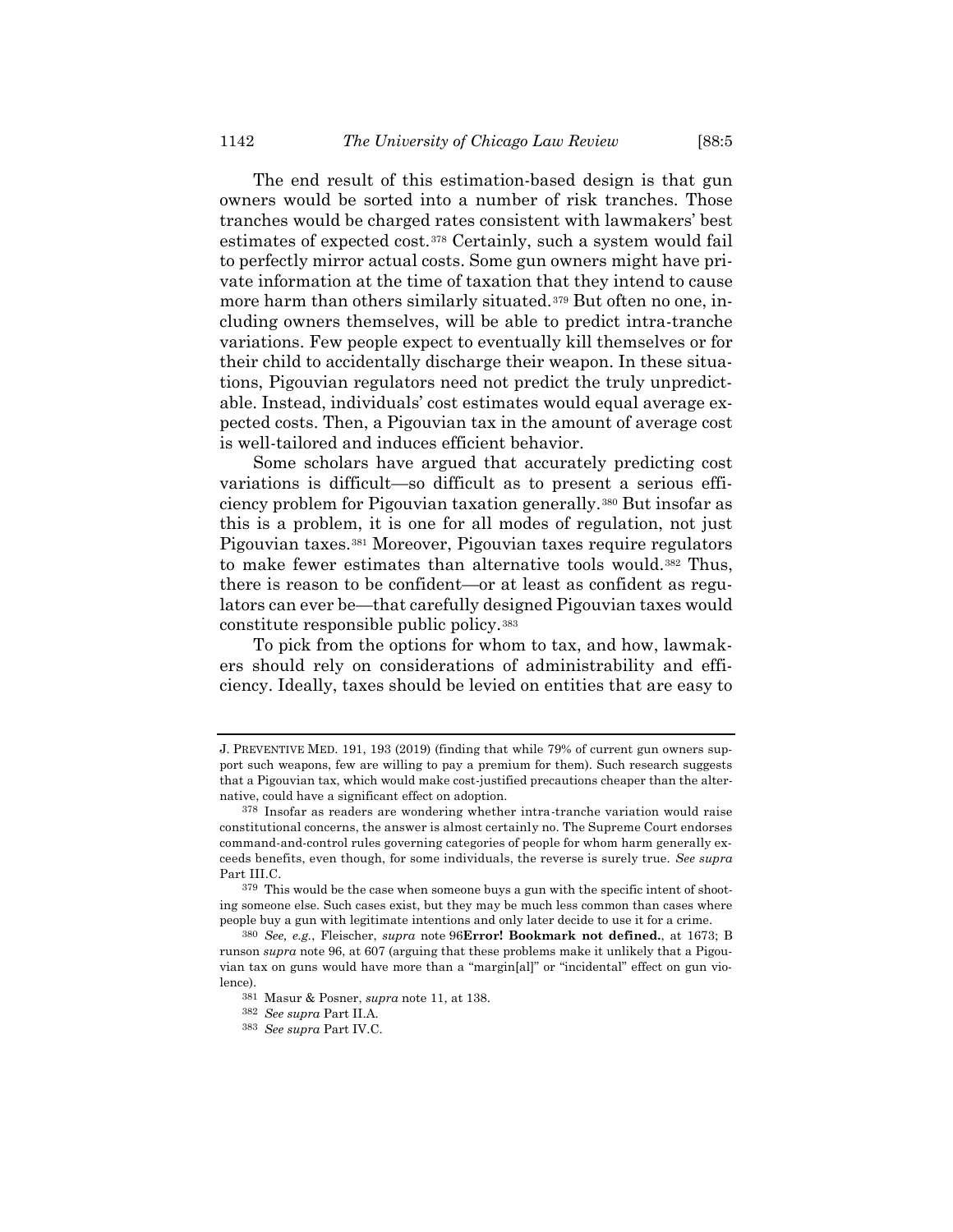The end result of this estimation-based design is that gun owners would be sorted into a number of risk tranches. Those tranches would be charged rates consistent with lawmakers' best estimates of expected cost.[378] Certainly, such a system would fail to perfectly mirror actual costs. Some gun owners might have private information at the time of taxation that they intend to cause more harm than others similarly situated.[379] But often no one, including owners themselves, will be able to predict intra-tranche variations. Few people expect to eventually kill themselves or for their child to accidentally discharge their weapon. In these situations, Pigouvian regulators need not predict the truly unpredictable. Instead, individuals' cost estimates would equal average expected costs. Then, a Pigouvian tax in the amount of average cost is well-tailored and induces efficient behavior.

Some scholars have argued that accurately predicting cost variations is difficult—so difficult as to present a serious efficiency problem for Pigouvian taxation generally.[380] But insofar as this is a problem, it is one for all modes of regulation, not just Pigouvian taxes.[381] Moreover, Pigouvian taxes require regulators to make fewer estimates than alternative tools would.[382] Thus, there is reason to be confident—or at least as confident as regulators can ever be—that carefully designed Pigouvian taxes would constitute responsible public policy.[383]

To pick from the options for whom to tax, and how, lawmakers should rely on considerations of administrability and efficiency. Ideally, taxes should be levied on entities that are easy to

---

J. PREVENTIVE MED. 191, 193 (2019) (finding that while 79% of current gun owners support such weapons, few are willing to pay a premium for them). Such research suggests that a Pigouvian tax, which would make cost-justified precautions cheaper than the alternative, could have a significant effect on adoption.

[378] Insofar as readers are wondering whether intra-tranche variation would raise constitutional concerns, the answer is almost certainly no. The Supreme Court endorses command-and-control rules governing categories of people for whom harm generally exceeds benefits, even though, for some individuals, the reverse is surely true. *See supra* Part III.C.

[379] This would be the case when someone buys a gun with the specific intent of shooting someone else. Such cases exist, but they may be much less common than cases where people buy a gun with legitimate intentions and only later decide to use it for a crime.

[380] *See, e.g.*, Fleischer, *supra* note 96**Error! Bookmark not defined.**, at 1673; B runson *supra* note 96, at 607 (arguing that these problems make it unlikely that a Pigouvian tax on guns would have more than a "margin[al]" or "incidental" effect on gun violence).

[381] Masur & Posner, *supra* note 11, at 138.

[382] *See supra* Part II.A.

[383] *See supra* Part IV.C.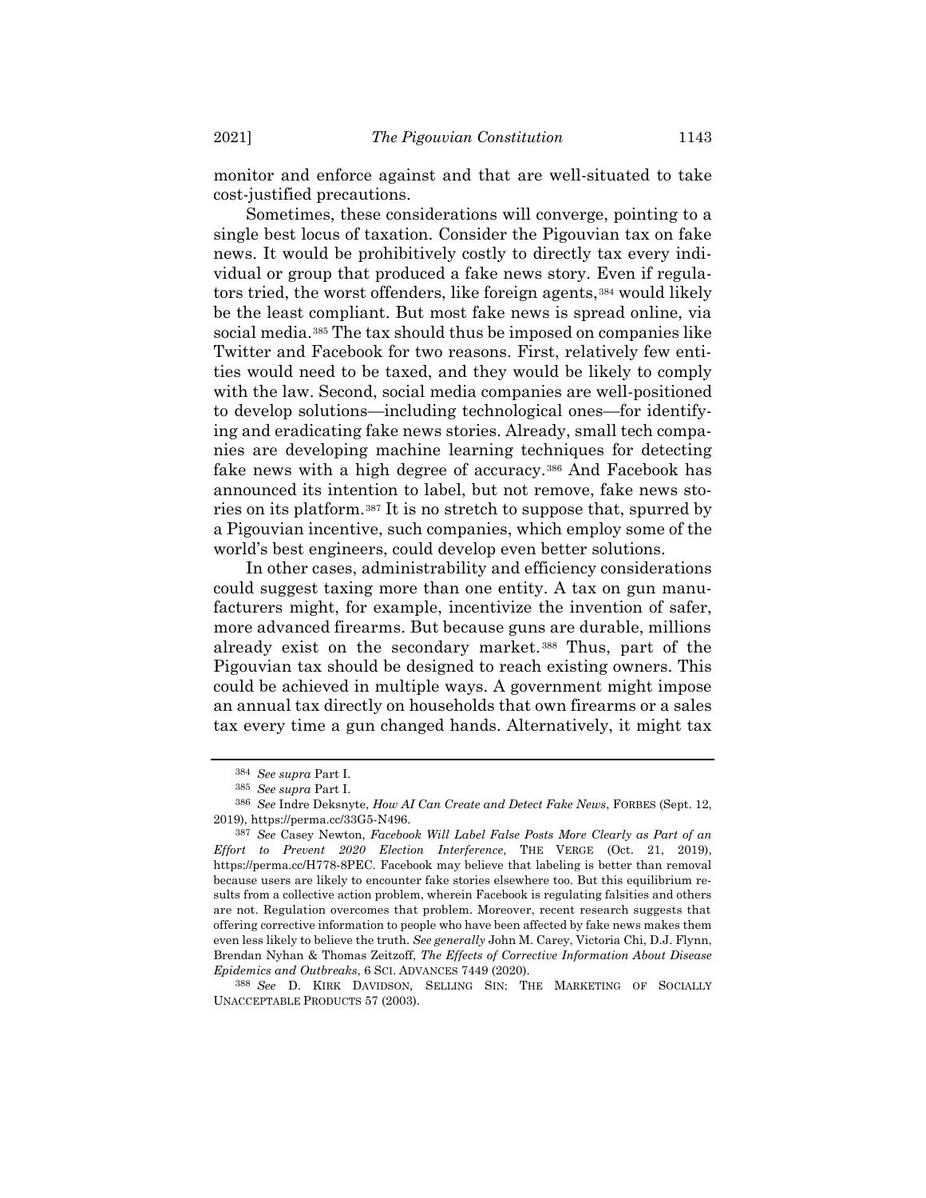monitor and enforce against and that are well-situated to take cost-justified precautions.

Sometimes, these considerations will converge, pointing to a single best locus of taxation. Consider the Pigouvian tax on fake news. It would be prohibitively costly to directly tax every individual or group that produced a fake news story. Even if regulators tried, the worst offenders, like foreign agents,[384] would likely be the least compliant. But most fake news is spread online, via social media.[385] The tax should thus be imposed on companies like Twitter and Facebook for two reasons. First, relatively few entities would need to be taxed, and they would be likely to comply with the law. Second, social media companies are well-positioned to develop solutions—including technological ones—for identifying and eradicating fake news stories. Already, small tech companies are developing machine learning techniques for detecting fake news with a high degree of accuracy.[386] And Facebook has announced its intention to label, but not remove, fake news stories on its platform.[387] It is no stretch to suppose that, spurred by a Pigouvian incentive, such companies, which employ some of the world's best engineers, could develop even better solutions.

In other cases, administrability and efficiency considerations could suggest taxing more than one entity. A tax on gun manufacturers might, for example, incentivize the invention of safer, more advanced firearms. But because guns are durable, millions already exist on the secondary market.[388] Thus, part of the Pigouvian tax should be designed to reach existing owners. This could be achieved in multiple ways. A government might impose an annual tax directly on households that own firearms or a sales tax every time a gun changed hands. Alternatively, it might tax

---

[384] *See supra* Part I.

[385] *See supra* Part I.

[386] *See* Indre Deksnyte, *How AI Can Create and Detect Fake News*, FORBES (Sept. 12, 2019), https://perma.cc/33G5-N496.

[387] *See* Casey Newton, *Facebook Will Label False Posts More Clearly as Part of an Effort to Prevent 2020 Election Interference*, THE VERGE (Oct. 21, 2019), https://perma.cc/H778-8PEC. Facebook may believe that labeling is better than removal because users are likely to encounter fake stories elsewhere too. But this equilibrium results from a collective action problem, wherein Facebook is regulating falsities and others are not. Regulation overcomes that problem. Moreover, recent research suggests that offering corrective information to people who have been affected by fake news makes them even less likely to believe the truth. *See generally* John M. Carey, Victoria Chi, D.J. Flynn, Brendan Nyhan & Thomas Zeitzoff, *The Effects of Corrective Information About Disease Epidemics and Outbreaks*, 6 SCI. ADVANCES 7449 (2020).

[388] *See* D. KIRK DAVIDSON, SELLING SIN: THE MARKETING OF SOCIALLY UNACCEPTABLE PRODUCTS 57 (2003).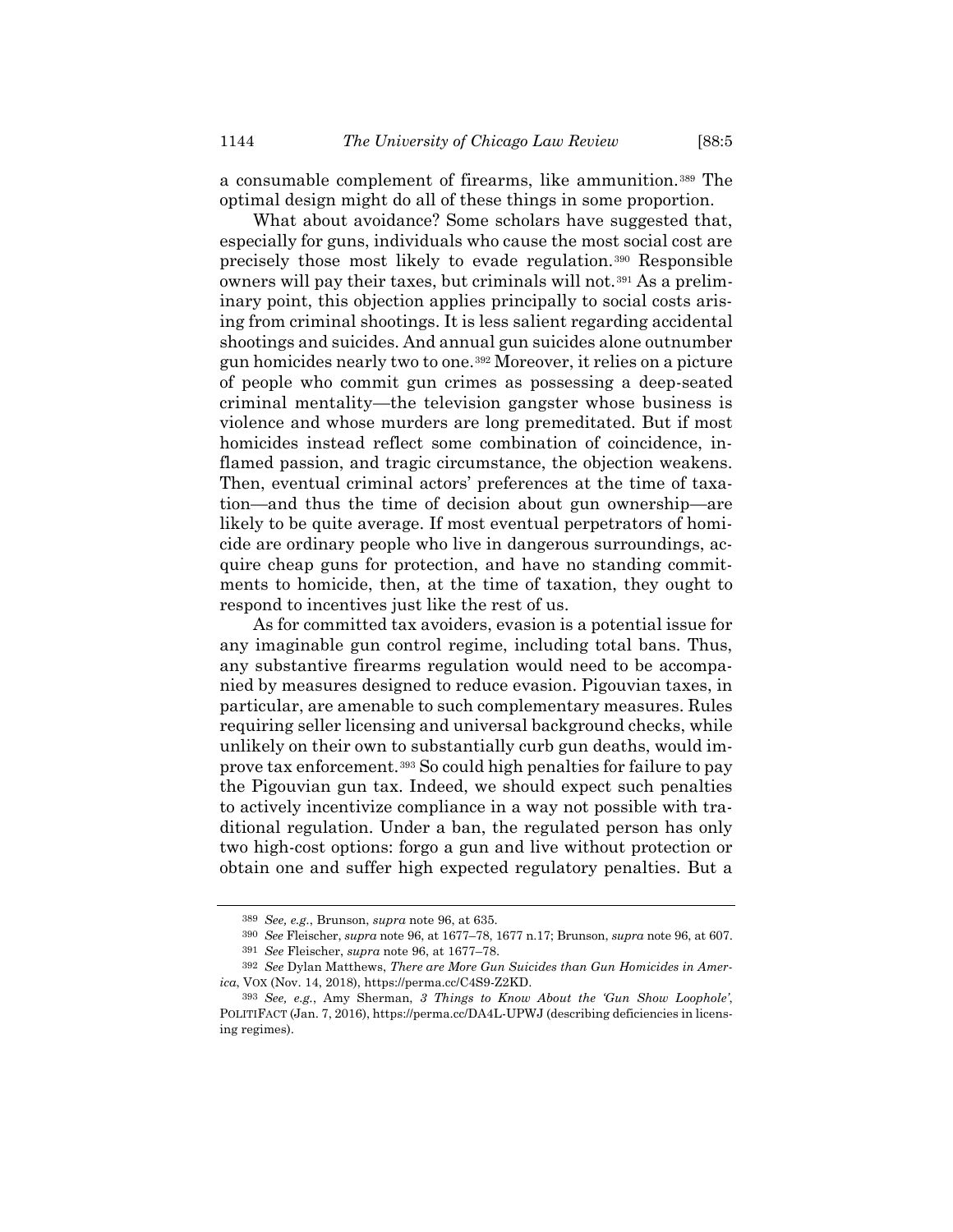a consumable complement of firearms, like ammunition.[389] The optimal design might do all of these things in some proportion.

What about avoidance? Some scholars have suggested that, especially for guns, individuals who cause the most social cost are precisely those most likely to evade regulation.[390] Responsible owners will pay their taxes, but criminals will not.[391] As a preliminary point, this objection applies principally to social costs arising from criminal shootings. It is less salient regarding accidental shootings and suicides. And annual gun suicides alone outnumber gun homicides nearly two to one.[392] Moreover, it relies on a picture of people who commit gun crimes as possessing a deep-seated criminal mentality—the television gangster whose business is violence and whose murders are long premeditated. But if most homicides instead reflect some combination of coincidence, inflamed passion, and tragic circumstance, the objection weakens. Then, eventual criminal actors' preferences at the time of taxation—and thus the time of decision about gun ownership—are likely to be quite average. If most eventual perpetrators of homicide are ordinary people who live in dangerous surroundings, acquire cheap guns for protection, and have no standing commitments to homicide, then, at the time of taxation, they ought to respond to incentives just like the rest of us.

As for committed tax avoiders, evasion is a potential issue for any imaginable gun control regime, including total bans. Thus, any substantive firearms regulation would need to be accompanied by measures designed to reduce evasion. Pigouvian taxes, in particular, are amenable to such complementary measures. Rules requiring seller licensing and universal background checks, while unlikely on their own to substantially curb gun deaths, would improve tax enforcement.[393] So could high penalties for failure to pay the Pigouvian gun tax. Indeed, we should expect such penalties to actively incentivize compliance in a way not possible with traditional regulation. Under a ban, the regulated person has only two high-cost options: forgo a gun and live without protection or obtain one and suffer high expected regulatory penalties. But a

---

[389] *See, e.g.*, Brunson, *supra* note 96, at 635.

[390] *See* Fleischer, *supra* note 96, at 1677–78, 1677 n.17; Brunson, *supra* note 96, at 607.

[391] *See* Fleischer, *supra* note 96, at 1677–78.

[392] *See* Dylan Matthews, *There are More Gun Suicides than Gun Homicides in America*, VOX (Nov. 14, 2018), https://perma.cc/C4S9-Z2KD.

[393] *See, e.g.*, Amy Sherman, *3 Things to Know About the 'Gun Show Loophole'*, POLITIFACT (Jan. 7, 2016), https://perma.cc/DA4L-UPWJ (describing deficiencies in licensing regimes).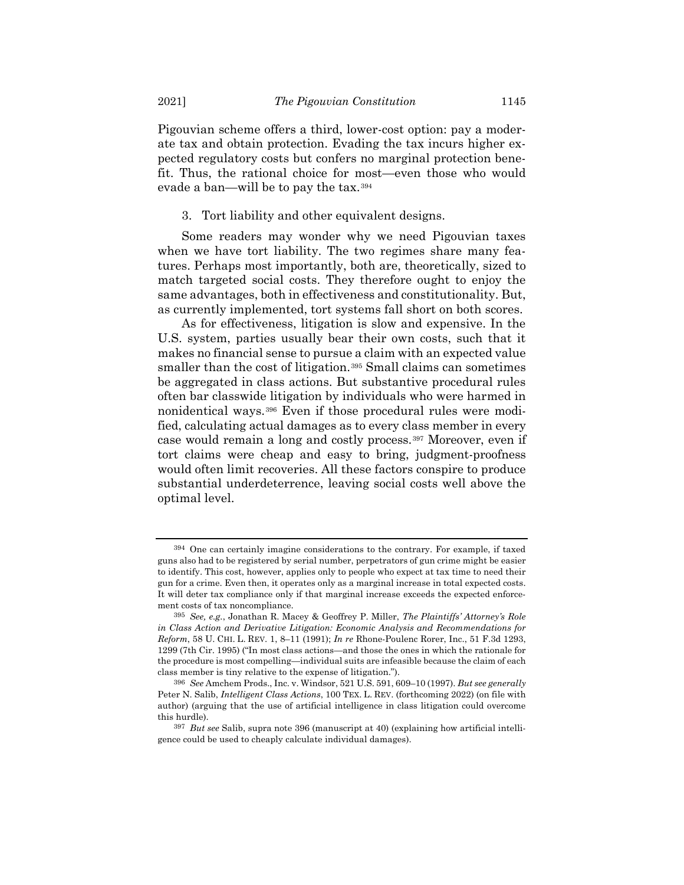Pigouvian scheme offers a third, lower-cost option: pay a moderate tax and obtain protection. Evading the tax incurs higher expected regulatory costs but confers no marginal protection benefit. Thus, the rational choice for most—even those who would evade a ban—will be to pay the tax.[394]

3. Tort liability and other equivalent designs.

Some readers may wonder why we need Pigouvian taxes when we have tort liability. The two regimes share many features. Perhaps most importantly, both are, theoretically, sized to match targeted social costs. They therefore ought to enjoy the same advantages, both in effectiveness and constitutionality. But, as currently implemented, tort systems fall short on both scores.

As for effectiveness, litigation is slow and expensive. In the U.S. system, parties usually bear their own costs, such that it makes no financial sense to pursue a claim with an expected value smaller than the cost of litigation.[395] Small claims can sometimes be aggregated in class actions. But substantive procedural rules often bar classwide litigation by individuals who were harmed in nonidentical ways.[396] Even if those procedural rules were modified, calculating actual damages as to every class member in every case would remain a long and costly process.[397] Moreover, even if tort claims were cheap and easy to bring, judgment-proofness would often limit recoveries. All these factors conspire to produce substantial underdeterrence, leaving social costs well above the optimal level.

---

[394] One can certainly imagine considerations to the contrary. For example, if taxed guns also had to be registered by serial number, perpetrators of gun crime might be easier to identify. This cost, however, applies only to people who expect at tax time to need their gun for a crime. Even then, it operates only as a marginal increase in total expected costs. It will deter tax compliance only if that marginal increase exceeds the expected enforcement costs of tax noncompliance.

[395] *See, e.g.*, Jonathan R. Macey & Geoffrey P. Miller, *The Plaintiffs' Attorney's Role in Class Action and Derivative Litigation: Economic Analysis and Recommendations for Reform*, 58 U. CHI. L. REV. 1, 8–11 (1991); *In re* Rhone-Poulenc Rorer, Inc., 51 F.3d 1293, 1299 (7th Cir. 1995) ("In most class actions—and those the ones in which the rationale for the procedure is most compelling—individual suits are infeasible because the claim of each class member is tiny relative to the expense of litigation.").

[396] *See* Amchem Prods., Inc. v. Windsor, 521 U.S. 591, 609–10 (1997). *But see generally* Peter N. Salib, *Intelligent Class Actions*, 100 TEX. L. REV. (forthcoming 2022) (on file with author) (arguing that the use of artificial intelligence in class litigation could overcome this hurdle).

[397] *But see* Salib, supra note 396 (manuscript at 40) (explaining how artificial intelligence could be used to cheaply calculate individual damages).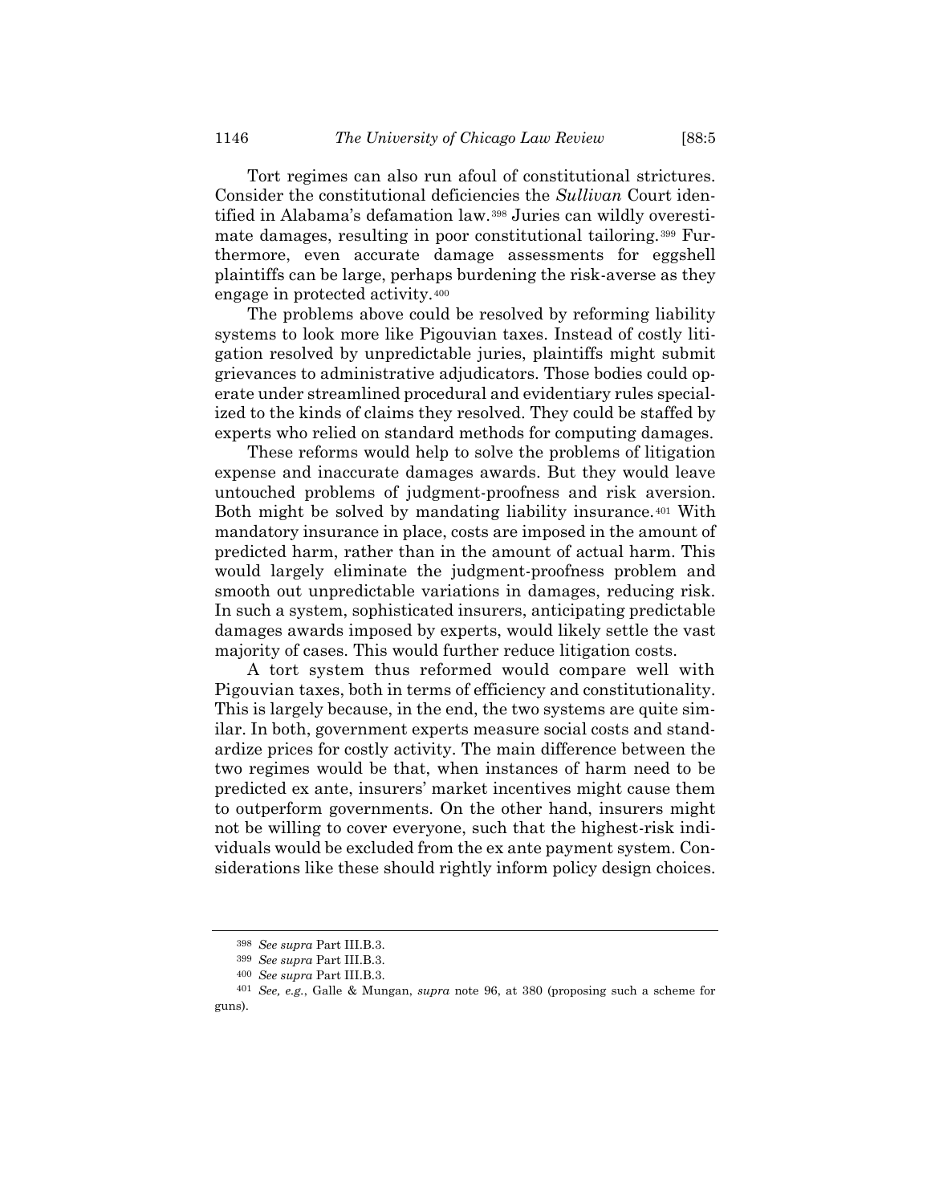Tort regimes can also run afoul of constitutional strictures. Consider the constitutional deficiencies the *Sullivan* Court identified in Alabama's defamation law.[398] Juries can wildly overestimate damages, resulting in poor constitutional tailoring.[399] Furthermore, even accurate damage assessments for eggshell plaintiffs can be large, perhaps burdening the risk-averse as they engage in protected activity.[400]

The problems above could be resolved by reforming liability systems to look more like Pigouvian taxes. Instead of costly litigation resolved by unpredictable juries, plaintiffs might submit grievances to administrative adjudicators. Those bodies could operate under streamlined procedural and evidentiary rules specialized to the kinds of claims they resolved. They could be staffed by experts who relied on standard methods for computing damages.

These reforms would help to solve the problems of litigation expense and inaccurate damages awards. But they would leave untouched problems of judgment-proofness and risk aversion. Both might be solved by mandating liability insurance.[401] With mandatory insurance in place, costs are imposed in the amount of predicted harm, rather than in the amount of actual harm. This would largely eliminate the judgment-proofness problem and smooth out unpredictable variations in damages, reducing risk. In such a system, sophisticated insurers, anticipating predictable damages awards imposed by experts, would likely settle the vast majority of cases. This would further reduce litigation costs.

A tort system thus reformed would compare well with Pigouvian taxes, both in terms of efficiency and constitutionality. This is largely because, in the end, the two systems are quite similar. In both, government experts measure social costs and standardize prices for costly activity. The main difference between the two regimes would be that, when instances of harm need to be predicted ex ante, insurers' market incentives might cause them to outperform governments. On the other hand, insurers might not be willing to cover everyone, such that the highest-risk individuals would be excluded from the ex ante payment system. Considerations like these should rightly inform policy design choices.

---

[398] *See supra* Part III.B.3.

[399] *See supra* Part III.B.3.

[400] *See supra* Part III.B.3.

[401] *See, e.g.*, Galle & Mungan, *supra* note 96, at 380 (proposing such a scheme for guns).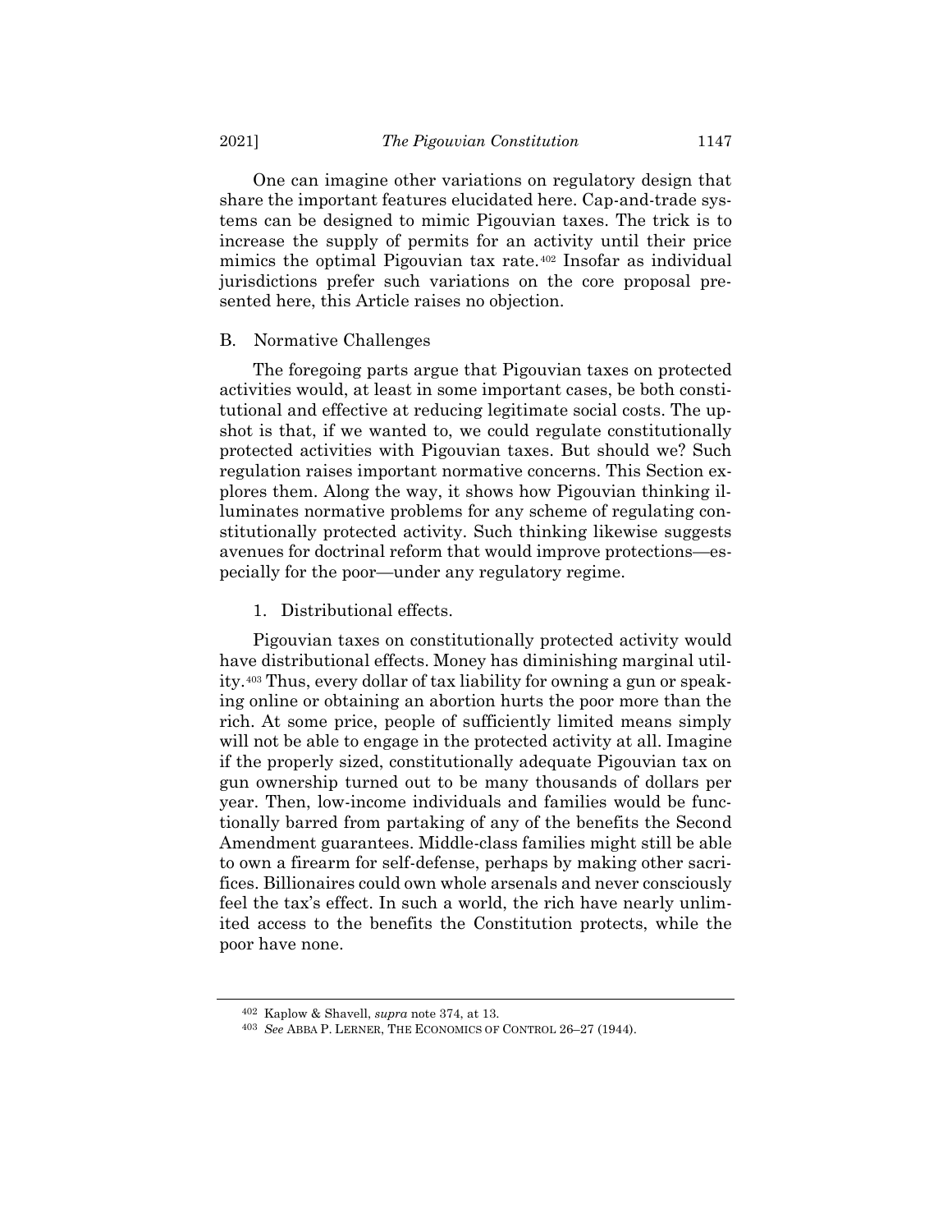One can imagine other variations on regulatory design that share the important features elucidated here. Cap-and-trade systems can be designed to mimic Pigouvian taxes. The trick is to increase the supply of permits for an activity until their price mimics the optimal Pigouvian tax rate.[402] Insofar as individual jurisdictions prefer such variations on the core proposal presented here, this Article raises no objection.

## B. Normative Challenges

The foregoing parts argue that Pigouvian taxes on protected activities would, at least in some important cases, be both constitutional and effective at reducing legitimate social costs. The upshot is that, if we wanted to, we could regulate constitutionally protected activities with Pigouvian taxes. But should we? Such regulation raises important normative concerns. This Section explores them. Along the way, it shows how Pigouvian thinking illuminates normative problems for any scheme of regulating constitutionally protected activity. Such thinking likewise suggests avenues for doctrinal reform that would improve protections—especially for the poor—under any regulatory regime.

### 1. Distributional effects.

Pigouvian taxes on constitutionally protected activity would have distributional effects. Money has diminishing marginal utility.[403] Thus, every dollar of tax liability for owning a gun or speaking online or obtaining an abortion hurts the poor more than the rich. At some price, people of sufficiently limited means simply will not be able to engage in the protected activity at all. Imagine if the properly sized, constitutionally adequate Pigouvian tax on gun ownership turned out to be many thousands of dollars per year. Then, low-income individuals and families would be functionally barred from partaking of any of the benefits the Second Amendment guarantees. Middle-class families might still be able to own a firearm for self-defense, perhaps by making other sacrifices. Billionaires could own whole arsenals and never consciously feel the tax's effect. In such a world, the rich have nearly unlimited access to the benefits the Constitution protects, while the poor have none.

---

[402] Kaplow & Shavell, *supra* note 374, at 13.

[403] *See* ABBA P. LERNER, THE ECONOMICS OF CONTROL 26–27 (1944).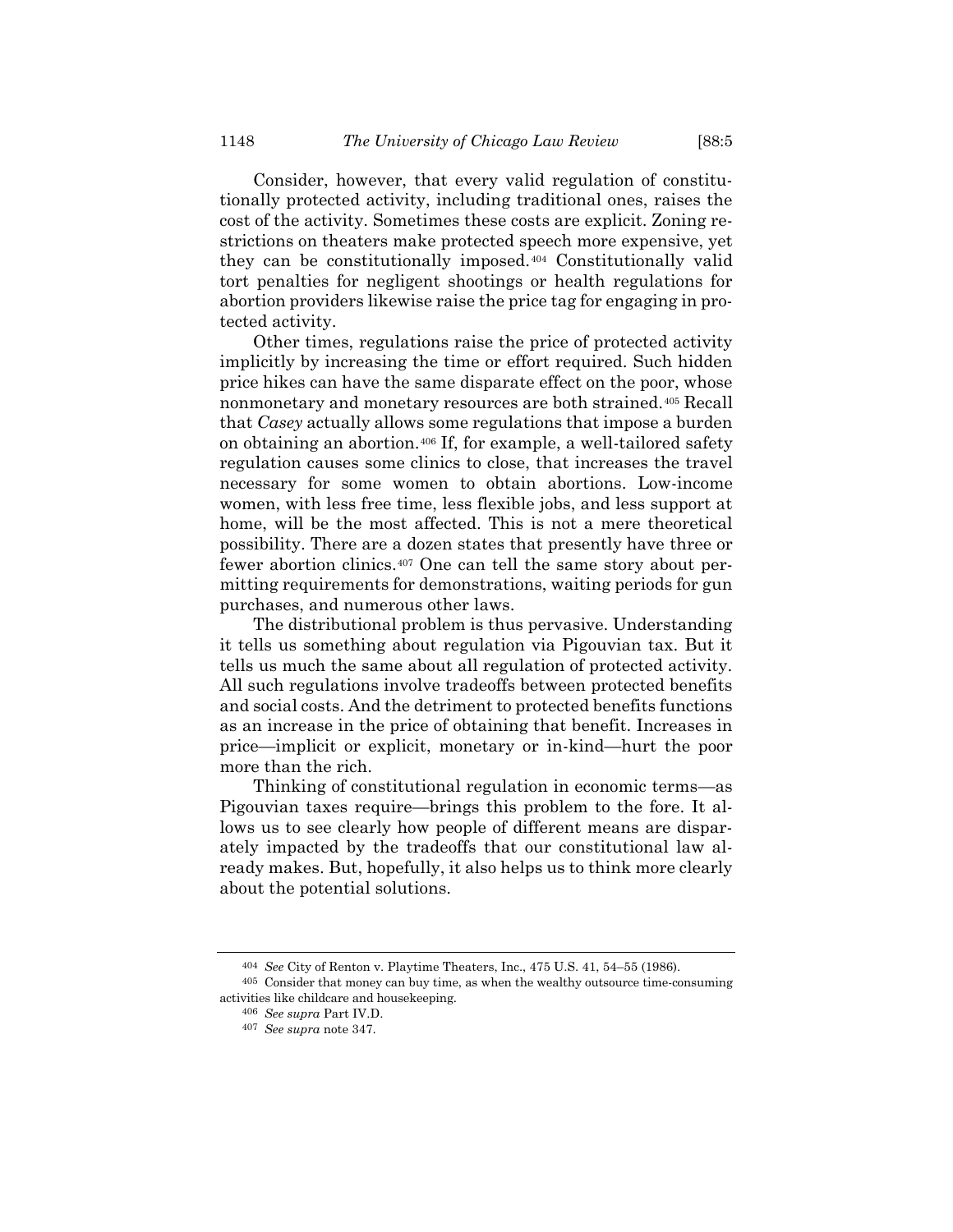Consider, however, that every valid regulation of constitutionally protected activity, including traditional ones, raises the cost of the activity. Sometimes these costs are explicit. Zoning restrictions on theaters make protected speech more expensive, yet they can be constitutionally imposed.[404] Constitutionally valid tort penalties for negligent shootings or health regulations for abortion providers likewise raise the price tag for engaging in protected activity.

Other times, regulations raise the price of protected activity implicitly by increasing the time or effort required. Such hidden price hikes can have the same disparate effect on the poor, whose nonmonetary and monetary resources are both strained.[405] Recall that *Casey* actually allows some regulations that impose a burden on obtaining an abortion.[406] If, for example, a well-tailored safety regulation causes some clinics to close, that increases the travel necessary for some women to obtain abortions. Low-income women, with less free time, less flexible jobs, and less support at home, will be the most affected. This is not a mere theoretical possibility. There are a dozen states that presently have three or fewer abortion clinics.[407] One can tell the same story about permitting requirements for demonstrations, waiting periods for gun purchases, and numerous other laws.

The distributional problem is thus pervasive. Understanding it tells us something about regulation via Pigouvian tax. But it tells us much the same about all regulation of protected activity. All such regulations involve tradeoffs between protected benefits and social costs. And the detriment to protected benefits functions as an increase in the price of obtaining that benefit. Increases in price—implicit or explicit, monetary or in-kind—hurt the poor more than the rich.

Thinking of constitutional regulation in economic terms—as Pigouvian taxes require—brings this problem to the fore. It allows us to see clearly how people of different means are disparately impacted by the tradeoffs that our constitutional law already makes. But, hopefully, it also helps us to think more clearly about the potential solutions.

---

[404] *See* City of Renton v. Playtime Theaters, Inc., 475 U.S. 41, 54–55 (1986).

[405] Consider that money can buy time, as when the wealthy outsource time-consuming activities like childcare and housekeeping.

[406] *See supra* Part IV.D.

[407] *See supra* note 347.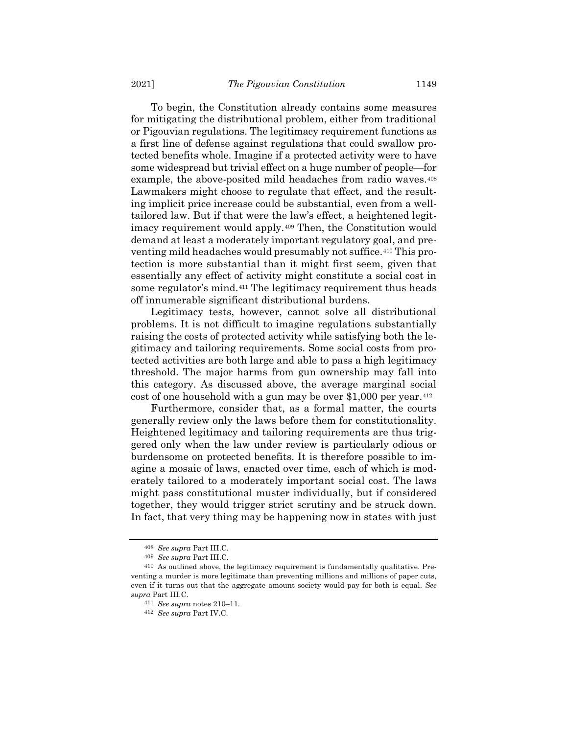To begin, the Constitution already contains some measures for mitigating the distributional problem, either from traditional or Pigouvian regulations. The legitimacy requirement functions as a first line of defense against regulations that could swallow protected benefits whole. Imagine if a protected activity were to have some widespread but trivial effect on a huge number of people—for example, the above-posited mild headaches from radio waves.[408] Lawmakers might choose to regulate that effect, and the resulting implicit price increase could be substantial, even from a well-tailored law. But if that were the law's effect, a heightened legitimacy requirement would apply.[409] Then, the Constitution would demand at least a moderately important regulatory goal, and preventing mild headaches would presumably not suffice.[410] This protection is more substantial than it might first seem, given that essentially any effect of activity might constitute a social cost in some regulator's mind.[411] The legitimacy requirement thus heads off innumerable significant distributional burdens.

Legitimacy tests, however, cannot solve all distributional problems. It is not difficult to imagine regulations substantially raising the costs of protected activity while satisfying both the legitimacy and tailoring requirements. Some social costs from protected activities are both large and able to pass a high legitimacy threshold. The major harms from gun ownership may fall into this category. As discussed above, the average marginal social cost of one household with a gun may be over $1,000 per year.[412]

Furthermore, consider that, as a formal matter, the courts generally review only the laws before them for constitutionality. Heightened legitimacy and tailoring requirements are thus triggered only when the law under review is particularly odious or burdensome on protected benefits. It is therefore possible to imagine a mosaic of laws, enacted over time, each of which is moderately tailored to a moderately important social cost. The laws might pass constitutional muster individually, but if considered together, they would trigger strict scrutiny and be struck down. In fact, that very thing may be happening now in states with just

---

408 *See supra* Part III.C.

409 *See supra* Part III.C.

410 As outlined above, the legitimacy requirement is fundamentally qualitative. Preventing a murder is more legitimate than preventing millions and millions of paper cuts, even if it turns out that the aggregate amount society would pay for both is equal. *See supra* Part III.C.

411 *See supra* notes 210–11.

412 *See supra* Part IV.C.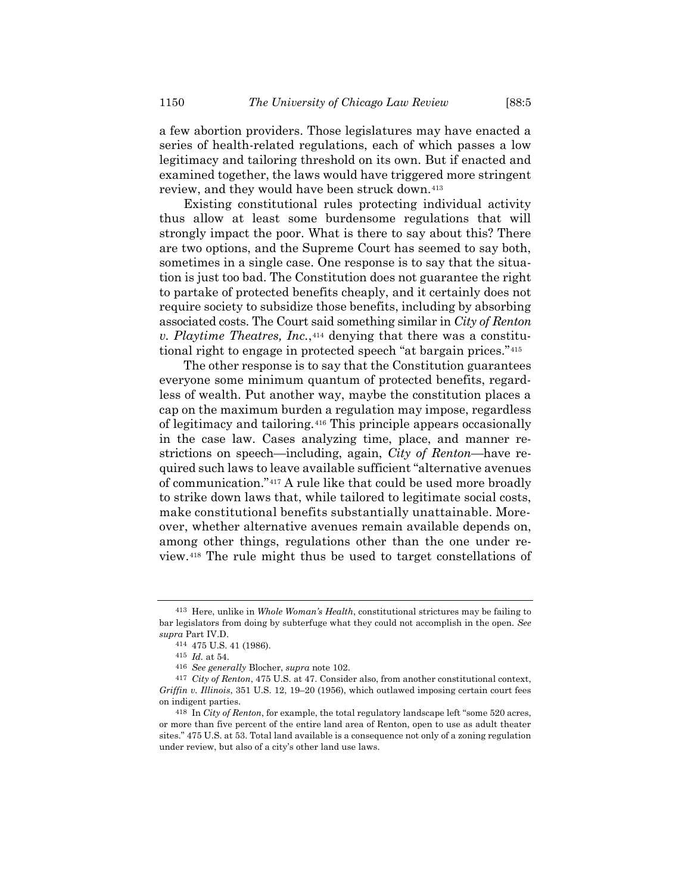a few abortion providers. Those legislatures may have enacted a series of health-related regulations, each of which passes a low legitimacy and tailoring threshold on its own. But if enacted and examined together, the laws would have triggered more stringent review, and they would have been struck down.[413]

Existing constitutional rules protecting individual activity thus allow at least some burdensome regulations that will strongly impact the poor. What is there to say about this? There are two options, and the Supreme Court has seemed to say both, sometimes in a single case. One response is to say that the situation is just too bad. The Constitution does not guarantee the right to partake of protected benefits cheaply, and it certainly does not require society to subsidize those benefits, including by absorbing associated costs. The Court said something similar in *City of Renton v. Playtime Theatres, Inc.*,[414] denying that there was a constitutional right to engage in protected speech "at bargain prices."[415]

The other response is to say that the Constitution guarantees everyone some minimum quantum of protected benefits, regardless of wealth. Put another way, maybe the constitution places a cap on the maximum burden a regulation may impose, regardless of legitimacy and tailoring.[416] This principle appears occasionally in the case law. Cases analyzing time, place, and manner restrictions on speech—including, again, *City of Renton*—have required such laws to leave available sufficient "alternative avenues of communication."[417] A rule like that could be used more broadly to strike down laws that, while tailored to legitimate social costs, make constitutional benefits substantially unattainable. Moreover, whether alternative avenues remain available depends on, among other things, regulations other than the one under review.[418] The rule might thus be used to target constellations of

---

[413] Here, unlike in *Whole Woman's Health*, constitutional strictures may be failing to bar legislators from doing by subterfuge what they could not accomplish in the open. *See supra* Part IV.D.

[414] 475 U.S. 41 (1986).

[415] *Id.* at 54.

[416] *See generally* Blocher, *supra* note 102.

[417] *City of Renton*, 475 U.S. at 47. Consider also, from another constitutional context, *Griffin v. Illinois*, 351 U.S. 12, 19–20 (1956), which outlawed imposing certain court fees on indigent parties.

[418] In *City of Renton*, for example, the total regulatory landscape left "some 520 acres, or more than five percent of the entire land area of Renton, open to use as adult theater sites." 475 U.S. at 53. Total land available is a consequence not only of a zoning regulation under review, but also of a city's other land use laws.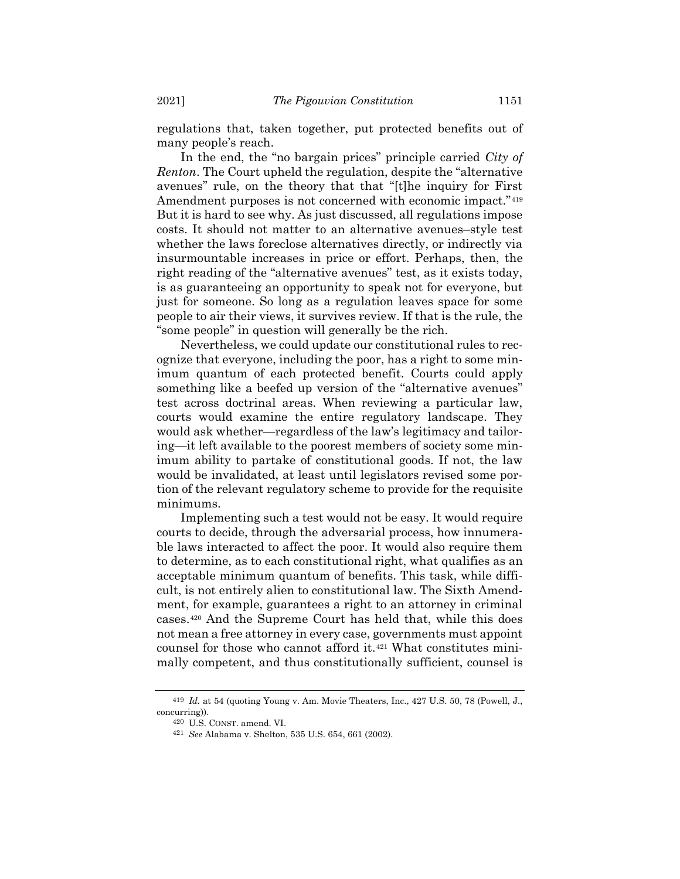regulations that, taken together, put protected benefits out of many people's reach.

In the end, the "no bargain prices" principle carried *City of Renton*. The Court upheld the regulation, despite the "alternative avenues" rule, on the theory that that "[t]he inquiry for First Amendment purposes is not concerned with economic impact."[419] But it is hard to see why. As just discussed, all regulations impose costs. It should not matter to an alternative avenues–style test whether the laws foreclose alternatives directly, or indirectly via insurmountable increases in price or effort. Perhaps, then, the right reading of the "alternative avenues" test, as it exists today, is as guaranteeing an opportunity to speak not for everyone, but just for someone. So long as a regulation leaves space for some people to air their views, it survives review. If that is the rule, the "some people" in question will generally be the rich.

Nevertheless, we could update our constitutional rules to recognize that everyone, including the poor, has a right to some minimum quantum of each protected benefit. Courts could apply something like a beefed up version of the "alternative avenues" test across doctrinal areas. When reviewing a particular law, courts would examine the entire regulatory landscape. They would ask whether—regardless of the law's legitimacy and tailoring—it left available to the poorest members of society some minimum ability to partake of constitutional goods. If not, the law would be invalidated, at least until legislators revised some portion of the relevant regulatory scheme to provide for the requisite minimums.

Implementing such a test would not be easy. It would require courts to decide, through the adversarial process, how innumerable laws interacted to affect the poor. It would also require them to determine, as to each constitutional right, what qualifies as an acceptable minimum quantum of benefits. This task, while difficult, is not entirely alien to constitutional law. The Sixth Amendment, for example, guarantees a right to an attorney in criminal cases.[420] And the Supreme Court has held that, while this does not mean a free attorney in every case, governments must appoint counsel for those who cannot afford it.[421] What constitutes minimally competent, and thus constitutionally sufficient, counsel is

[419] *Id.* at 54 (quoting Young v. Am. Movie Theaters, Inc., 427 U.S. 50, 78 (Powell, J., concurring)).

[420] U.S. CONST. amend. VI.

[421] *See* Alabama v. Shelton, 535 U.S. 654, 661 (2002).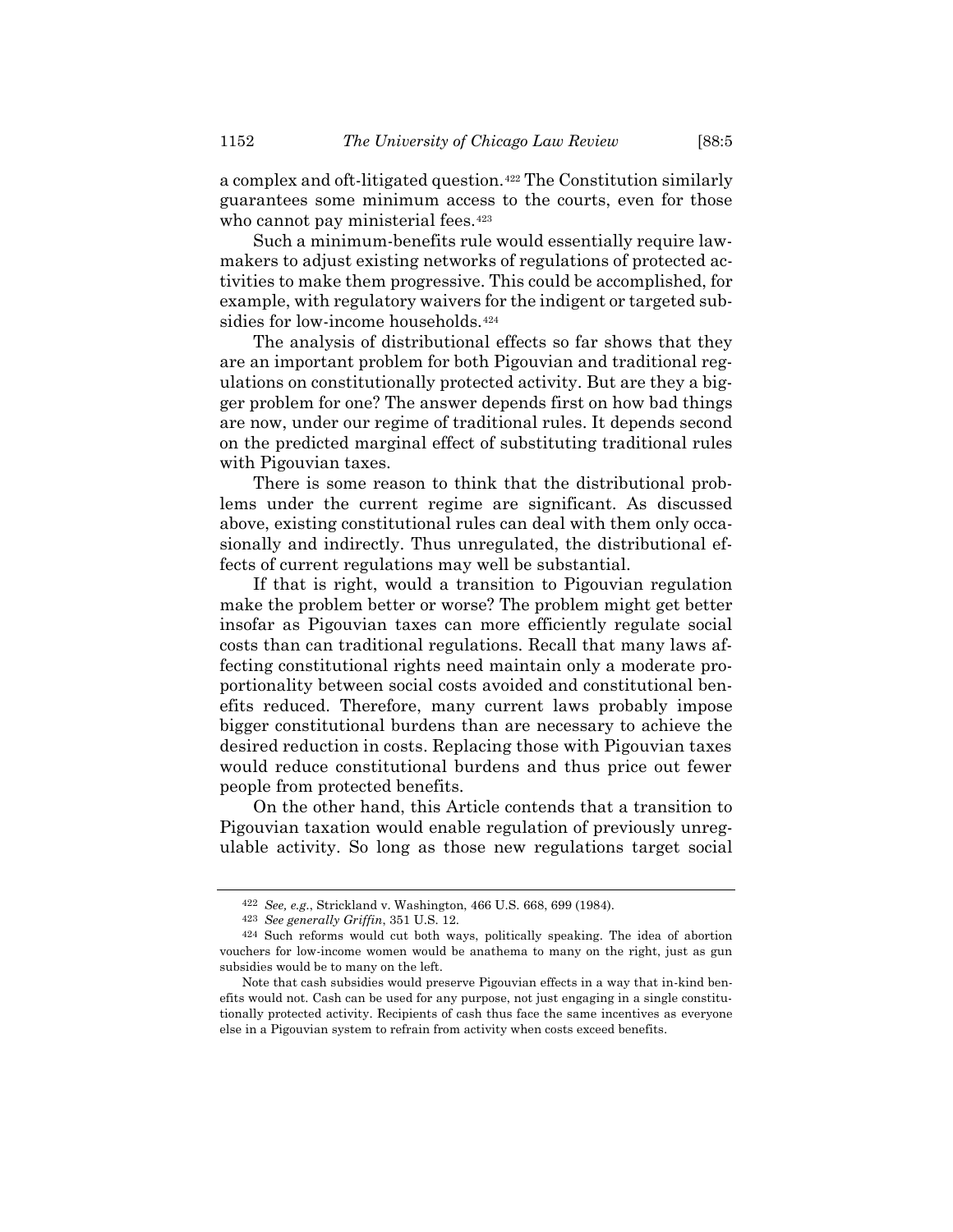a complex and oft-litigated question.[422] The Constitution similarly guarantees some minimum access to the courts, even for those who cannot pay ministerial fees.[423]

Such a minimum-benefits rule would essentially require lawmakers to adjust existing networks of regulations of protected activities to make them progressive. This could be accomplished, for example, with regulatory waivers for the indigent or targeted subsidies for low-income households.[424]

The analysis of distributional effects so far shows that they are an important problem for both Pigouvian and traditional regulations on constitutionally protected activity. But are they a bigger problem for one? The answer depends first on how bad things are now, under our regime of traditional rules. It depends second on the predicted marginal effect of substituting traditional rules with Pigouvian taxes.

There is some reason to think that the distributional problems under the current regime are significant. As discussed above, existing constitutional rules can deal with them only occasionally and indirectly. Thus unregulated, the distributional effects of current regulations may well be substantial.

If that is right, would a transition to Pigouvian regulation make the problem better or worse? The problem might get better insofar as Pigouvian taxes can more efficiently regulate social costs than can traditional regulations. Recall that many laws affecting constitutional rights need maintain only a moderate proportionality between social costs avoided and constitutional benefits reduced. Therefore, many current laws probably impose bigger constitutional burdens than are necessary to achieve the desired reduction in costs. Replacing those with Pigouvian taxes would reduce constitutional burdens and thus price out fewer people from protected benefits.

On the other hand, this Article contends that a transition to Pigouvian taxation would enable regulation of previously unregulable activity. So long as those new regulations target social

---

[422] *See, e.g.*, Strickland v. Washington, 466 U.S. 668, 699 (1984).

[423] *See generally Griffin*, 351 U.S. 12.

[424] Such reforms would cut both ways, politically speaking. The idea of abortion vouchers for low-income women would be anathema to many on the right, just as gun subsidies would be to many on the left.

Note that cash subsidies would preserve Pigouvian effects in a way that in-kind benefits would not. Cash can be used for any purpose, not just engaging in a single constitutionally protected activity. Recipients of cash thus face the same incentives as everyone else in a Pigouvian system to refrain from activity when costs exceed benefits.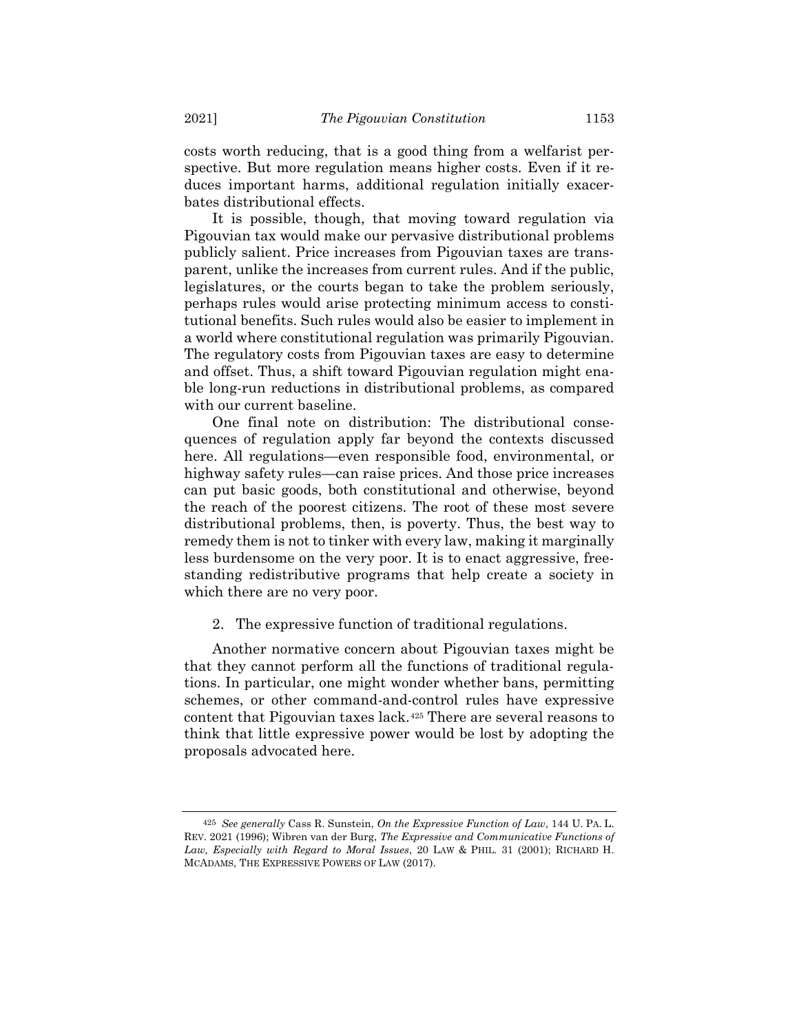costs worth reducing, that is a good thing from a welfarist perspective. But more regulation means higher costs. Even if it reduces important harms, additional regulation initially exacerbates distributional effects.

It is possible, though, that moving toward regulation via Pigouvian tax would make our pervasive distributional problems publicly salient. Price increases from Pigouvian taxes are transparent, unlike the increases from current rules. And if the public, legislatures, or the courts began to take the problem seriously, perhaps rules would arise protecting minimum access to constitutional benefits. Such rules would also be easier to implement in a world where constitutional regulation was primarily Pigouvian. The regulatory costs from Pigouvian taxes are easy to determine and offset. Thus, a shift toward Pigouvian regulation might enable long-run reductions in distributional problems, as compared with our current baseline.

One final note on distribution: The distributional consequences of regulation apply far beyond the contexts discussed here. All regulations—even responsible food, environmental, or highway safety rules—can raise prices. And those price increases can put basic goods, both constitutional and otherwise, beyond the reach of the poorest citizens. The root of these most severe distributional problems, then, is poverty. Thus, the best way to remedy them is not to tinker with every law, making it marginally less burdensome on the very poor. It is to enact aggressive, freestanding redistributive programs that help create a society in which there are no very poor.

2. The expressive function of traditional regulations.

Another normative concern about Pigouvian taxes might be that they cannot perform all the functions of traditional regulations. In particular, one might wonder whether bans, permitting schemes, or other command-and-control rules have expressive content that Pigouvian taxes lack.[425] There are several reasons to think that little expressive power would be lost by adopting the proposals advocated here.

---

[425] *See generally* Cass R. Sunstein, *On the Expressive Function of Law*, 144 U. PA. L. REV. 2021 (1996); Wibren van der Burg, *The Expressive and Communicative Functions of Law, Especially with Regard to Moral Issues*, 20 LAW & PHIL. 31 (2001); RICHARD H. MCADAMS, THE EXPRESSIVE POWERS OF LAW (2017).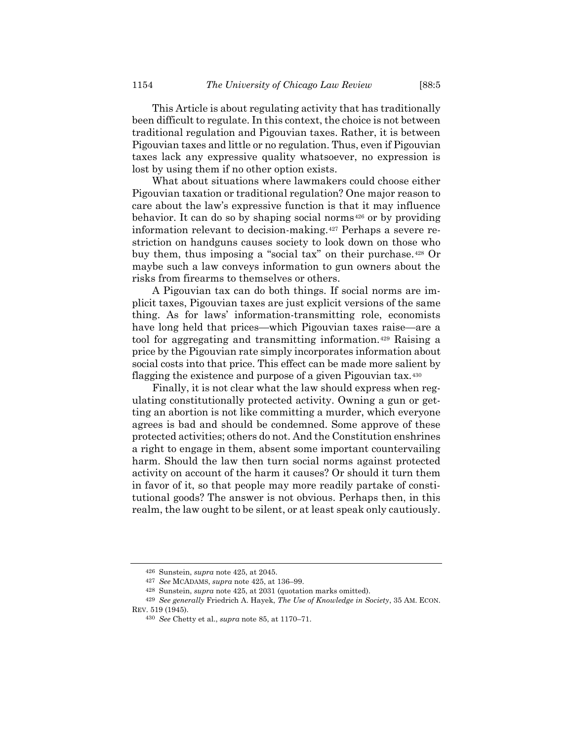This Article is about regulating activity that has traditionally been difficult to regulate. In this context, the choice is not between traditional regulation and Pigouvian taxes. Rather, it is between Pigouvian taxes and little or no regulation. Thus, even if Pigouvian taxes lack any expressive quality whatsoever, no expression is lost by using them if no other option exists.

What about situations where lawmakers could choose either Pigouvian taxation or traditional regulation? One major reason to care about the law's expressive function is that it may influence behavior. It can do so by shaping social norms[426] or by providing information relevant to decision-making.[427] Perhaps a severe restriction on handguns causes society to look down on those who buy them, thus imposing a "social tax" on their purchase.[428] Or maybe such a law conveys information to gun owners about the risks from firearms to themselves or others.

A Pigouvian tax can do both things. If social norms are implicit taxes, Pigouvian taxes are just explicit versions of the same thing. As for laws' information-transmitting role, economists have long held that prices—which Pigouvian taxes raise—are a tool for aggregating and transmitting information.[429] Raising a price by the Pigouvian rate simply incorporates information about social costs into that price. This effect can be made more salient by flagging the existence and purpose of a given Pigouvian tax.[430]

Finally, it is not clear what the law should express when regulating constitutionally protected activity. Owning a gun or getting an abortion is not like committing a murder, which everyone agrees is bad and should be condemned. Some approve of these protected activities; others do not. And the Constitution enshrines a right to engage in them, absent some important countervailing harm. Should the law then turn social norms against protected activity on account of the harm it causes? Or should it turn them in favor of it, so that people may more readily partake of constitutional goods? The answer is not obvious. Perhaps then, in this realm, the law ought to be silent, or at least speak only cautiously.

---

[426] Sunstein, *supra* note 425, at 2045.

[427] *See* McAdams, *supra* note 425, at 136–99.

[428] Sunstein, *supra* note 425, at 2031 (quotation marks omitted).

[429] *See generally* Friedrich A. Hayek, *The Use of Knowledge in Society*, 35 Am. Econ. Rev. 519 (1945).

[430] *See* Chetty et al., *supra* note 85, at 1170–71.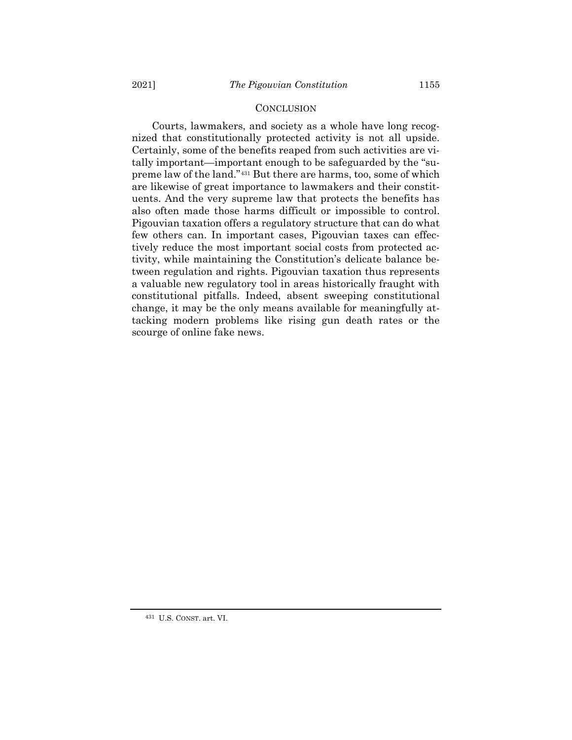## CONCLUSION

Courts, lawmakers, and society as a whole have long recognized that constitutionally protected activity is not all upside. Certainly, some of the benefits reaped from such activities are vitally important—important enough to be safeguarded by the "supreme law of the land."[431] But there are harms, too, some of which are likewise of great importance to lawmakers and their constituents. And the very supreme law that protects the benefits has also often made those harms difficult or impossible to control. Pigouvian taxation offers a regulatory structure that can do what few others can. In important cases, Pigouvian taxes can effectively reduce the most important social costs from protected activity, while maintaining the Constitution's delicate balance between regulation and rights. Pigouvian taxation thus represents a valuable new regulatory tool in areas historically fraught with constitutional pitfalls. Indeed, absent sweeping constitutional change, it may be the only means available for meaningfully attacking modern problems like rising gun death rates or the scourge of online fake news.

---

[431] U.S. CONST. art. VI.